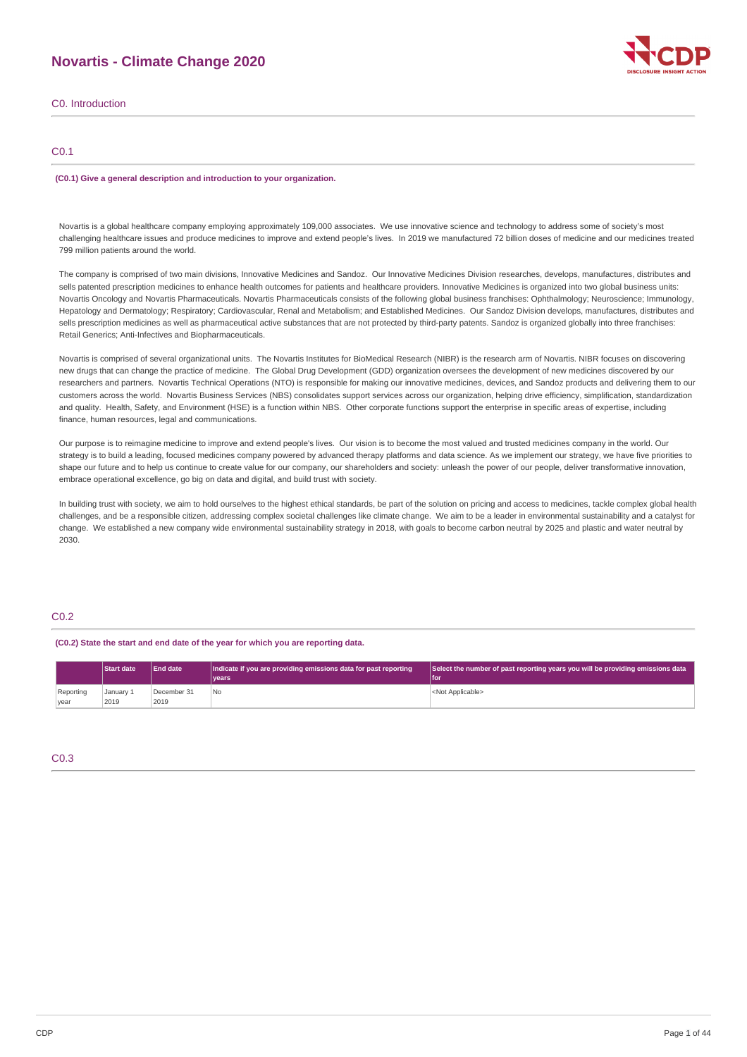# Novartis - Climate Change 2020

## C0. Introduction

### C0.1

**(C0.1) Give a general description and introduction to your organization.**

Novartis is a global healthcare company employing approximately 109,000 associates. We use innovative science and technology to address some of society's most challenging healthcare issues and produce medicines to improve and extend people's lives. In 2019 we manufactured 72 billion doses of medicine and our medicines treated 799 million patients around the world.

The company is comprised of two main divisions, Innovative Medicines and Sandoz. Our Innovative Medicines Division researches, develops, manufactures, distributes and sells patented prescription medicines to enhance health outcomes for patients and healthcare providers. Innovative Medicines is organized into two global business units: Novartis Oncology and Novartis Pharmaceuticals. Novartis Pharmaceuticals consists of the following global business franchises: Ophthalmology; Neuroscience; Immunology, Hepatology and Dermatology; Respiratory; Cardiovascular, Renal and Metabolism; and Established Medicines. Our Sandoz Division develops, manufactures, distributes and sells prescription medicines as well as pharmaceutical active substances that are not protected by third-party patents. Sandoz is organized globally into three franchises: Retail Generics; Anti-Infectives and Biopharmaceuticals.

Novartis is comprised of several organizational units. The Novartis Institutes for BioMedical Research (NIBR) is the research arm of Novartis. NIBR focuses on discovering new drugs that can change the practice of medicine. The Global Drug Development (GDD) organization oversees the development of new medicines discovered by our researchers and partners. Novartis Technical Operations (NTO) is responsible for making our innovative medicines, devices, and Sandoz products and delivering them to our customers across the world. Novartis Business Services (NBS) consolidates support services across our organization, helping drive efficiency, simplification, standardization and quality. Health, Safety, and Environment (HSE) is a function within NBS. Other corporate functions support the enterprise in specific areas of expertise, including finance, human resources, legal and communications.

Our purpose is to reimagine medicine to improve and extend people's lives. Our vision is to become the most valued and trusted medicines company in the world. Our strategy is to build a leading, focused medicines company powered by advanced therapy platforms and data science. As we implement our strategy, we have five priorities to shape our future and to help us continue to create value for our company, our shareholders and society: unleash the power of our people, deliver transformative innovation, embrace operational excellence, go big on data and digital, and build trust with society.

In building trust with society, we aim to hold ourselves to the highest ethical standards, be part of the solution on pricing and access to medicines, tackle complex global health challenges, and be a responsible citizen, addressing complex societal challenges like climate change. We aim to be a leader in environmental sustainability and a catalyst for change. We established a new company wide environmental sustainability strategy in 2018, with goals to become carbon neutral by 2025 and plastic and water neutral by 2030.

### C0.2

**(C0.2) State the start and end date of the year for which you are reporting data.**

| | Start date | End date | Indicate if you are providing emissions data for past reporting years | Select the number of past reporting years you will be providing emissions data for |
|---|---|---|---|---|
| Reporting year | January 1 2019 | December 31 2019 | No | <Not Applicable> |

### C0.3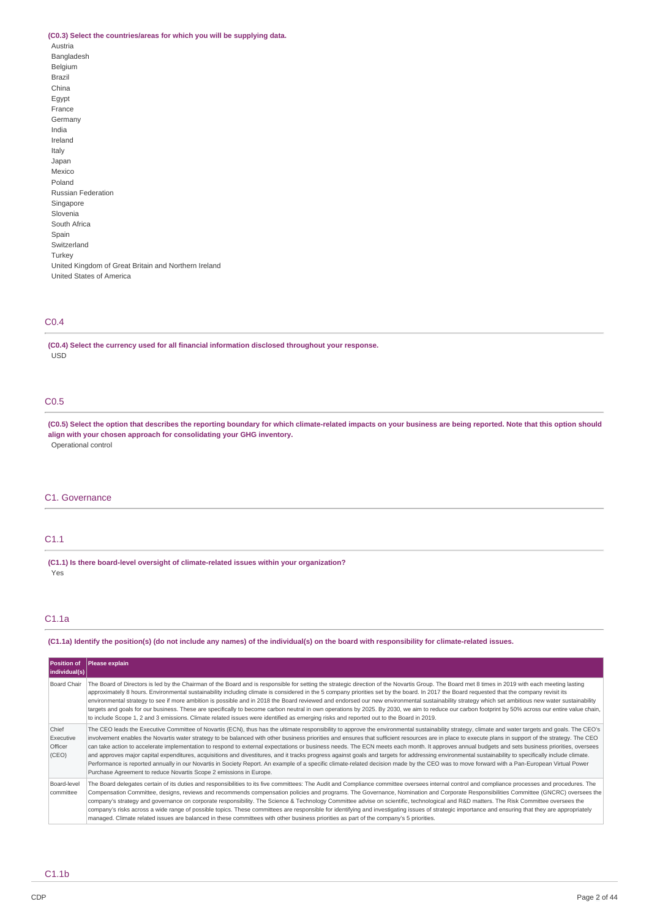**(C0.3) Select the countries/areas for which you will be supplying data.**

Austria
Bangladesh
Belgium
Brazil
China
Egypt
France
Germany
India
Ireland
Italy
Japan
Mexico
Poland
Russian Federation
Singapore
Slovenia
South Africa
Spain
Switzerland
Turkey
United Kingdom of Great Britain and Northern Ireland
United States of America

## C0.4

**(C0.4) Select the currency used for all financial information disclosed throughout your response.**

USD

## C0.5

**(C0.5) Select the option that describes the reporting boundary for which climate-related impacts on your business are being reported. Note that this option should align with your chosen approach for consolidating your GHG inventory.**

Operational control

# C1. Governance

## C1.1

**(C1.1) Is there board-level oversight of climate-related issues within your organization?**

Yes

## C1.1a

**(C1.1a) Identify the position(s) (do not include any names) of the individual(s) on the board with responsibility for climate-related issues.**

| Position of individual(s) | Please explain |
|---|---|
| Board Chair | The Board of Directors is led by the Chairman of the Board and is responsible for setting the strategic direction of the Novartis Group. The Board met 8 times in 2019 with each meeting lasting approximately 8 hours. Environmental sustainability including climate is considered in the 5 company priorities set by the board. In 2017 the Board requested that the company revisit its environmental strategy to see if more ambition is possible and in 2018 the Board reviewed and endorsed our new environmental sustainability strategy which set ambitious new water sustainability targets and goals for our business. These are specifically to become carbon neutral in own operations by 2025. By 2030, we aim to reduce our carbon footprint by 50% across our entire value chain, to include Scope 1, 2 and 3 emissions. Climate related issues were identified as emerging risks and reported out to the Board in 2019. |
| Chief Executive Officer (CEO) | The CEO leads the Executive Committee of Novartis (ECN), thus has the ultimate responsibility to approve the environmental sustainability strategy, climate and water targets and goals. The CEO's involvement enables the Novartis water strategy to be balanced with other business priorities and ensures that sufficient resources are in place to execute plans in support of the strategy. The CEO can take action to accelerate implementation to respond to external expectations or business needs. The ECN meets each month. It approves annual budgets and sets business priorities, oversees and approves major capital expenditures, acquisitions and divestitures, and it tracks progress against goals and targets for addressing environmental sustainability to specifically include climate. Performance is reported annually in our Novartis in Society Report. An example of a specific climate-related decision made by the CEO was to move forward with a Pan-European Virtual Power Purchase Agreement to reduce Novartis Scope 2 emissions in Europe. |
| Board-level committee | The Board delegates certain of its duties and responsibilities to its five committees: The Audit and Compliance committee oversees internal control and compliance processes and procedures. The Compensation Committee, designs, reviews and recommends compensation policies and programs. The Governance, Nomination and Corporate Responsibilities Committee (GNCRC) oversees the company's strategy and governance on corporate responsibility. The Science & Technology Committee advise on scientific, technological and R&D matters. The Risk Committee oversees the company's risks across a wide range of possible topics. These committees are responsible for identifying and investigating issues of strategic importance and ensuring that they are appropriately managed. Climate related issues are balanced in these committees with other business priorities as part of the company's 5 priorities. |

## C1.1b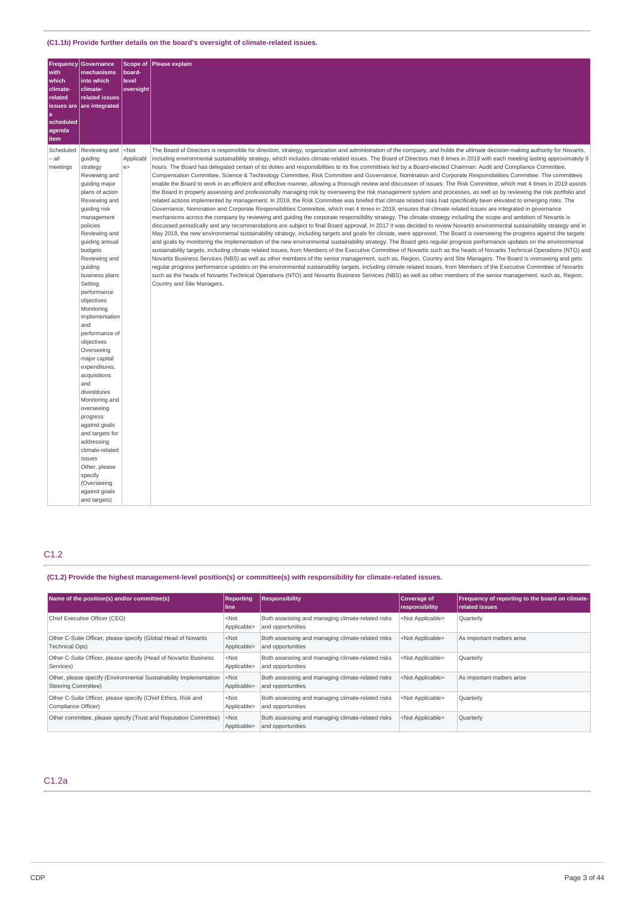(C1.1b) Provide further details on the board's oversight of climate-related issues.

| Frequency with which climate-related issues are a scheduled agenda item | Governance mechanisms into which climate-related issues are integrated | Scope of board-level oversight | Please explain |
|---|---|---|---|
| Scheduled – all meetings | Reviewing and guiding strategy<br>Reviewing and guiding major plans of action<br>Reviewing and guiding risk management policies<br>Reviewing and guiding annual budgets<br>Reviewing and guiding business plans<br>Setting performance objectives<br>Monitoring implementation and performance of objectives<br>Overseeing major capital expenditures, acquisitions and divestitures<br>Monitoring and overseeing progress against goals and targets for addressing climate-related issues<br>Other, please specify (Overseeing against goals and targets) | <Not Applicable> | The Board of Directors is responsible for direction, strategy, organization and administration of the company, and holds the ultimate decision-making authority for Novartis, including environmental sustainability strategy, which includes climate-related issues. The Board of Directors met 8 times in 2019 with each meeting lasting approximately 8 hours. The Board has delegated certain of its duties and responsibilities to its five committees led by a Board-elected Chairman: Audit and Compliance Committee, Compensation Committee, Science & Technology Committee, Risk Committee and Governance, Nomination and Corporate Responsibilities Committee. The committees enable the Board to work in an efficient and effective manner, allowing a thorough review and discussion of issues. The Risk Committee, which met 4 times in 2019 assists the Board in properly assessing and professionally managing risk by overseeing the risk management system and processes, as well as by reviewing the risk portfolio and related actions implemented by management. In 2019, the Risk Committee was briefed that climate related risks had specifically been elevated to emerging risks. The Governance, Nomination and Corporate Responsibilities Committee, which met 4 times in 2019, ensures that climate related issues are integrated in governance mechanisms across the company by reviewing and guiding the corporate responsibility strategy. The climate strategy including the scope and ambition of Novartis is discussed periodically and any recommendations are subject to final Board approval. In 2017 it was decided to review Novartis environmental sustainability strategy and in May 2018, the new environmental sustainability strategy, including targets and goals for climate, were approved. The Board is overseeing the progress against the targets and goals by monitoring the implementation of the new environmental sustainability strategy. The Board gets regular progress performance updates on the environmental sustainability targets, including climate related issues, from Members of the Executive Committee of Novartis such as the heads of Novartis Technical Operations (NTO) and Novartis Business Services (NBS) as well as other members of the senior management, such as, Region, Country and Site Managers. The Board is overseeing and gets regular progress performance updates on the environmental sustainability targets, including climate related issues, from Members of the Executive Committee of Novartis such as the heads of Novartis Technical Operations (NTO) and Novartis Business Services (NBS) as well as other members of the senior management, such as, Region, Country and Site Managers. |

## C1.2

(C1.2) Provide the highest management-level position(s) or committee(s) with responsibility for climate-related issues.

| Name of the position(s) and/or committee(s) | Reporting line | Responsibility | Coverage of responsibility | Frequency of reporting to the board on climate-related issues |
|---|---|---|---|---|
| Chief Executive Officer (CEO) | <Not Applicable> | Both assessing and managing climate-related risks and opportunities | <Not Applicable> | Quarterly |
| Other C-Suite Officer, please specify (Global Head of Novartis Technical Ops) | <Not Applicable> | Both assessing and managing climate-related risks and opportunities | <Not Applicable> | As important matters arise |
| Other C-Suite Officer, please specify (Head of Novartis Business Services) | <Not Applicable> | Both assessing and managing climate-related risks and opportunities | <Not Applicable> | Quarterly |
| Other, please specify (Environmental Sustainability Implementation Steering Committee) | <Not Applicable> | Both assessing and managing climate-related risks and opportunities | <Not Applicable> | As important matters arise |
| Other C-Suite Officer, please specify (Chief Ethics, Risk and Compliance Officer) | <Not Applicable> | Both assessing and managing climate-related risks and opportunities | <Not Applicable> | Quarterly |
| Other committee, please specify (Trust and Reputation Committee) | <Not Applicable> | Both assessing and managing climate-related risks and opportunities | <Not Applicable> | Quarterly |

## C1.2a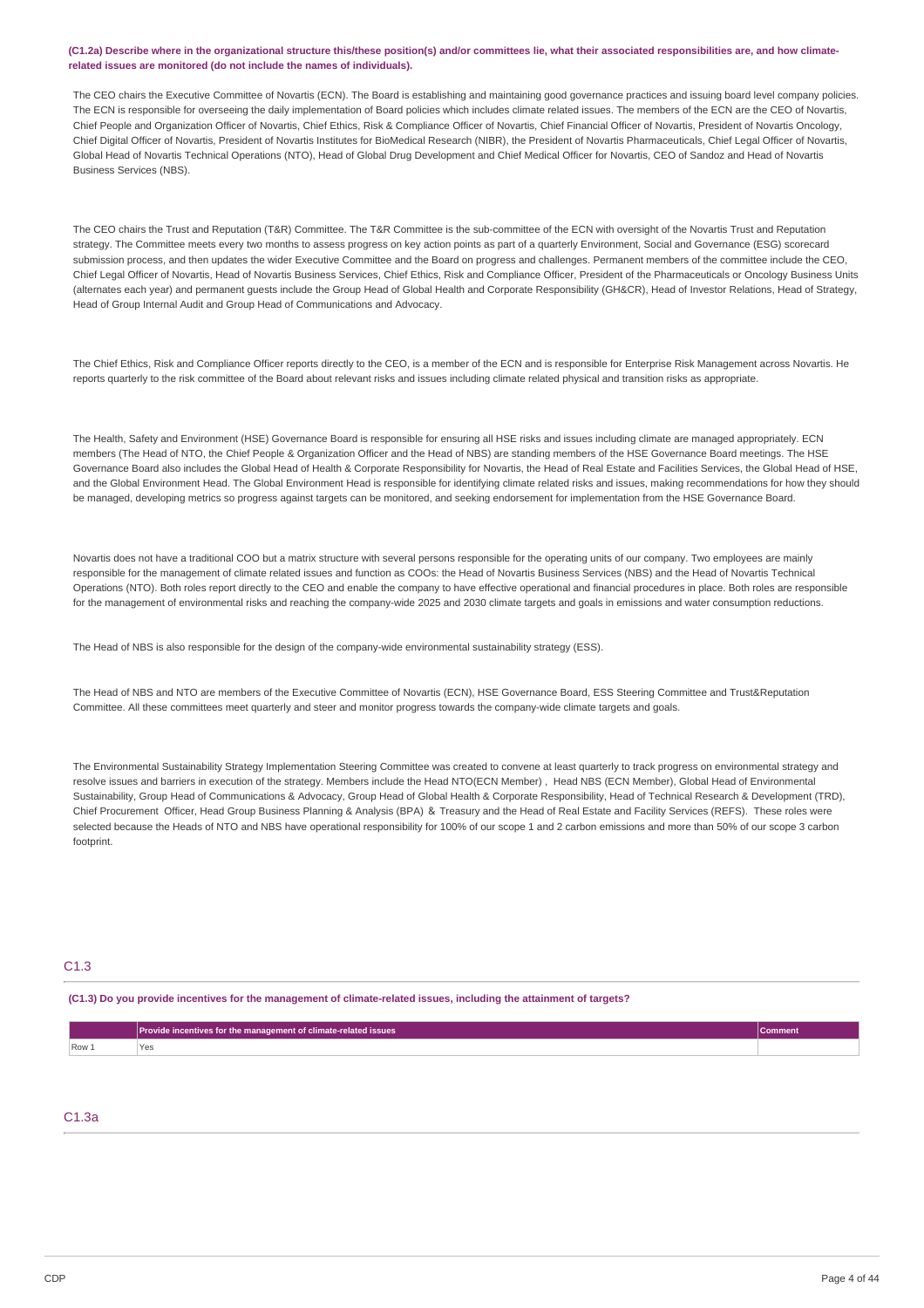**(C1.2a) Describe where in the organizational structure this/these position(s) and/or committees lie, what their associated responsibilities are, and how climate-related issues are monitored (do not include the names of individuals).**

The CEO chairs the Executive Committee of Novartis (ECN). The Board is establishing and maintaining good governance practices and issuing board level company policies. The ECN is responsible for overseeing the daily implementation of Board policies which includes climate related issues. The members of the ECN are the CEO of Novartis, Chief People and Organization Officer of Novartis, Chief Ethics, Risk & Compliance Officer of Novartis, Chief Financial Officer of Novartis, President of Novartis Oncology, Chief Digital Officer of Novartis, President of Novartis Institutes for BioMedical Research (NIBR), the President of Novartis Pharmaceuticals, Chief Legal Officer of Novartis, Global Head of Novartis Technical Operations (NTO), Head of Global Drug Development and Chief Medical Officer for Novartis, CEO of Sandoz and Head of Novartis Business Services (NBS).

The CEO chairs the Trust and Reputation (T&R) Committee. The T&R Committee is the sub-committee of the ECN with oversight of the Novartis Trust and Reputation strategy. The Committee meets every two months to assess progress on key action points as part of a quarterly Environment, Social and Governance (ESG) scorecard submission process, and then updates the wider Executive Committee and the Board on progress and challenges. Permanent members of the committee include the CEO, Chief Legal Officer of Novartis, Head of Novartis Business Services, Chief Ethics, Risk and Compliance Officer, President of the Pharmaceuticals or Oncology Business Units (alternates each year) and permanent guests include the Group Head of Global Health and Corporate Responsibility (GH&CR), Head of Investor Relations, Head of Strategy, Head of Group Internal Audit and Group Head of Communications and Advocacy.

The Chief Ethics, Risk and Compliance Officer reports directly to the CEO, is a member of the ECN and is responsible for Enterprise Risk Management across Novartis. He reports quarterly to the risk committee of the Board about relevant risks and issues including climate related physical and transition risks as appropriate.

The Health, Safety and Environment (HSE) Governance Board is responsible for ensuring all HSE risks and issues including climate are managed appropriately. ECN members (The Head of NTO, the Chief People & Organization Officer and the Head of NBS) are standing members of the HSE Governance Board meetings. The HSE Governance Board also includes the Global Head of Health & Corporate Responsibility for Novartis, the Head of Real Estate and Facilities Services, the Global Head of HSE, and the Global Environment Head. The Global Environment Head is responsible for identifying climate related risks and issues, making recommendations for how they should be managed, developing metrics so progress against targets can be monitored, and seeking endorsement for implementation from the HSE Governance Board.

Novartis does not have a traditional COO but a matrix structure with several persons responsible for the operating units of our company. Two employees are mainly responsible for the management of climate related issues and function as COOs: the Head of Novartis Business Services (NBS) and the Head of Novartis Technical Operations (NTO). Both roles report directly to the CEO and enable the company to have effective operational and financial procedures in place. Both roles are responsible for the management of environmental risks and reaching the company-wide 2025 and 2030 climate targets and goals in emissions and water consumption reductions.

The Head of NBS is also responsible for the design of the company-wide environmental sustainability strategy (ESS).

The Head of NBS and NTO are members of the Executive Committee of Novartis (ECN), HSE Governance Board, ESS Steering Committee and Trust&Reputation Committee. All these committees meet quarterly and steer and monitor progress towards the company-wide climate targets and goals.

The Environmental Sustainability Strategy Implementation Steering Committee was created to convene at least quarterly to track progress on environmental strategy and resolve issues and barriers in execution of the strategy. Members include the Head NTO(ECN Member) , Head NBS (ECN Member), Global Head of Environmental Sustainability, Group Head of Communications & Advocacy, Group Head of Global Health & Corporate Responsibility, Head of Technical Research & Development (TRD), Chief Procurement Officer, Head Group Business Planning & Analysis (BPA) & Treasury and the Head of Real Estate and Facility Services (REFS). These roles were selected because the Heads of NTO and NBS have operational responsibility for 100% of our scope 1 and 2 carbon emissions and more than 50% of our scope 3 carbon footprint.

## C1.3

**(C1.3) Do you provide incentives for the management of climate-related issues, including the attainment of targets?**

| | Provide incentives for the management of climate-related issues | Comment |
|---|---|---|
| Row 1 | Yes | |

## C1.3a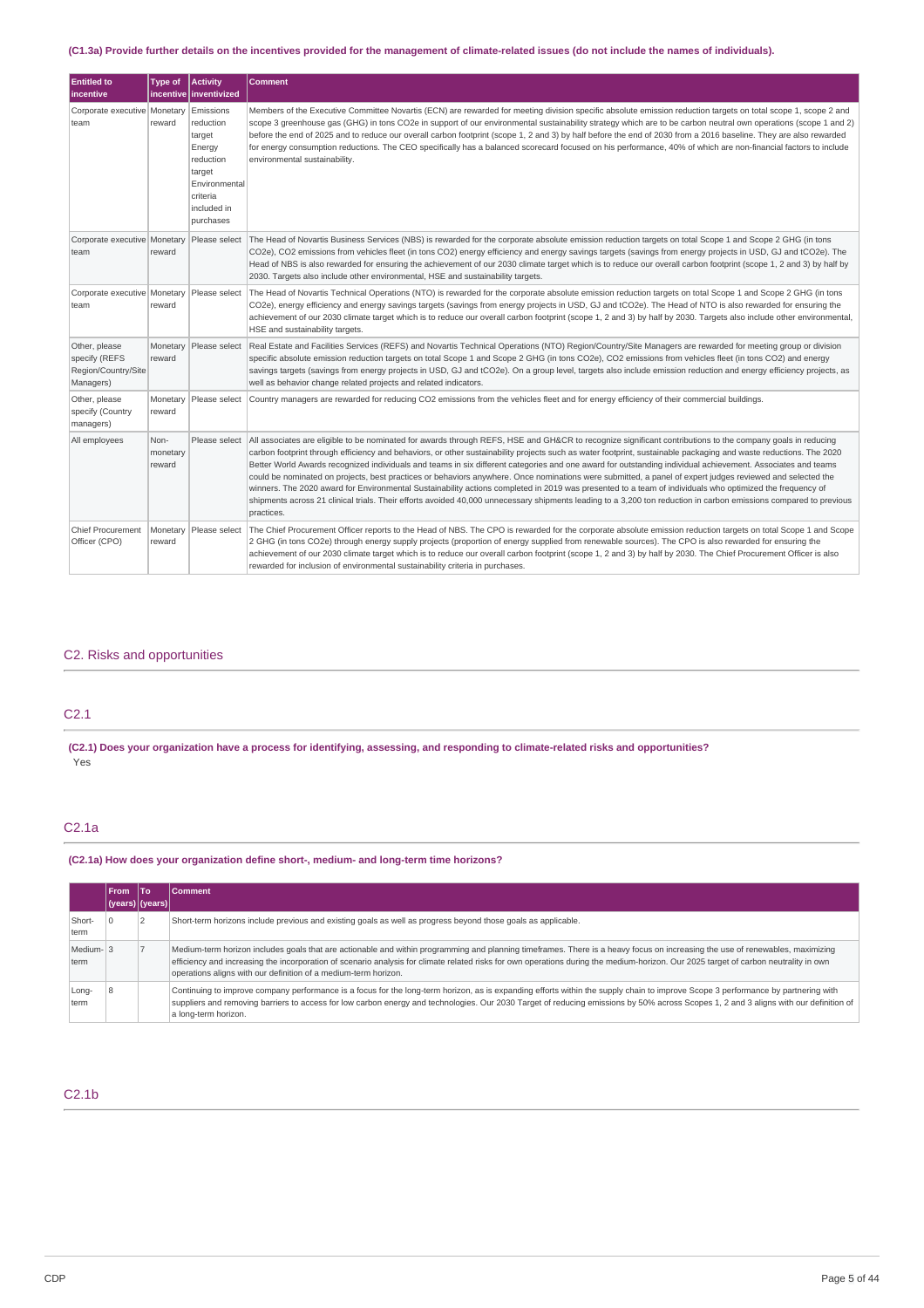### (C1.3a) Provide further details on the incentives provided for the management of climate-related issues (do not include the names of individuals).

| Entitled to incentive | Type of incentive | Activity inventivized | Comment |
|---|---|---|---|
| Corporate executive team | Monetary reward | Emissions reduction target Energy reduction target Environmental criteria included in purchases | Members of the Executive Committee Novartis (ECN) are rewarded for meeting division specific absolute emission reduction targets on total scope 1, scope 2 and scope 3 greenhouse gas (GHG) in tons CO2e in support of our environmental sustainability strategy which are to be carbon neutral own operations (scope 1 and 2) before the end of 2025 and to reduce our overall carbon footprint (scope 1, 2 and 3) by half before the end of 2030 from a 2016 baseline. They are also rewarded for energy consumption reductions. The CEO specifically has a balanced scorecard focused on his performance, 40% of which are non-financial factors to include environmental sustainability. |
| Corporate executive team | Monetary reward | Please select | The Head of Novartis Business Services (NBS) is rewarded for the corporate absolute emission reduction targets on total Scope 1 and Scope 2 GHG (in tons CO2e), CO2 emissions from vehicles fleet (in tons CO2) energy efficiency and energy savings targets (savings from energy projects in USD, GJ and tCO2e). The Head of NBS is also rewarded for ensuring the achievement of our 2030 climate target which is to reduce our overall carbon footprint (scope 1, 2 and 3) by half by 2030. Targets also include other environmental, HSE and sustainability targets. |
| Corporate executive team | Monetary reward | Please select | The Head of Novartis Technical Operations (NTO) is rewarded for the corporate absolute emission reduction targets on total Scope 1 and Scope 2 GHG (in tons CO2e), energy efficiency and energy savings targets (savings from energy projects in USD, GJ and tCO2e). The Head of NTO is also rewarded for ensuring the achievement of our 2030 climate target which is to reduce our overall carbon footprint (scope 1, 2 and 3) by half by 2030. Targets also include other environmental, HSE and sustainability targets. |
| Other, please specify (REFS Region/Country/Site Managers) | Monetary reward | Please select | Real Estate and Facilities Services (REFS) and Novartis Technical Operations (NTO) Region/Country/Site Managers are rewarded for meeting group or division specific absolute emission reduction targets on total Scope 1 and Scope 2 GHG (in tons CO2e), CO2 emissions from vehicles fleet (in tons CO2) and energy savings targets (savings from energy projects in USD, GJ and tCO2e). On a group level, targets also include emission reduction and energy efficiency projects, as well as behavior change related projects and related indicators. |
| Other, please specify (Country managers) | Monetary reward | Please select | Country managers are rewarded for reducing CO2 emissions from the vehicles fleet and for energy efficiency of their commercial buildings. |
| All employees | Non-monetary reward | Please select | All associates are eligible to be nominated for awards through REFS, HSE and GH&CR to recognize significant contributions to the company goals in reducing carbon footprint through efficiency and behaviors, or other sustainability projects such as water footprint, sustainable packaging and waste reductions. The 2020 Better World Awards recognized individuals and teams in six different categories and one award for outstanding individual achievement. Associates and teams could be nominated on projects, best practices or behaviors anywhere. Once nominations were submitted, a panel of expert judges reviewed and selected the winners. The 2020 award for Environmental Sustainability actions completed in 2019 was presented to a team of individuals who optimized the frequency of shipments across 21 clinical trials. Their efforts avoided 40,000 unnecessary shipments leading to a 3,200 ton reduction in carbon emissions compared to previous practices. |
| Chief Procurement Officer (CPO) | Monetary reward | Please select | The Chief Procurement Officer reports to the Head of NBS. The CPO is rewarded for the corporate absolute emission reduction targets on total Scope 1 and Scope 2 GHG (in tons CO2e) through energy supply projects (proportion of energy supplied from renewable sources). The CPO is also rewarded for ensuring the achievement of our 2030 climate target which is to reduce our overall carbon footprint (scope 1, 2 and 3) by half by 2030. The Chief Procurement Officer is also rewarded for inclusion of environmental sustainability criteria in purchases. |

## C2. Risks and opportunities

## C2.1

**(C2.1) Does your organization have a process for identifying, assessing, and responding to climate-related risks and opportunities?**

Yes

## C2.1a

**(C2.1a) How does your organization define short-, medium- and long-term time horizons?**

| | From (years) | To (years) | Comment |
|---|---|---|---|
| Short-term | 0 | 2 | Short-term horizons include previous and existing goals as well as progress beyond those goals as applicable. |
| Medium-term | 3 | 7 | Medium-term horizon includes goals that are actionable and within programming and planning timeframes. There is a heavy focus on increasing the use of renewables, maximizing efficiency and increasing the incorporation of scenario analysis for climate related risks for own operations during the medium-horizon. Our 2025 target of carbon neutrality in own operations aligns with our definition of a medium-term horizon. |
| Long-term | 8 | | Continuing to improve company performance is a focus for the long-term horizon, as is expanding efforts within the supply chain to improve Scope 3 performance by partnering with suppliers and removing barriers to access for low carbon energy and technologies. Our 2030 Target of reducing emissions by 50% across Scopes 1, 2 and 3 aligns with our definition of a long-term horizon. |

## C2.1b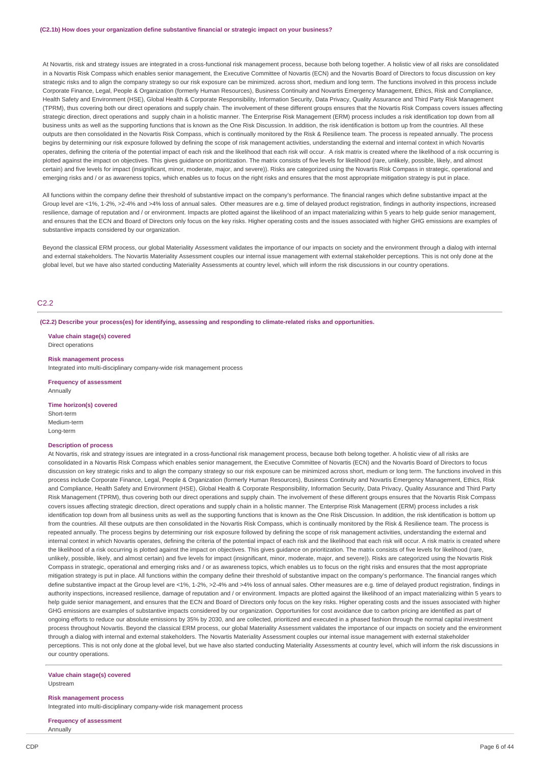**(C2.1b) How does your organization define substantive financial or strategic impact on your business?**

At Novartis, risk and strategy issues are integrated in a cross-functional risk management process, because both belong together. A holistic view of all risks are consolidated in a Novartis Risk Compass which enables senior management, the Executive Committee of Novartis (ECN) and the Novartis Board of Directors to focus discussion on key strategic risks and to align the company strategy so our risk exposure can be minimized. across short, medium and long term. The functions involved in this process include Corporate Finance, Legal, People & Organization (formerly Human Resources), Business Continuity and Novartis Emergency Management, Ethics, Risk and Compliance, Health Safety and Environment (HSE), Global Health & Corporate Responsibility, Information Security, Data Privacy, Quality Assurance and Third Party Risk Management (TPRM), thus covering both our direct operations and supply chain. The involvement of these different groups ensures that the Novartis Risk Compass covers issues affecting strategic direction, direct operations and supply chain in a holistic manner. This gives guidance on prioritization. The Enterprise Risk Management (ERM) process includes a risk identification top down from all business units as well as the supporting functions that is known as the One Risk Discussion. In addition, the risk identification is bottom up from the countries. All these outputs are then consolidated in the Novartis Risk Compass, which is continually monitored by the Risk & Resilience team. The process is repeated annually. The process begins by determining our risk exposure followed by defining the scope of risk management activities, understanding the external and internal context in which Novartis operates, defining the criteria of the potential impact of each risk and the likelihood that each risk will occur. A risk matrix is created where the likelihood of a risk occurring is plotted against the impact on objectives. This gives guidance on prioritization. The matrix consists of five levels for likelihood (rare, unlikely, possible, likely, and almost certain) and five levels for impact (insignificant, minor, moderate, major, and severe)). Risks are categorized using the Novartis Risk Compass in strategic, operational and emerging risks and / or as awareness topics, which enables us to focus on the right risks and ensures that the most appropriate mitigation strategy is put in place.

All functions within the company define their threshold of substantive impact on the company's performance. The financial ranges which define substantive impact at the Group level are <1%, 1-2%, >2-4% and >4% loss of annual sales. Other measures are e.g. time of delayed product registration, findings in authority inspections, increased resilience, damage of reputation and / or environment. Impacts are plotted against the likelihood of an impact materializing within 5 years to help guide senior management, and ensures that the ECN and Board of Directors only focus on the key risks. Higher operating costs and the issues associated with higher GHG emissions are examples of substantive impacts considered by our organization.

Beyond the classical ERM process, our global Materiality Assessment validates the importance of our impacts on society and the environment through a dialog with internal and external stakeholders. The Novartis Materiality Assessment couples our internal issue management with external stakeholder perceptions. This is not only done at the global level, but we have also started conducting Materiality Assessments at country level, which will inform the risk discussions in our country operations.

## C2.2

**(C2.2) Describe your process(es) for identifying, assessing and responding to climate-related risks and opportunities.**

**Value chain stage(s) covered**
Direct operations

**Risk management process**
Integrated into multi-disciplinary company-wide risk management process

**Frequency of assessment**
Annually

**Time horizon(s) covered**
Short-term
Medium-term
Long-term

**Description of process**
At Novartis, risk and strategy issues are integrated in a cross-functional risk management process, because both belong together. A holistic view of all risks are consolidated in a Novartis Risk Compass which enables senior management, the Executive Committee of Novartis (ECN) and the Novartis Board of Directors to focus discussion on key strategic risks and to align the company strategy so our risk exposure can be minimized across short, medium or long term. The functions involved in this process include Corporate Finance, Legal, People & Organization (formerly Human Resources), Business Continuity and Novartis Emergency Management, Ethics, Risk and Compliance, Health Safety and Environment (HSE), Global Health & Corporate Responsibility, Information Security, Data Privacy, Quality Assurance and Third Party Risk Management (TPRM), thus covering both our direct operations and supply chain. The involvement of these different groups ensures that the Novartis Risk Compass covers issues affecting strategic direction, direct operations and supply chain in a holistic manner. The Enterprise Risk Management (ERM) process includes a risk identification top down from all business units as well as the supporting functions that is known as the One Risk Discussion. In addition, the risk identification is bottom up from the countries. All these outputs are then consolidated in the Novartis Risk Compass, which is continually monitored by the Risk & Resilience team. The process is repeated annually. The process begins by determining our risk exposure followed by defining the scope of risk management activities, understanding the external and internal context in which Novartis operates, defining the criteria of the potential impact of each risk and the likelihood that each risk will occur. A risk matrix is created where the likelihood of a risk occurring is plotted against the impact on objectives. This gives guidance on prioritization. The matrix consists of five levels for likelihood (rare, unlikely, possible, likely, and almost certain) and five levels for impact (insignificant, minor, moderate, major, and severe)). Risks are categorized using the Novartis Risk Compass in strategic, operational and emerging risks and / or as awareness topics, which enables us to focus on the right risks and ensures that the most appropriate mitigation strategy is put in place. All functions within the company define their threshold of substantive impact on the company's performance. The financial ranges which define substantive impact at the Group level are <1%, 1-2%, >2-4% and >4% loss of annual sales. Other measures are e.g. time of delayed product registration, findings in authority inspections, increased resilience, damage of reputation and / or environment. Impacts are plotted against the likelihood of an impact materializing within 5 years to help guide senior management, and ensures that the ECN and Board of Directors only focus on the key risks. Higher operating costs and the issues associated with higher GHG emissions are examples of substantive impacts considered by our organization. Opportunities for cost avoidance due to carbon pricing are identified as part of ongoing efforts to reduce our absolute emissions by 35% by 2030, and are collected, prioritized and executed in a phased fashion through the normal capital investment process throughout Novartis. Beyond the classical ERM process, our global Materiality Assessment validates the importance of our impacts on society and the environment through a dialog with internal and external stakeholders. The Novartis Materiality Assessment couples our internal issue management with external stakeholder perceptions. This is not only done at the global level, but we have also started conducting Materiality Assessments at country level, which will inform the risk discussions in our country operations.

**Value chain stage(s) covered**
Upstream

**Risk management process**
Integrated into multi-disciplinary company-wide risk management process

**Frequency of assessment**
Annually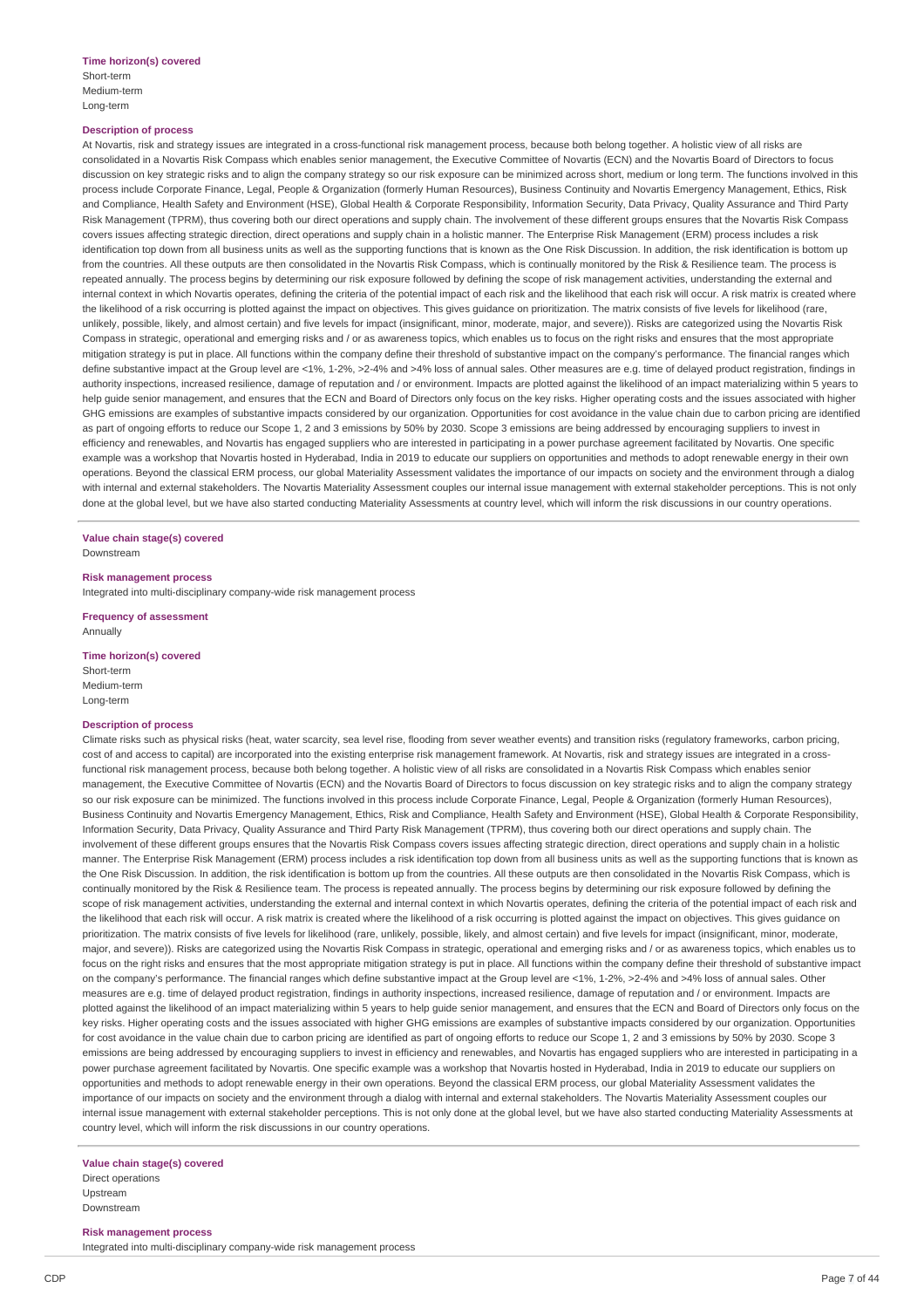**Time horizon(s) covered**
Short-term
Medium-term
Long-term

**Description of process**
At Novartis, risk and strategy issues are integrated in a cross-functional risk management process, because both belong together. A holistic view of all risks are consolidated in a Novartis Risk Compass which enables senior management, the Executive Committee of Novartis (ECN) and the Novartis Board of Directors to focus discussion on key strategic risks and to align the company strategy so our risk exposure can be minimized across short, medium or long term. The functions involved in this process include Corporate Finance, Legal, People & Organization (formerly Human Resources), Business Continuity and Novartis Emergency Management, Ethics, Risk and Compliance, Health Safety and Environment (HSE), Global Health & Corporate Responsibility, Information Security, Data Privacy, Quality Assurance and Third Party Risk Management (TPRM), thus covering both our direct operations and supply chain. The involvement of these different groups ensures that the Novartis Risk Compass covers issues affecting strategic direction, direct operations and supply chain in a holistic manner. The Enterprise Risk Management (ERM) process includes a risk identification top down from all business units as well as the supporting functions that is known as the One Risk Discussion. In addition, the risk identification is bottom up from the countries. All these outputs are then consolidated in the Novartis Risk Compass, which is continually monitored by the Risk & Resilience team. The process is repeated annually. The process begins by determining our risk exposure followed by defining the scope of risk management activities, understanding the external and internal context in which Novartis operates, defining the criteria of the potential impact of each risk and the likelihood that each risk will occur. A risk matrix is created where the likelihood of a risk occurring is plotted against the impact on objectives. This gives guidance on prioritization. The matrix consists of five levels for likelihood (rare, unlikely, possible, likely, and almost certain) and five levels for impact (insignificant, minor, moderate, major, and severe)). Risks are categorized using the Novartis Risk Compass in strategic, operational and emerging risks and / or as awareness topics, which enables us to focus on the right risks and ensures that the most appropriate mitigation strategy is put in place. All functions within the company define their threshold of substantive impact on the company's performance. The financial ranges which define substantive impact at the Group level are <1%, 1-2%, >2-4% and >4% loss of annual sales. Other measures are e.g. time of delayed product registration, findings in authority inspections, increased resilience, damage of reputation and / or environment. Impacts are plotted against the likelihood of an impact materializing within 5 years to help guide senior management, and ensures that the ECN and Board of Directors only focus on the key risks. Higher operating costs and the issues associated with higher GHG emissions are examples of substantive impacts considered by our organization. Opportunities for cost avoidance in the value chain due to carbon pricing are identified as part of ongoing efforts to reduce our Scope 1, 2 and 3 emissions by 50% by 2030. Scope 3 emissions are being addressed by encouraging suppliers to invest in efficiency and renewables, and Novartis has engaged suppliers who are interested in participating in a power purchase agreement facilitated by Novartis. One specific example was a workshop that Novartis hosted in Hyderabad, India in 2019 to educate our suppliers on opportunities and methods to adopt renewable energy in their own operations. Beyond the classical ERM process, our global Materiality Assessment validates the importance of our impacts on society and the environment through a dialog with internal and external stakeholders. The Novartis Materiality Assessment couples our internal issue management with external stakeholder perceptions. This is not only done at the global level, but we have also started conducting Materiality Assessments at country level, which will inform the risk discussions in our country operations.

**Value chain stage(s) covered**
Downstream

**Risk management process**
Integrated into multi-disciplinary company-wide risk management process

**Frequency of assessment**
Annually

**Time horizon(s) covered**
Short-term
Medium-term
Long-term

**Description of process**
Climate risks such as physical risks (heat, water scarcity, sea level rise, flooding from sever weather events) and transition risks (regulatory frameworks, carbon pricing, cost of and access to capital) are incorporated into the existing enterprise risk management framework. At Novartis, risk and strategy issues are integrated in a cross-functional risk management process, because both belong together. A holistic view of all risks are consolidated in a Novartis Risk Compass which enables senior management, the Executive Committee of Novartis (ECN) and the Novartis Board of Directors to focus discussion on key strategic risks and to align the company strategy so our risk exposure can be minimized. The functions involved in this process include Corporate Finance, Legal, People & Organization (formerly Human Resources), Business Continuity and Novartis Emergency Management, Ethics, Risk and Compliance, Health Safety and Environment (HSE), Global Health & Corporate Responsibility, Information Security, Data Privacy, Quality Assurance and Third Party Risk Management (TPRM), thus covering both our direct operations and supply chain. The involvement of these different groups ensures that the Novartis Risk Compass covers issues affecting strategic direction, direct operations and supply chain in a holistic manner. The Enterprise Risk Management (ERM) process includes a risk identification top down from all business units as well as the supporting functions that is known as the One Risk Discussion. In addition, the risk identification is bottom up from the countries. All these outputs are then consolidated in the Novartis Risk Compass, which is continually monitored by the Risk & Resilience team. The process is repeated annually. The process begins by determining our risk exposure followed by defining the scope of risk management activities, understanding the external and internal context in which Novartis operates, defining the criteria of the potential impact of each risk and the likelihood that each risk will occur. A risk matrix is created where the likelihood of a risk occurring is plotted against the impact on objectives. This gives guidance on prioritization. The matrix consists of five levels for likelihood (rare, unlikely, possible, likely, and almost certain) and five levels for impact (insignificant, minor, moderate, major, and severe)). Risks are categorized using the Novartis Risk Compass in strategic, operational and emerging risks and / or as awareness topics, which enables us to focus on the right risks and ensures that the most appropriate mitigation strategy is put in place. All functions within the company define their threshold of substantive impact on the company's performance. The financial ranges which define substantive impact at the Group level are <1%, 1-2%, >2-4% and >4% loss of annual sales. Other measures are e.g. time of delayed product registration, findings in authority inspections, increased resilience, damage of reputation and / or environment. Impacts are plotted against the likelihood of an impact materializing within 5 years to help guide senior management, and ensures that the ECN and Board of Directors only focus on the key risks. Higher operating costs and the issues associated with higher GHG emissions are examples of substantive impacts considered by our organization. Opportunities for cost avoidance in the value chain due to carbon pricing are identified as part of ongoing efforts to reduce our Scope 1, 2 and 3 emissions by 50% by 2030. Scope 3 emissions are being addressed by encouraging suppliers to invest in efficiency and renewables, and Novartis has engaged suppliers who are interested in participating in a power purchase agreement facilitated by Novartis. One specific example was a workshop that Novartis hosted in Hyderabad, India in 2019 to educate our suppliers on opportunities and methods to adopt renewable energy in their own operations. Beyond the classical ERM process, our global Materiality Assessment validates the importance of our impacts on society and the environment through a dialog with internal and external stakeholders. The Novartis Materiality Assessment couples our internal issue management with external stakeholder perceptions. This is not only done at the global level, but we have also started conducting Materiality Assessments at country level, which will inform the risk discussions in our country operations.

**Value chain stage(s) covered**
Direct operations
Upstream
Downstream

**Risk management process**
Integrated into multi-disciplinary company-wide risk management process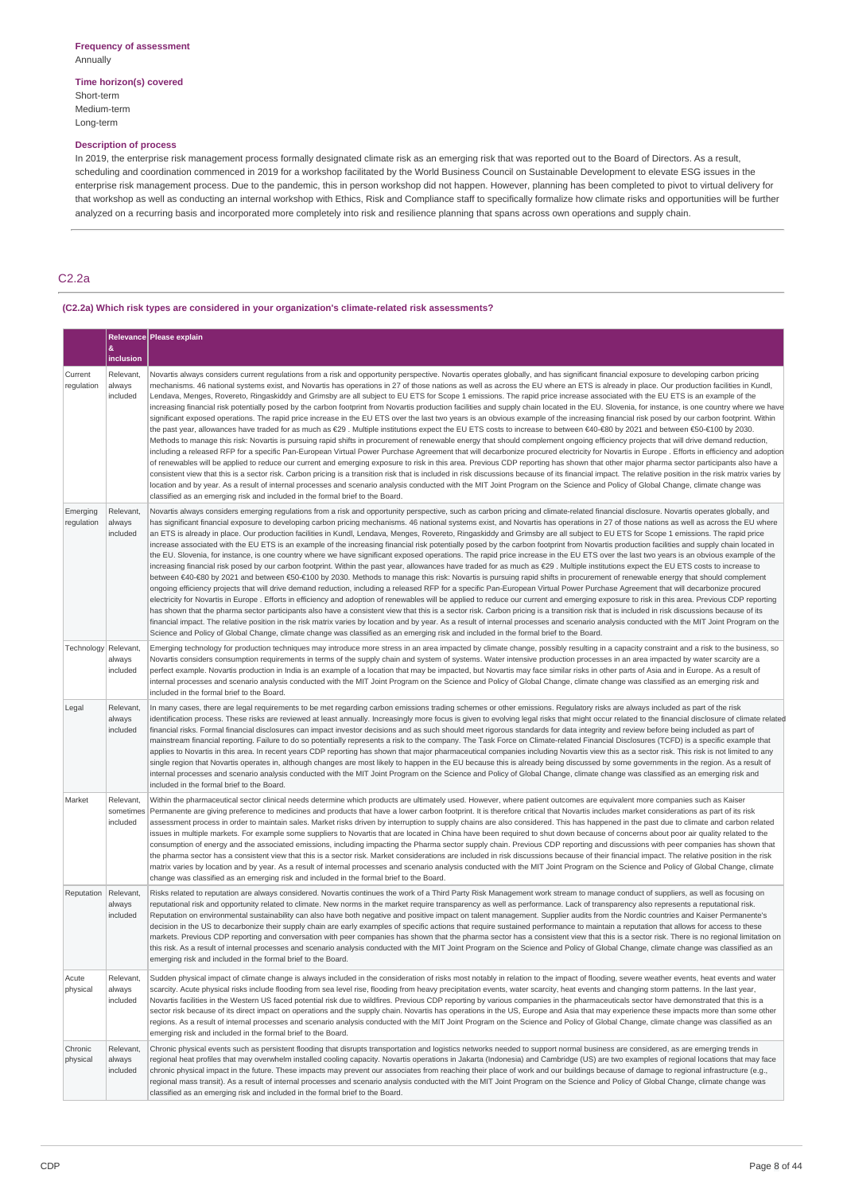**Frequency of assessment**
Annually

**Time horizon(s) covered**
Short-term
Medium-term
Long-term

**Description of process**
In 2019, the enterprise risk management process formally designated climate risk as an emerging risk that was reported out to the Board of Directors. As a result, scheduling and coordination commenced in 2019 for a workshop facilitated by the World Business Council on Sustainable Development to elevate ESG issues in the enterprise risk management process. Due to the pandemic, this in person workshop did not happen. However, planning has been completed to pivot to virtual delivery for that workshop as well as conducting an internal workshop with Ethics, Risk and Compliance staff to specifically formalize how climate risks and opportunities will be further analyzed on a recurring basis and incorporated more completely into risk and resilience planning that spans across own operations and supply chain.

## C2.2a

**(C2.2a) Which risk types are considered in your organization's climate-related risk assessments?**

| | Relevance & inclusion | Please explain |
|---|---|---|
| Current regulation | Relevant, always included | Novartis always considers current regulations from a risk and opportunity perspective. Novartis operates globally, and has significant financial exposure to developing carbon pricing mechanisms. 46 national systems exist, and Novartis has operations in 27 of those nations as well as across the EU where an ETS is already in place. Our production facilities in Kundl, Lendava, Menges, Rovereto, Ringaskiddy and Grimsby are all subject to EU ETS for Scope 1 emissions. The rapid price increase associated with the EU ETS is an example of the increasing financial risk potentially posed by the carbon footprint from Novartis production facilities and supply chain located in the EU. Slovenia, for instance, is one country where we have significant exposed operations. The rapid price increase in the EU ETS over the last two years is an obvious example of the increasing financial risk posed by our carbon footprint. Within the past year, allowances have traded for as much as €29 . Multiple institutions expect the EU ETS costs to increase to between €40-€80 by 2021 and between €50-€100 by 2030. Methods to manage this risk: Novartis is pursuing rapid shifts in procurement of renewable energy that should complement ongoing efficiency projects that will drive demand reduction, including a released RFP for a specific Pan-European Virtual Power Purchase Agreement that will decarbonize procured electricity for Novartis in Europe . Efforts in efficiency and adoption of renewables will be applied to reduce our current and emerging exposure to risk in this area. Previous CDP reporting has shown that other major pharma sector participants also have a consistent view that this is a sector risk. Carbon pricing is a transition risk that is included in risk discussions because of its financial impact. The relative position in the risk matrix varies by location and by year. As a result of internal processes and scenario analysis conducted with the MIT Joint Program on the Science and Policy of Global Change, climate change was classified as an emerging risk and included in the formal brief to the Board. |
| Emerging regulation | Relevant, always included | Novartis always considers emerging regulations from a risk and opportunity perspective, such as carbon pricing and climate-related financial disclosure. Novartis operates globally, and has significant financial exposure to developing carbon pricing mechanisms. 46 national systems exist, and Novartis has operations in 27 of those nations as well as across the EU where an ETS is already in place. Our production facilities in Kundl, Lendava, Menges, Rovereto, Ringaskiddy and Grimsby are all subject to EU ETS for Scope 1 emissions. The rapid price increase associated with the EU ETS is an example of the increasing financial risk potentially posed by the carbon footprint from Novartis production facilities and supply chain located in the EU. Slovenia, for instance, is one country where we have significant exposed operations. The rapid price increase in the EU ETS over the last two years is an obvious example of the increasing financial risk posed by our carbon footprint. Within the past year, allowances have traded for as much as €29 . Multiple institutions expect the EU ETS costs to increase to between €40-€80 by 2021 and between €50-€100 by 2030. Methods to manage this risk: Novartis is pursuing rapid shifts in procurement of renewable energy that should complement ongoing efficiency projects that will drive demand reduction, including a released RFP for a specific Pan-European Virtual Power Purchase Agreement that will decarbonize procured electricity for Novartis in Europe . Efforts in efficiency and adoption of renewables will be applied to reduce our current and emerging exposure to risk in this area. Previous CDP reporting has shown that the pharma sector participants also have a consistent view that this is a sector risk. Carbon pricing is a transition risk that is included in risk discussions because of its financial impact. The relative position in the risk matrix varies by location and by year. As a result of internal processes and scenario analysis conducted with the MIT Joint Program on the Science and Policy of Global Change, climate change was classified as an emerging risk and included in the formal brief to the Board. |
| Technology | Relevant, always included | Emerging technology for production techniques may introduce more stress in an area impacted by climate change, possibly resulting in a capacity constraint and a risk to the business, so Novartis considers consumption requirements in terms of the supply chain and system of systems. Water intensive production processes in an area impacted by water scarcity are a perfect example. Novartis production in India is an example of a location that may be impacted, but Novartis may face similar risks in other parts of Asia and in Europe. As a result of internal processes and scenario analysis conducted with the MIT Joint Program on the Science and Policy of Global Change, climate change was classified as an emerging risk and included in the formal brief to the Board. |
| Legal | Relevant, always included | In many cases, there are legal requirements to be met regarding carbon emissions trading schemes or other emissions. Regulatory risks are always included as part of the risk identification process. These risks are reviewed at least annually. Increasingly more focus is given to evolving legal risks that might occur related to the financial disclosure of climate related financial risks. Formal financial disclosures can impact investor decisions and as such should meet rigorous standards for data integrity and review before being included as part of mainstream financial reporting. Failure to do so potentially represents a risk to the company. The Task Force on Climate-related Financial Disclosures (TCFD) is a specific example that applies to Novartis in this area. In recent years CDP reporting has shown that major pharmaceutical companies including Novartis view this as a sector risk. This risk is not limited to any single region that Novartis operates in, although changes are most likely to happen in the EU because this is already being discussed by some governments in the region. As a result of internal processes and scenario analysis conducted with the MIT Joint Program on the Science and Policy of Global Change, climate change was classified as an emerging risk and included in the formal brief to the Board. |
| Market | Relevant, sometimes included | Within the pharmaceutical sector clinical needs determine which products are ultimately used. However, where patient outcomes are equivalent more companies such as Kaiser Permanente are giving preference to medicines and products that have a lower carbon footprint. It is therefore critical that Novartis includes market considerations as part of its risk assessment process in order to maintain sales. Market risks driven by interruption to supply chains are also considered. This has happened in the past due to climate and carbon related issues in multiple markets. For example some suppliers to Novartis that are located in China have been required to shut down because of concerns about poor air quality related to the consumption of energy and the associated emissions, including impacting the Pharma sector supply chain. Previous CDP reporting and discussions with peer companies has shown that the pharma sector has a consistent view that this is a sector risk. Market considerations are included in risk discussions because of their financial impact. The relative position in the risk matrix varies by location and by year. As a result of internal processes and scenario analysis conducted with the MIT Joint Program on the Science and Policy of Global Change, climate change was classified as an emerging risk and included in the formal brief to the Board. |
| Reputation | Relevant, always included | Risks related to reputation are always considered. Novartis continues the work of a Third Party Risk Management work stream to manage conduct of suppliers, as well as focusing on reputational risk and opportunity related to climate. New norms in the market require transparency as well as performance. Lack of transparency also represents a reputational risk. Reputation on environmental sustainability can also have both negative and positive impact on talent management. Supplier audits from the Nordic countries and Kaiser Permanente's decision in the US to decarbonize their supply chain are early examples of specific actions that require sustained performance to maintain a reputation that allows for access to these markets. Previous CDP reporting and conversation with peer companies has shown that the pharma sector has a consistent view that this is a sector risk. There is no regional limitation on this risk. As a result of internal processes and scenario analysis conducted with the MIT Joint Program on the Science and Policy of Global Change, climate change was classified as an emerging risk and included in the formal brief to the Board. |
| Acute physical | Relevant, always included | Sudden physical impact of climate change is always included in the consideration of risks most notably in relation to the impact of flooding, severe weather events, heat events and water scarcity. Acute physical risks include flooding from sea level rise, flooding from heavy precipitation events, water scarcity, heat events and changing storm patterns. In the last year, Novartis facilities in the Western US faced potential risk due to wildfires. Previous CDP reporting by various companies in the pharmaceuticals sector have demonstrated that this is a sector risk because of its direct impact on operations and the supply chain. Novartis has operations in the US, Europe and Asia that may experience these impacts more than some other regions. As a result of internal processes and scenario analysis conducted with the MIT Joint Program on the Science and Policy of Global Change, climate change was classified as an emerging risk and included in the formal brief to the Board. |
| Chronic physical | Relevant, always included | Chronic physical events such as persistent flooding that disrupts transportation and logistics networks needed to support normal business are considered, as are emerging trends in regional heat profiles that may overwhelm installed cooling capacity. Novartis operations in Jakarta (Indonesia) and Cambridge (US) are two examples of regional locations that may face chronic physical impact in the future. These impacts may prevent our associates from reaching their place of work and our buildings because of damage to regional infrastructure (e.g., regional mass transit). As a result of internal processes and scenario analysis conducted with the MIT Joint Program on the Science and Policy of Global Change, climate change was classified as an emerging risk and included in the formal brief to the Board. |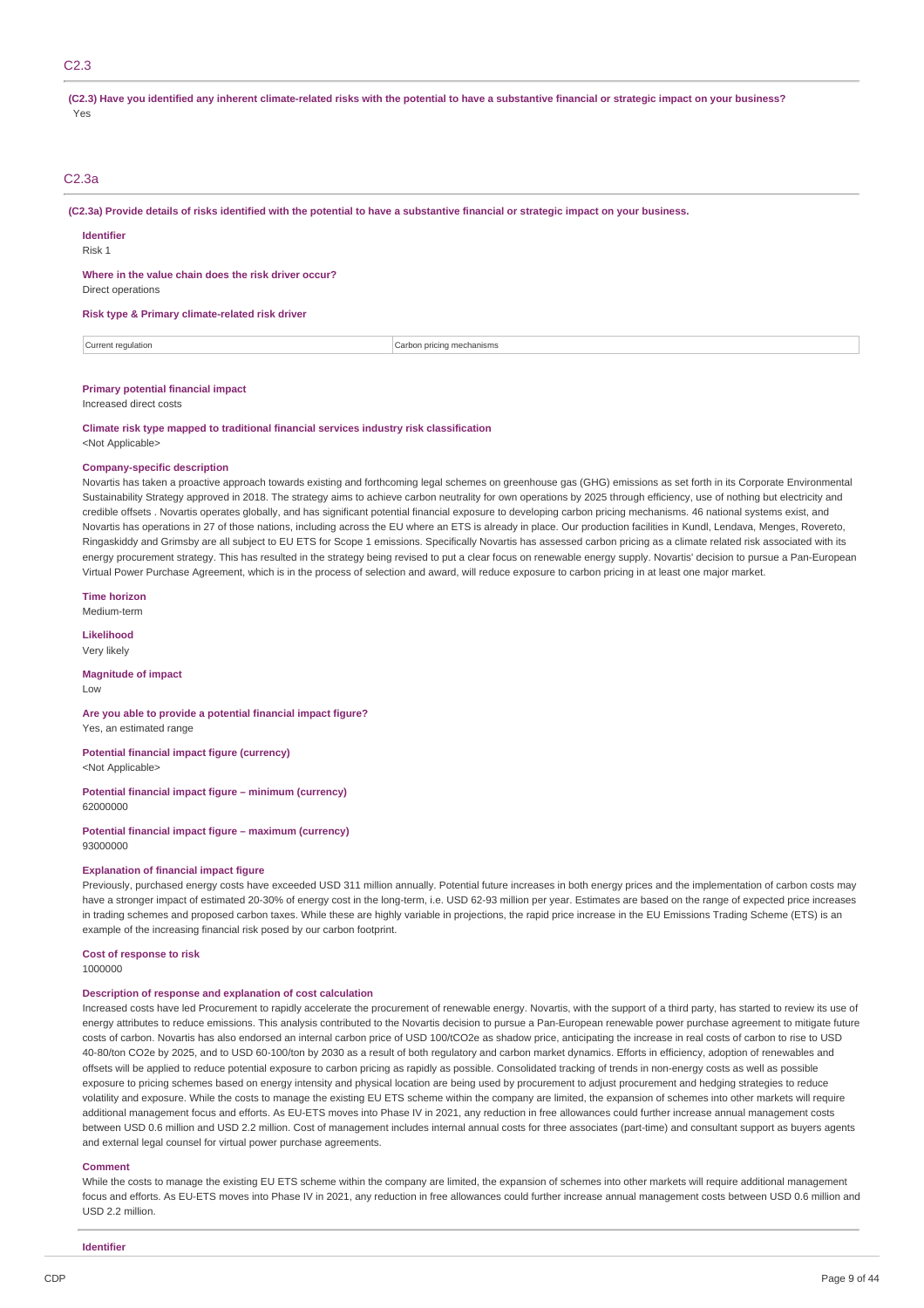## C2.3

**(C2.3) Have you identified any inherent climate-related risks with the potential to have a substantive financial or strategic impact on your business?**

Yes

## C2.3a

**(C2.3a) Provide details of risks identified with the potential to have a substantive financial or strategic impact on your business.**

**Identifier**

Risk 1

**Where in the value chain does the risk driver occur?**

Direct operations

**Risk type & Primary climate-related risk driver**

| Current regulation | Carbon pricing mechanisms |
|---|---|

**Primary potential financial impact**

Increased direct costs

**Climate risk type mapped to traditional financial services industry risk classification**

<Not Applicable>

**Company-specific description**

Novartis has taken a proactive approach towards existing and forthcoming legal schemes on greenhouse gas (GHG) emissions as set forth in its Corporate Environmental Sustainability Strategy approved in 2018. The strategy aims to achieve carbon neutrality for own operations by 2025 through efficiency, use of nothing but electricity and credible offsets . Novartis operates globally, and has significant potential financial exposure to developing carbon pricing mechanisms. 46 national systems exist, and Novartis has operations in 27 of those nations, including across the EU where an ETS is already in place. Our production facilities in Kundl, Lendava, Menges, Rovereto, Ringaskiddy and Grimsby are all subject to EU ETS for Scope 1 emissions. Specifically Novartis has assessed carbon pricing as a climate related risk associated with its energy procurement strategy. This has resulted in the strategy being revised to put a clear focus on renewable energy supply. Novartis' decision to pursue a Pan-European Virtual Power Purchase Agreement, which is in the process of selection and award, will reduce exposure to carbon pricing in at least one major market.

**Time horizon**

Medium-term

**Likelihood**

Very likely

**Magnitude of impact**

Low

**Are you able to provide a potential financial impact figure?**

Yes, an estimated range

**Potential financial impact figure (currency)**

<Not Applicable>

**Potential financial impact figure – minimum (currency)**

62000000

**Potential financial impact figure – maximum (currency)**

93000000

**Explanation of financial impact figure**

Previously, purchased energy costs have exceeded USD 311 million annually. Potential future increases in both energy prices and the implementation of carbon costs may have a stronger impact of estimated 20-30% of energy cost in the long-term, i.e. USD 62-93 million per year. Estimates are based on the range of expected price increases in trading schemes and proposed carbon taxes. While these are highly variable in projections, the rapid price increase in the EU Emissions Trading Scheme (ETS) is an example of the increasing financial risk posed by our carbon footprint.

**Cost of response to risk**

1000000

**Description of response and explanation of cost calculation**

Increased costs have led Procurement to rapidly accelerate the procurement of renewable energy. Novartis, with the support of a third party, has started to review its use of energy attributes to reduce emissions. This analysis contributed to the Novartis decision to pursue a Pan-European renewable power purchase agreement to mitigate future costs of carbon. Novartis has also endorsed an internal carbon price of USD 100/t$CO_2$e as shadow price, anticipating the increase in real costs of carbon to rise to USD 40-80/ton $CO_2$e by 2025, and to USD 60-100/ton by 2030 as a result of both regulatory and carbon market dynamics. Efforts in efficiency, adoption of renewables and offsets will be applied to reduce potential exposure to carbon pricing as rapidly as possible. Consolidated tracking of trends in non-energy costs as well as possible exposure to pricing schemes based on energy intensity and physical location are being used by procurement to adjust procurement and hedging strategies to reduce volatility and exposure. While the costs to manage the existing EU ETS scheme within the company are limited, the expansion of schemes into other markets will require additional management focus and efforts. As EU-ETS moves into Phase IV in 2021, any reduction in free allowances could further increase annual management costs between USD 0.6 million and USD 2.2 million. Cost of management includes internal annual costs for three associates (part-time) and consultant support as buyers agents and external legal counsel for virtual power purchase agreements.

**Comment**

While the costs to manage the existing EU ETS scheme within the company are limited, the expansion of schemes into other markets will require additional management focus and efforts. As EU-ETS moves into Phase IV in 2021, any reduction in free allowances could further increase annual management costs between USD 0.6 million and USD 2.2 million.

**Identifier**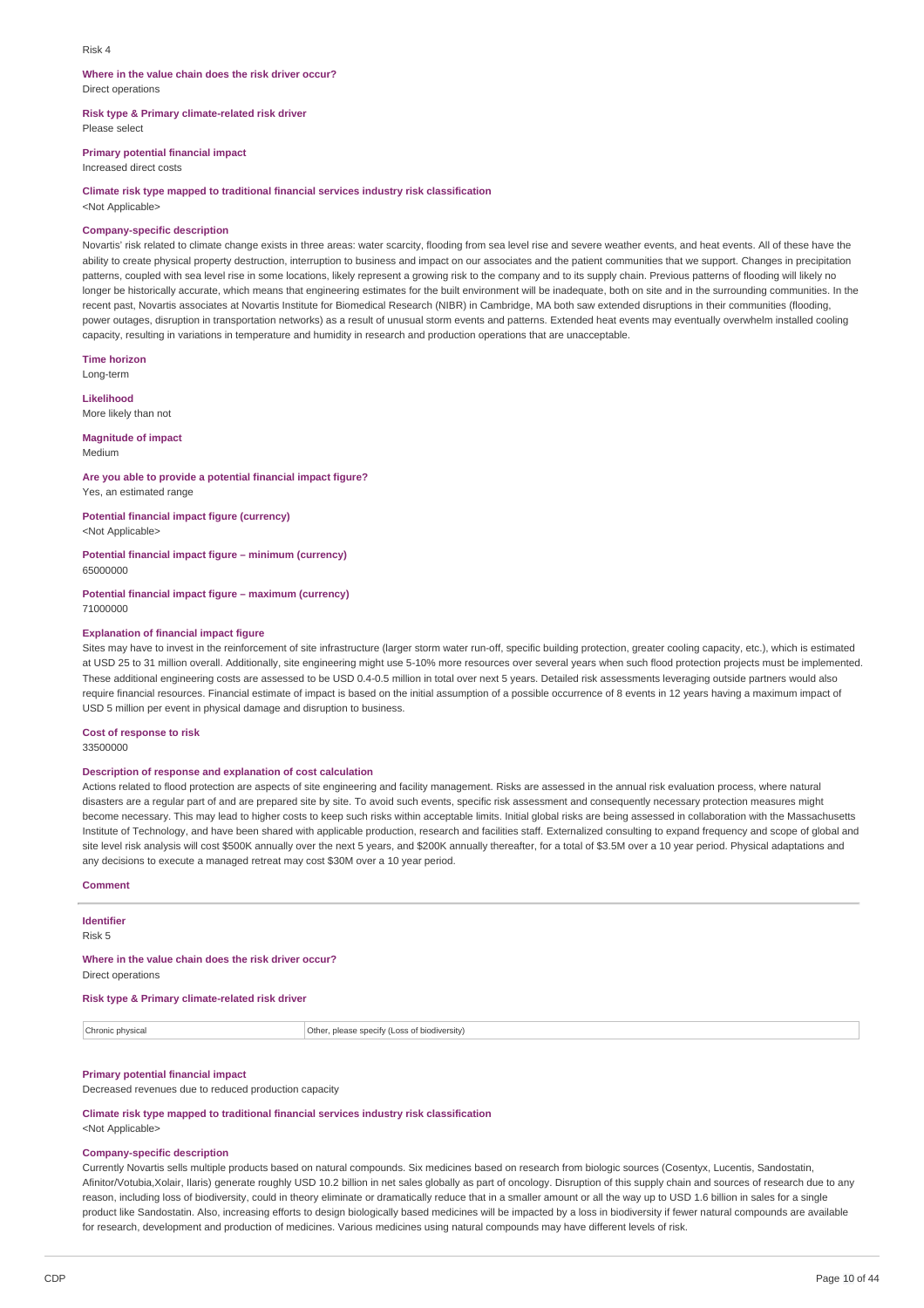Risk 4

**Where in the value chain does the risk driver occur?**
Direct operations

**Risk type & Primary climate-related risk driver**
Please select

**Primary potential financial impact**
Increased direct costs

**Climate risk type mapped to traditional financial services industry risk classification**
<Not Applicable>

**Company-specific description**
Novartis' risk related to climate change exists in three areas: water scarcity, flooding from sea level rise and severe weather events, and heat events. All of these have the ability to create physical property destruction, interruption to business and impact on our associates and the patient communities that we support. Changes in precipitation patterns, coupled with sea level rise in some locations, likely represent a growing risk to the company and to its supply chain. Previous patterns of flooding will likely no longer be historically accurate, which means that engineering estimates for the built environment will be inadequate, both on site and in the surrounding communities. In the recent past, Novartis associates at Novartis Institute for Biomedical Research (NIBR) in Cambridge, MA both saw extended disruptions in their communities (flooding, power outages, disruption in transportation networks) as a result of unusual storm events and patterns. Extended heat events may eventually overwhelm installed cooling capacity, resulting in variations in temperature and humidity in research and production operations that are unacceptable.

**Time horizon**
Long-term

**Likelihood**
More likely than not

**Magnitude of impact**
Medium

**Are you able to provide a potential financial impact figure?**
Yes, an estimated range

**Potential financial impact figure (currency)**
<Not Applicable>

**Potential financial impact figure – minimum (currency)**
65000000

**Potential financial impact figure – maximum (currency)**
71000000

**Explanation of financial impact figure**
Sites may have to invest in the reinforcement of site infrastructure (larger storm water run-off, specific building protection, greater cooling capacity, etc.), which is estimated at USD 25 to 31 million overall. Additionally, site engineering might use 5-10% more resources over several years when such flood protection projects must be implemented. These additional engineering costs are assessed to be USD 0.4-0.5 million in total over next 5 years. Detailed risk assessments leveraging outside partners would also require financial resources. Financial estimate of impact is based on the initial assumption of a possible occurrence of 8 events in 12 years having a maximum impact of USD 5 million per event in physical damage and disruption to business.

**Cost of response to risk**
33500000

**Description of response and explanation of cost calculation**
Actions related to flood protection are aspects of site engineering and facility management. Risks are assessed in the annual risk evaluation process, where natural disasters are a regular part of and are prepared site by site. To avoid such events, specific risk assessment and consequently necessary protection measures might become necessary. This may lead to higher costs to keep such risks within acceptable limits. Initial global risks are being assessed in collaboration with the Massachusetts Institute of Technology, and have been shared with applicable production, research and facilities staff. Externalized consulting to expand frequency and scope of global and site level risk analysis will cost $500K annually over the next 5 years, and $200K annually thereafter, for a total of $3.5M over a 10 year period. Physical adaptations and any decisions to execute a managed retreat may cost $30M over a 10 year period.

**Comment**

**Identifier**
Risk 5

**Where in the value chain does the risk driver occur?**
Direct operations

**Risk type & Primary climate-related risk driver**

| Chronic physical | Other, please specify (Loss of biodiversity) |
|---|---|

**Primary potential financial impact**
Decreased revenues due to reduced production capacity

**Climate risk type mapped to traditional financial services industry risk classification**
<Not Applicable>

**Company-specific description**
Currently Novartis sells multiple products based on natural compounds. Six medicines based on research from biologic sources (Cosentyx, Lucentis, Sandostatin, Afinitor/Votubia,Xolair, Ilaris) generate roughly USD 10.2 billion in net sales globally as part of oncology. Disruption of this supply chain and sources of research due to any reason, including loss of biodiversity, could in theory eliminate or dramatically reduce that in a smaller amount or all the way up to USD 1.6 billion in sales for a single product like Sandostatin. Also, increasing efforts to design biologically based medicines will be impacted by a loss in biodiversity if fewer natural compounds are available for research, development and production of medicines. Various medicines using natural compounds may have different levels of risk.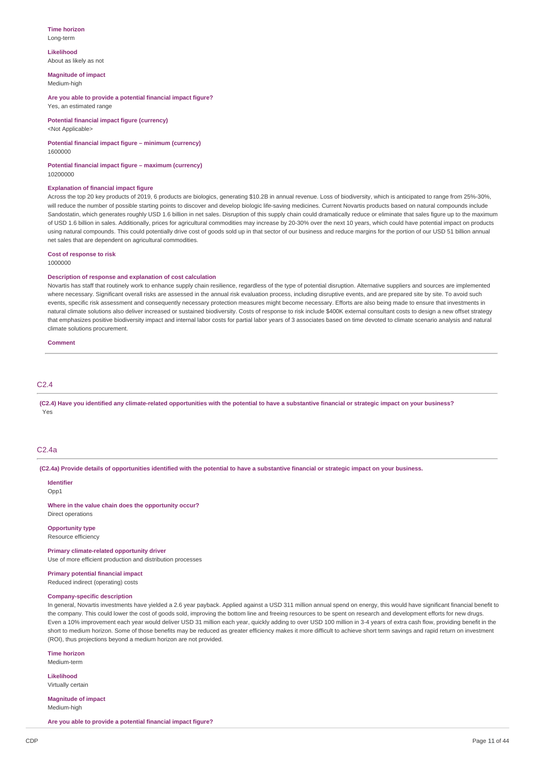**Time horizon**
Long-term

**Likelihood**
About as likely as not

**Magnitude of impact**
Medium-high

**Are you able to provide a potential financial impact figure?**
Yes, an estimated range

**Potential financial impact figure (currency)**
<Not Applicable>

**Potential financial impact figure – minimum (currency)**
1600000

**Potential financial impact figure – maximum (currency)**
10200000

**Explanation of financial impact figure**
Across the top 20 key products of 2019, 6 products are biologics, generating $10.2B in annual revenue. Loss of biodiversity, which is anticipated to range from 25%-30%, will reduce the number of possible starting points to discover and develop biologic life-saving medicines. Current Novartis products based on natural compounds include Sandostatin, which generates roughly USD 1.6 billion in net sales. Disruption of this supply chain could dramatically reduce or eliminate that sales figure up to the maximum of USD 1.6 billion in sales. Additionally, prices for agricultural commodities may increase by 20-30% over the next 10 years, which could have potential impact on products using natural compounds. This could potentially drive cost of goods sold up in that sector of our business and reduce margins for the portion of our USD 51 billion annual net sales that are dependent on agricultural commodities.

**Cost of response to risk**
1000000

**Description of response and explanation of cost calculation**
Novartis has staff that routinely work to enhance supply chain resilience, regardless of the type of potential disruption. Alternative suppliers and sources are implemented where necessary. Significant overall risks are assessed in the annual risk evaluation process, including disruptive events, and are prepared site by site. To avoid such events, specific risk assessment and consequently necessary protection measures might become necessary. Efforts are also being made to ensure that investments in natural climate solutions also deliver increased or sustained biodiversity. Costs of response to risk include $400K external consultant costs to design a new offset strategy that emphasizes positive biodiversity impact and internal labor costs for partial labor years of 3 associates based on time devoted to climate scenario analysis and natural climate solutions procurement.

**Comment**

## C2.4

**(C2.4) Have you identified any climate-related opportunities with the potential to have a substantive financial or strategic impact on your business?**
Yes

## C2.4a

**(C2.4a) Provide details of opportunities identified with the potential to have a substantive financial or strategic impact on your business.**

**Identifier**
Opp1

**Where in the value chain does the opportunity occur?**
Direct operations

**Opportunity type**
Resource efficiency

**Primary climate-related opportunity driver**
Use of more efficient production and distribution processes

**Primary potential financial impact**
Reduced indirect (operating) costs

**Company-specific description**
In general, Novartis investments have yielded a 2.6 year payback. Applied against a USD 311 million annual spend on energy, this would have significant financial benefit to the company. This could lower the cost of goods sold, improving the bottom line and freeing resources to be spent on research and development efforts for new drugs. Even a 10% improvement each year would deliver USD 31 million each year, quickly adding to over USD 100 million in 3-4 years of extra cash flow, providing benefit in the short to medium horizon. Some of those benefits may be reduced as greater efficiency makes it more difficult to achieve short term savings and rapid return on investment (ROI), thus projections beyond a medium horizon are not provided.

**Time horizon**
Medium-term

**Likelihood**
Virtually certain

**Magnitude of impact**
Medium-high

**Are you able to provide a potential financial impact figure?**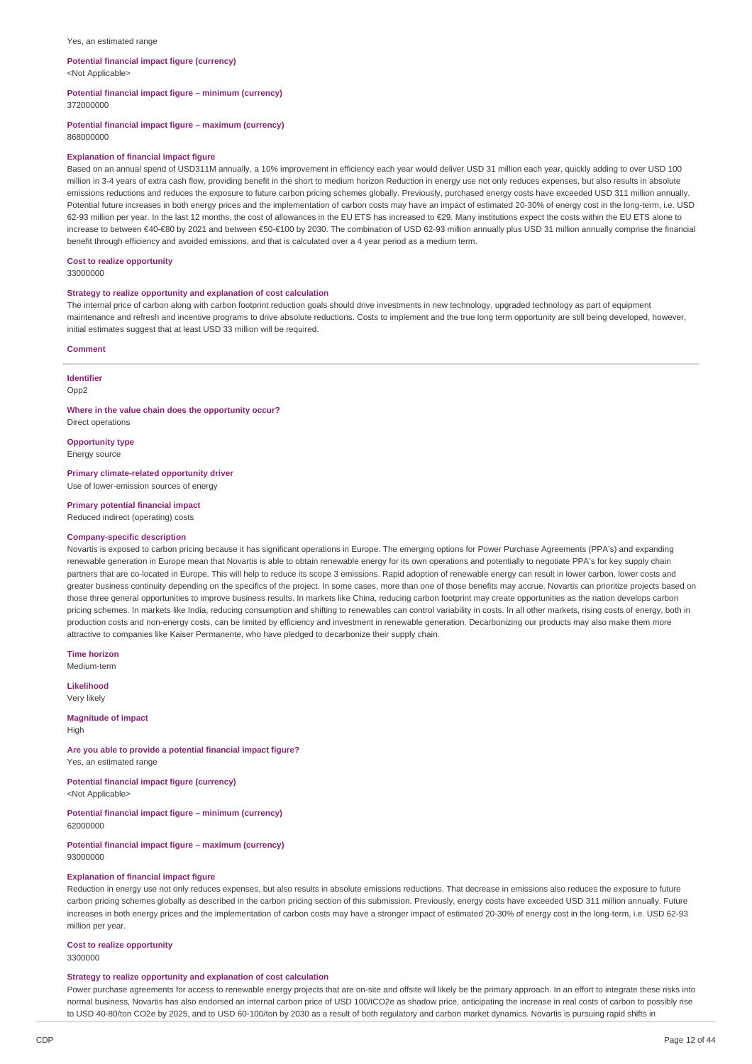Yes, an estimated range

**Potential financial impact figure (currency)**
<Not Applicable>

**Potential financial impact figure – minimum (currency)**
372000000

**Potential financial impact figure – maximum (currency)**
868000000

**Explanation of financial impact figure**
Based on an annual spend of USD311M annually, a 10% improvement in efficiency each year would deliver USD 31 million each year, quickly adding to over USD 100 million in 3-4 years of extra cash flow, providing benefit in the short to medium horizon Reduction in energy use not only reduces expenses, but also results in absolute emissions reductions and reduces the exposure to future carbon pricing schemes globally. Previously, purchased energy costs have exceeded USD 311 million annually. Potential future increases in both energy prices and the implementation of carbon costs may have an impact of estimated 20-30% of energy cost in the long-term, i.e. USD 62-93 million per year. In the last 12 months, the cost of allowances in the EU ETS has increased to €29. Many institutions expect the costs within the EU ETS alone to increase to between €40-€80 by 2021 and between €50-€100 by 2030. The combination of USD 62-93 million annually plus USD 31 million annually comprise the financial benefit through efficiency and avoided emissions, and that is calculated over a 4 year period as a medium term.

**Cost to realize opportunity**
33000000

**Strategy to realize opportunity and explanation of cost calculation**
The internal price of carbon along with carbon footprint reduction goals should drive investments in new technology, upgraded technology as part of equipment maintenance and refresh and incentive programs to drive absolute reductions. Costs to implement and the true long term opportunity are still being developed, however, initial estimates suggest that at least USD 33 million will be required.

**Comment**

---

**Identifier**
Opp2

**Where in the value chain does the opportunity occur?**
Direct operations

**Opportunity type**
Energy source

**Primary climate-related opportunity driver**
Use of lower-emission sources of energy

**Primary potential financial impact**
Reduced indirect (operating) costs

**Company-specific description**
Novartis is exposed to carbon pricing because it has significant operations in Europe. The emerging options for Power Purchase Agreements (PPA's) and expanding renewable generation in Europe mean that Novartis is able to obtain renewable energy for its own operations and potentially to negotiate PPA's for key supply chain partners that are co-located in Europe. This will help to reduce its scope 3 emissions. Rapid adoption of renewable energy can result in lower carbon, lower costs and greater business continuity depending on the specifics of the project. In some cases, more than one of those benefits may accrue. Novartis can prioritize projects based on those three general opportunities to improve business results. In markets like China, reducing carbon footprint may create opportunities as the nation develops carbon pricing schemes. In markets like India, reducing consumption and shifting to renewables can control variability in costs. In all other markets, rising costs of energy, both in production costs and non-energy costs, can be limited by efficiency and investment in renewable generation. Decarbonizing our products may also make them more attractive to companies like Kaiser Permanente, who have pledged to decarbonize their supply chain.

**Time horizon**
Medium-term

**Likelihood**
Very likely

**Magnitude of impact**
High

**Are you able to provide a potential financial impact figure?**
Yes, an estimated range

**Potential financial impact figure (currency)**
<Not Applicable>

**Potential financial impact figure – minimum (currency)**
62000000

**Potential financial impact figure – maximum (currency)**
93000000

**Explanation of financial impact figure**
Reduction in energy use not only reduces expenses, but also results in absolute emissions reductions. That decrease in emissions also reduces the exposure to future carbon pricing schemes globally as described in the carbon pricing section of this submission. Previously, energy costs have exceeded USD 311 million annually. Future increases in both energy prices and the implementation of carbon costs may have a stronger impact of estimated 20-30% of energy cost in the long-term, i.e. USD 62-93 million per year.

**Cost to realize opportunity**
3300000

**Strategy to realize opportunity and explanation of cost calculation**
Power purchase agreements for access to renewable energy projects that are on-site and offsite will likely be the primary approach. In an effort to integrate these risks into normal business, Novartis has also endorsed an internal carbon price of USD 100/tCO2e as shadow price, anticipating the increase in real costs of carbon to possibly rise to USD 40-80/ton CO2e by 2025, and to USD 60-100/ton by 2030 as a result of both regulatory and carbon market dynamics. Novartis is pursuing rapid shifts in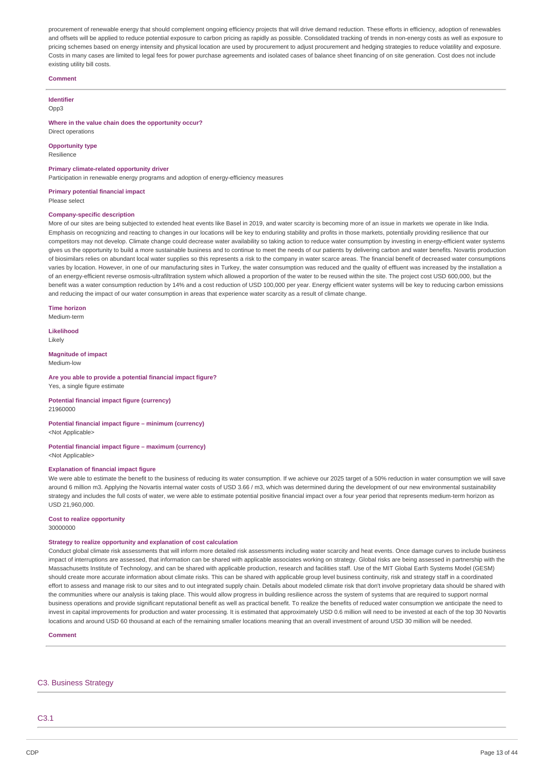procurement of renewable energy that should complement ongoing efficiency projects that will drive demand reduction. These efforts in efficiency, adoption of renewables and offsets will be applied to reduce potential exposure to carbon pricing as rapidly as possible. Consolidated tracking of trends in non-energy costs as well as exposure to pricing schemes based on energy intensity and physical location are used by procurement to adjust procurement and hedging strategies to reduce volatility and exposure. Costs in many cases are limited to legal fees for power purchase agreements and isolated cases of balance sheet financing of on site generation. Cost does not include existing utility bill costs.

**Comment**

---

**Identifier**
Opp3

**Where in the value chain does the opportunity occur?**
Direct operations

**Opportunity type**
Resilience

**Primary climate-related opportunity driver**
Participation in renewable energy programs and adoption of energy-efficiency measures

**Primary potential financial impact**
Please select

**Company-specific description**
More of our sites are being subjected to extended heat events like Basel in 2019, and water scarcity is becoming more of an issue in markets we operate in like India. Emphasis on recognizing and reacting to changes in our locations will be key to enduring stability and profits in those markets, potentially providing resilience that our competitors may not develop. Climate change could decrease water availability so taking action to reduce water consumption by investing in energy-efficient water systems gives us the opportunity to build a more sustainable business and to continue to meet the needs of our patients by delivering carbon and water benefits. Novartis production of biosimilars relies on abundant local water supplies so this represents a risk to the company in water scarce areas. The financial benefit of decreased water consumptions varies by location. However, in one of our manufacturing sites in Turkey, the water consumption was reduced and the quality of effluent was increased by the installation a of an energy-efficient reverse osmosis-ultrafiltration system which allowed a proportion of the water to be reused within the site. The project cost USD 600,000, but the benefit was a water consumption reduction by 14% and a cost reduction of USD 100,000 per year. Energy efficient water systems will be key to reducing carbon emissions and reducing the impact of our water consumption in areas that experience water scarcity as a result of climate change.

**Time horizon**
Medium-term

**Likelihood**
Likely

**Magnitude of impact**
Medium-low

**Are you able to provide a potential financial impact figure?**
Yes, a single figure estimate

**Potential financial impact figure (currency)**
21960000

**Potential financial impact figure – minimum (currency)**
<Not Applicable>

**Potential financial impact figure – maximum (currency)**
<Not Applicable>

**Explanation of financial impact figure**
We were able to estimate the benefit to the business of reducing its water consumption. If we achieve our 2025 target of a 50% reduction in water consumption we will save around 6 million m3. Applying the Novartis internal water costs of USD 3.66 / m3, which was determined during the development of our new environmental sustainability strategy and includes the full costs of water, we were able to estimate potential positive financial impact over a four year period that represents medium-term horizon as USD 21,960,000.

**Cost to realize opportunity**
30000000

**Strategy to realize opportunity and explanation of cost calculation**
Conduct global climate risk assessments that will inform more detailed risk assessments including water scarcity and heat events. Once damage curves to include business impact of interruptions are assessed, that information can be shared with applicable associates working on strategy. Global risks are being assessed in partnership with the Massachusetts Institute of Technology, and can be shared with applicable production, research and facilities staff. Use of the MIT Global Earth Systems Model (GESM) should create more accurate information about climate risks. This can be shared with applicable group level business continuity, risk and strategy staff in a coordinated effort to assess and manage risk to our sites and to out integrated supply chain. Details about modeled climate risk that don't involve proprietary data should be shared with the communities where our analysis is taking place. This would allow progress in building resilience across the system of systems that are required to support normal business operations and provide significant reputational benefit as well as practical benefit. To realize the benefits of reduced water consumption we anticipate the need to invest in capital improvements for production and water processing. It is estimated that approximately USD 0.6 million will need to be invested at each of the top 30 Novartis locations and around USD 60 thousand at each of the remaining smaller locations meaning that an overall investment of around USD 30 million will be needed.

**Comment**

---

## C3. Business Strategy

### C3.1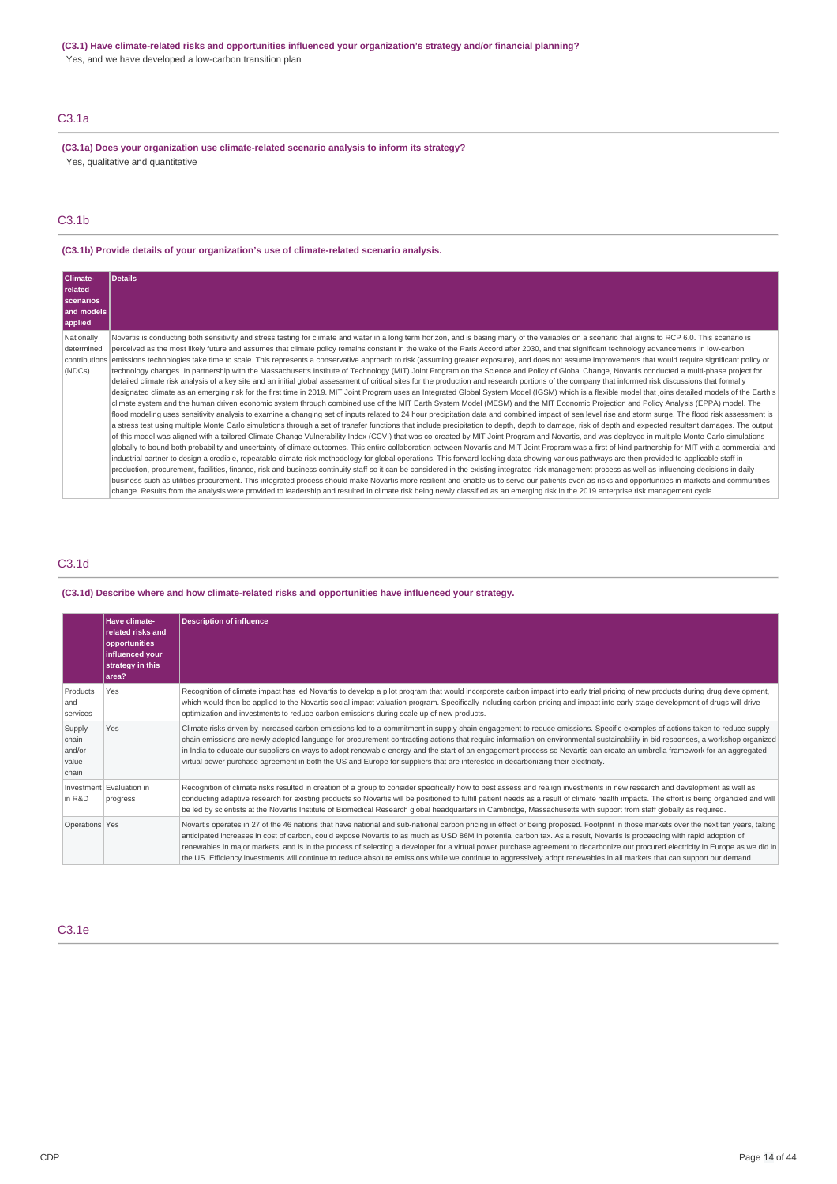**(C3.1) Have climate-related risks and opportunities influenced your organization's strategy and/or financial planning?**

Yes, and we have developed a low-carbon transition plan

## C3.1a

**(C3.1a) Does your organization use climate-related scenario analysis to inform its strategy?**

Yes, qualitative and quantitative

## C3.1b

**(C3.1b) Provide details of your organization's use of climate-related scenario analysis.**

| Climate-related scenarios and models applied | Details |
|---|---|
| Nationally determined contributions (NDCs) | Novartis is conducting both sensitivity and stress testing for climate and water in a long term horizon, and is basing many of the variables on a scenario that aligns to RCP 6.0. This scenario is perceived as the most likely future and assumes that climate policy remains constant in the wake of the Paris Accord after 2030, and that significant technology advancements in low-carbon emissions technologies take time to scale. This represents a conservative approach to risk (assuming greater exposure), and does not assume improvements that would require significant policy or technology changes. In partnership with the Massachusetts Institute of Technology (MIT) Joint Program on the Science and Policy of Global Change, Novartis conducted a multi-phase project for detailed climate risk analysis of a key site and an initial global assessment of critical sites for the production and research portions of the company that informed risk discussions that formally designated climate as an emerging risk for the first time in 2019. MIT Joint Program uses an Integrated Global System Model (IGSM) which is a flexible model that joins detailed models of the Earth's climate system and the human driven economic system through combined use of the MIT Earth System Model (MESM) and the MIT Economic Projection and Policy Analysis (EPPA) model. The flood modeling uses sensitivity analysis to examine a changing set of inputs related to 24 hour precipitation data and combined impact of sea level rise and storm surge. The flood risk assessment is a stress test using multiple Monte Carlo simulations through a set of transfer functions that include precipitation to depth, depth to damage, risk of depth and expected resultant damages. The output of this model was aligned with a tailored Climate Change Vulnerability Index (CCVI) that was co-created by MIT Joint Program and Novartis, and was deployed in multiple Monte Carlo simulations globally to bound both probability and uncertainty of climate outcomes. This entire collaboration between Novartis and MIT Joint Program was a first of kind partnership for MIT with a commercial and industrial partner to design a credible, repeatable climate risk methodology for global operations. This forward looking data showing various pathways are then provided to applicable staff in production, procurement, facilities, finance, risk and business continuity staff so it can be considered in the existing integrated risk management process as well as influencing decisions in daily business such as utilities procurement. This integrated process should make Novartis more resilient and enable us to serve our patients even as risks and opportunities in markets and communities change. Results from the analysis were provided to leadership and resulted in climate risk being newly classified as an emerging risk in the 2019 enterprise risk management cycle. |

## C3.1d

**(C3.1d) Describe where and how climate-related risks and opportunities have influenced your strategy.**

| | Have climate-related risks and opportunities influenced your strategy in this area? | Description of influence |
|---|---|---|
| Products and services | Yes | Recognition of climate impact has led Novartis to develop a pilot program that would incorporate carbon impact into early trial pricing of new products during drug development, which would then be applied to the Novartis social impact valuation program. Specifically including carbon pricing and impact into early stage development of drugs will drive optimization and investments to reduce carbon emissions during scale up of new products. |
| Supply chain and/or value chain | Yes | Climate risks driven by increased carbon emissions led to a commitment in supply chain engagement to reduce emissions. Specific examples of actions taken to reduce supply chain emissions are newly adopted language for procurement contracting actions that require information on environmental sustainability in bid responses, a workshop organized in India to educate our suppliers on ways to adopt renewable energy and the start of an engagement process so Novartis can create an umbrella framework for an aggregated virtual power purchase agreement in both the US and Europe for suppliers that are interested in decarbonizing their electricity. |
| Investment in R&D | Evaluation in progress | Recognition of climate risks resulted in creation of a group to consider specifically how to best assess and realign investments in new research and development as well as conducting adaptive research for existing products so Novartis will be positioned to fulfill patient needs as a result of climate health impacts. The effort is being organized and will be led by scientists at the Novartis Institute of Biomedical Research global headquarters in Cambridge, Massachusetts with support from staff globally as required. |
| Operations | Yes | Novartis operates in 27 of the 46 nations that have national and sub-national carbon pricing in effect or being proposed. Footprint in those markets over the next ten years, taking anticipated increases in cost of carbon, could expose Novartis to as much as USD 86M in potential carbon tax. As a result, Novartis is proceeding with rapid adoption of renewables in major markets, and is in the process of selecting a developer for a virtual power purchase agreement to decarbonize our procured electricity in Europe as we did in the US. Efficiency investments will continue to reduce absolute emissions while we continue to aggressively adopt renewables in all markets that can support our demand. |

## C3.1e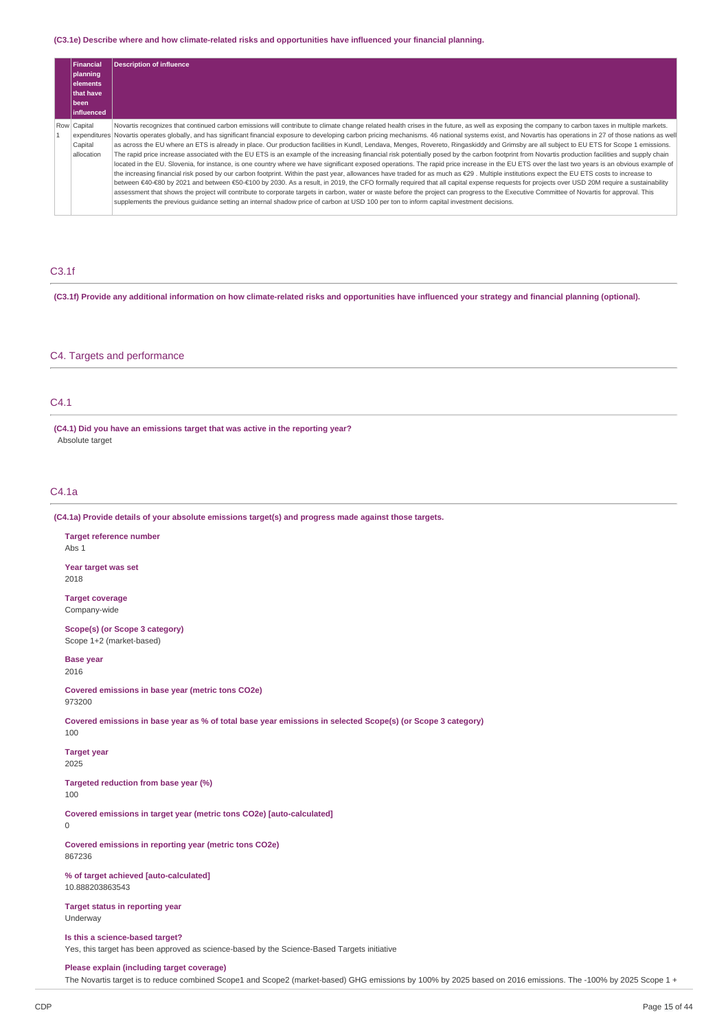**(C3.1e) Describe where and how climate-related risks and opportunities have influenced your financial planning.**

| | Financial planning elements that have been influenced | Description of influence |
|---|---|---|
| Row 1 | Capital expenditures Capital allocation | Novartis recognizes that continued carbon emissions will contribute to climate change related health crises in the future, as well as exposing the company to carbon taxes in multiple markets. Novartis operates globally, and has significant financial exposure to developing carbon pricing mechanisms. 46 national systems exist, and Novartis has operations in 27 of those nations as well as across the EU where an ETS is already in place. Our production facilities in Kundl, Lendava, Menges, Rovereto, Ringaskiddy and Grimsby are all subject to EU ETS for Scope 1 emissions. The rapid price increase associated with the EU ETS is an example of the increasing financial risk potentially posed by the carbon footprint from Novartis production facilities and supply chain located in the EU. Slovenia, for instance, is one country where we have significant exposed operations. The rapid price increase in the EU ETS over the last two years is an obvious example of the increasing financial risk posed by our carbon footprint. Within the past year, allowances have traded for as much as €29 . Multiple institutions expect the EU ETS costs to increase to between €40-€80 by 2021 and between €50-€100 by 2030. As a result, in 2019, the CFO formally required that all capital expense requests for projects over USD 20M require a sustainability assessment that shows the project will contribute to corporate targets in carbon, water or waste before the project can progress to the Executive Committee of Novartis for approval. This supplements the previous guidance setting an internal shadow price of carbon at USD 100 per ton to inform capital investment decisions. |

## C3.1f

**(C3.1f) Provide any additional information on how climate-related risks and opportunities have influenced your strategy and financial planning (optional).**

# C4. Targets and performance

## C4.1

**(C4.1) Did you have an emissions target that was active in the reporting year?**

Absolute target

## C4.1a

**(C4.1a) Provide details of your absolute emissions target(s) and progress made against those targets.**

**Target reference number**
Abs 1

**Year target was set**
2018

**Target coverage**
Company-wide

**Scope(s) (or Scope 3 category)**
Scope 1+2 (market-based)

**Base year**
2016

**Covered emissions in base year (metric tons CO2e)**
973200

**Covered emissions in base year as % of total base year emissions in selected Scope(s) (or Scope 3 category)**
100

**Target year**
2025

**Targeted reduction from base year (%)**
100

**Covered emissions in target year (metric tons CO2e) [auto-calculated]**
0

**Covered emissions in reporting year (metric tons CO2e)**
867236

**% of target achieved [auto-calculated]**
10.888203863543

**Target status in reporting year**
Underway

**Is this a science-based target?**
Yes, this target has been approved as science-based by the Science-Based Targets initiative

**Please explain (including target coverage)**
The Novartis target is to reduce combined Scope1 and Scope2 (market-based) GHG emissions by 100% by 2025 based on 2016 emissions. The -100% by 2025 Scope 1 +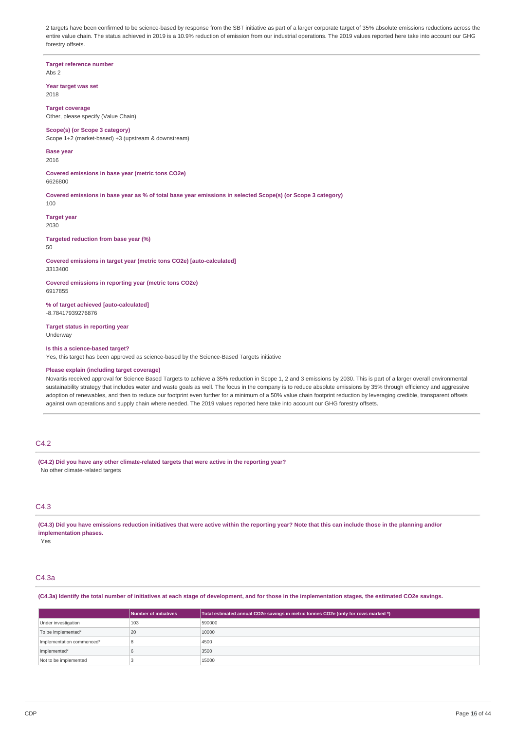2 targets have been confirmed to be science-based by response from the SBT initiative as part of a larger corporate target of 35% absolute emissions reductions across the entire value chain. The status achieved in 2019 is a 10.9% reduction of emission from our industrial operations. The 2019 values reported here take into account our GHG forestry offsets.

**Target reference number**
Abs 2

**Year target was set**
2018

**Target coverage**
Other, please specify (Value Chain)

**Scope(s) (or Scope 3 category)**
Scope 1+2 (market-based) +3 (upstream & downstream)

**Base year**
2016

**Covered emissions in base year (metric tons CO2e)**
6626800

**Covered emissions in base year as % of total base year emissions in selected Scope(s) (or Scope 3 category)**
100

**Target year**
2030

**Targeted reduction from base year (%)**
50

**Covered emissions in target year (metric tons CO2e) [auto-calculated]**
3313400

**Covered emissions in reporting year (metric tons CO2e)**
6917855

**% of target achieved [auto-calculated]**
-8.78417939276876

**Target status in reporting year**
Underway

**Is this a science-based target?**
Yes, this target has been approved as science-based by the Science-Based Targets initiative

**Please explain (including target coverage)**
Novartis received approval for Science Based Targets to achieve a 35% reduction in Scope 1, 2 and 3 emissions by 2030. This is part of a larger overall environmental sustainability strategy that includes water and waste goals as well. The focus in the company is to reduce absolute emissions by 35% through efficiency and aggressive adoption of renewables, and then to reduce our footprint even further for a minimum of a 50% value chain footprint reduction by leveraging credible, transparent offsets against own operations and supply chain where needed. The 2019 values reported here take into account our GHG forestry offsets.

## C4.2

**(C4.2) Did you have any other climate-related targets that were active in the reporting year?**
No other climate-related targets

## C4.3

**(C4.3) Did you have emissions reduction initiatives that were active within the reporting year? Note that this can include those in the planning and/or implementation phases.**
Yes

## C4.3a

**(C4.3a) Identify the total number of initiatives at each stage of development, and for those in the implementation stages, the estimated CO2e savings.**

| | Number of initiatives | Total estimated annual CO2e savings in metric tonnes CO2e (only for rows marked *) |
|---|---|---|
| Under investigation | 103 | 590000 |
| To be implemented* | 20 | 10000 |
| Implementation commenced* | 8 | 4500 |
| Implemented* | 6 | 3500 |
| Not to be implemented | 3 | 15000 |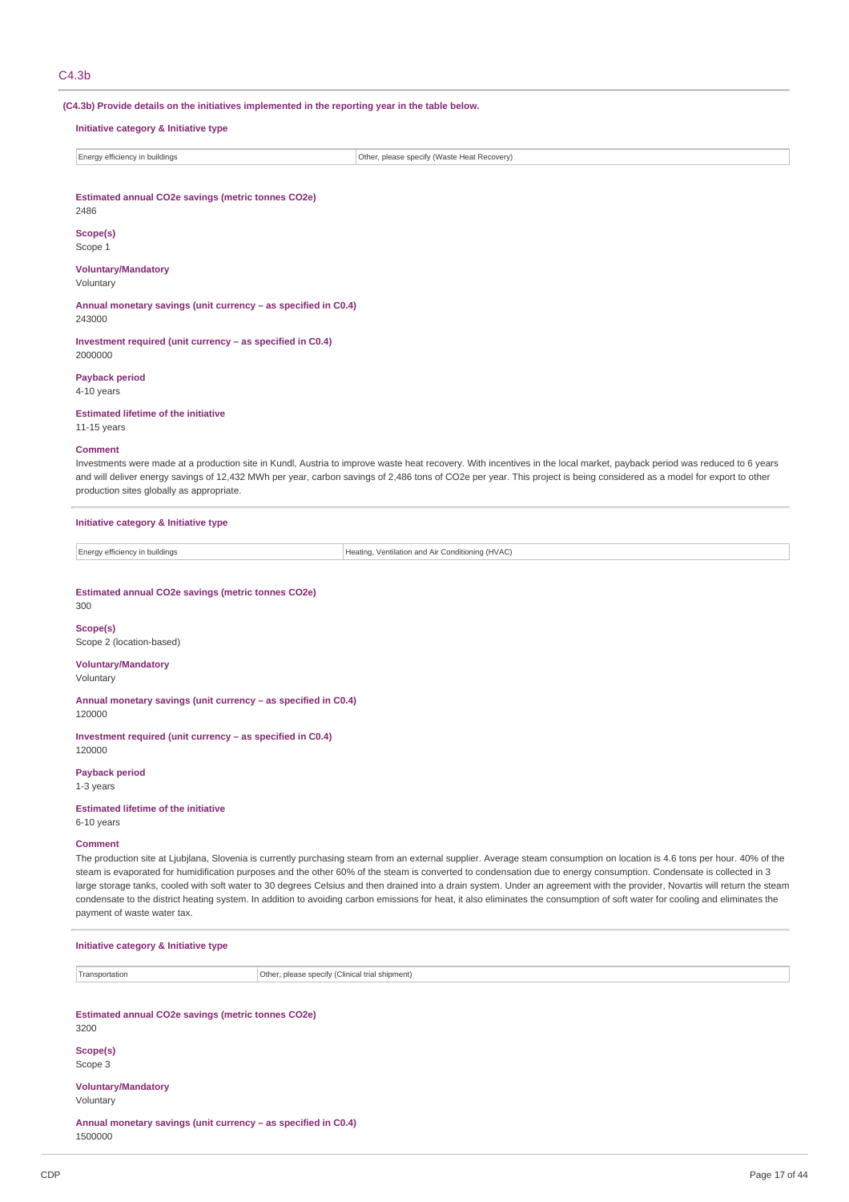## C4.3b

**(C4.3b) Provide details on the initiatives implemented in the reporting year in the table below.**

**Initiative category & Initiative type**

| Energy efficiency in buildings | Other, please specify (Waste Heat Recovery) |
|---|---|

**Estimated annual CO2e savings (metric tonnes CO2e)**
2486

**Scope(s)**
Scope 1

**Voluntary/Mandatory**
Voluntary

**Annual monetary savings (unit currency – as specified in C0.4)**
243000

**Investment required (unit currency – as specified in C0.4)**
2000000

**Payback period**
4-10 years

**Estimated lifetime of the initiative**
11-15 years

**Comment**
Investments were made at a production site in Kundl, Austria to improve waste heat recovery. With incentives in the local market, payback period was reduced to 6 years and will deliver energy savings of 12,432 MWh per year, carbon savings of 2,486 tons of CO2e per year. This project is being considered as a model for export to other production sites globally as appropriate.

**Initiative category & Initiative type**

| Energy efficiency in buildings | Heating, Ventilation and Air Conditioning (HVAC) |
|---|---|

**Estimated annual CO2e savings (metric tonnes CO2e)**
300

**Scope(s)**
Scope 2 (location-based)

**Voluntary/Mandatory**
Voluntary

**Annual monetary savings (unit currency – as specified in C0.4)**
120000

**Investment required (unit currency – as specified in C0.4)**
120000

**Payback period**
1-3 years

**Estimated lifetime of the initiative**
6-10 years

**Comment**
The production site at Ljubljana, Slovenia is currently purchasing steam from an external supplier. Average steam consumption on location is 4.6 tons per hour. 40% of the steam is evaporated for humidification purposes and the other 60% of the steam is converted to condensation due to energy consumption. Condensate is collected in 3 large storage tanks, cooled with soft water to 30 degrees Celsius and then drained into a drain system. Under an agreement with the provider, Novartis will return the steam condensate to the district heating system. In addition to avoiding carbon emissions for heat, it also eliminates the consumption of soft water for cooling and eliminates the payment of waste water tax.

**Initiative category & Initiative type**

| Transportation | Other, please specify (Clinical trial shipment) |
|---|---|

**Estimated annual CO2e savings (metric tonnes CO2e)**
3200

**Scope(s)**
Scope 3

**Voluntary/Mandatory**
Voluntary

**Annual monetary savings (unit currency – as specified in C0.4)**
1500000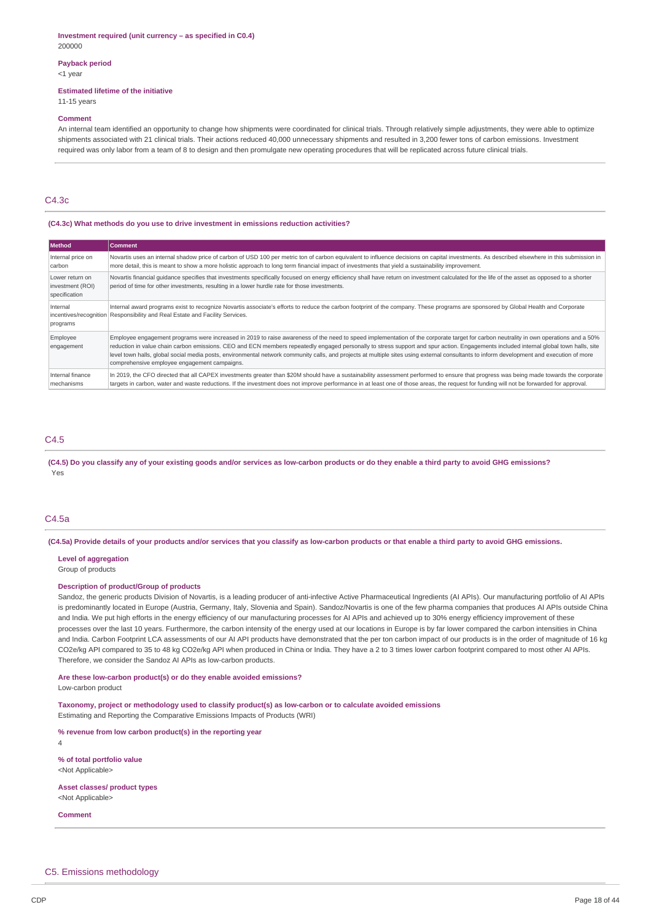**Investment required (unit currency – as specified in C0.4)**
200000

**Payback period**
<1 year

**Estimated lifetime of the initiative**
11-15 years

**Comment**
An internal team identified an opportunity to change how shipments were coordinated for clinical trials. Through relatively simple adjustments, they were able to optimize shipments associated with 21 clinical trials. Their actions reduced 40,000 unnecessary shipments and resulted in 3,200 fewer tons of carbon emissions. Investment required was only labor from a team of 8 to design and then promulgate new operating procedures that will be replicated across future clinical trials.

## C4.3c

**(C4.3c) What methods do you use to drive investment in emissions reduction activities?**

| Method | Comment |
|---|---|
| Internal price on carbon | Novartis uses an internal shadow price of carbon of USD 100 per metric ton of carbon equivalent to influence decisions on capital investments. As described elsewhere in this submission in more detail, this is meant to show a more holistic approach to long term financial impact of investments that yield a sustainability improvement. |
| Lower return on investment (ROI) specification | Novartis financial guidance specifies that investments specifically focused on energy efficiency shall have return on investment calculated for the life of the asset as opposed to a shorter period of time for other investments, resulting in a lower hurdle rate for those investments. |
| Internal incentives/recognition programs | Internal award programs exist to recognize Novartis associate's efforts to reduce the carbon footprint of the company. These programs are sponsored by Global Health and Corporate Responsibility and Real Estate and Facility Services. |
| Employee engagement | Employee engagement programs were increased in 2019 to raise awareness of the need to speed implementation of the corporate target for carbon neutrality in own operations and a 50% reduction in value chain carbon emissions. CEO and ECN members repeatedly engaged personally to stress support and spur action. Engagements included internal global town halls, site level town halls, global social media posts, environmental network community calls, and projects at multiple sites using external consultants to inform development and execution of more comprehensive employee engagement campaigns. |
| Internal finance mechanisms | In 2019, the CFO directed that all CAPEX investments greater than $20M should have a sustainability assessment performed to ensure that progress was being made towards the corporate targets in carbon, water and waste reductions. If the investment does not improve performance in at least one of those areas, the request for funding will not be forwarded for approval. |

## C4.5

**(C4.5) Do you classify any of your existing goods and/or services as low-carbon products or do they enable a third party to avoid GHG emissions?**
Yes

## C4.5a

**(C4.5a) Provide details of your products and/or services that you classify as low-carbon products or that enable a third party to avoid GHG emissions.**

**Level of aggregation**
Group of products

**Description of product/Group of products**
Sandoz, the generic products Division of Novartis, is a leading producer of anti-infective Active Pharmaceutical Ingredients (AI APIs). Our manufacturing portfolio of AI APIs is predominantly located in Europe (Austria, Germany, Italy, Slovenia and Spain). Sandoz/Novartis is one of the few pharma companies that produces AI APIs outside China and India. We put high efforts in the energy efficiency of our manufacturing processes for AI APIs and achieved up to 30% energy efficiency improvement of these processes over the last 10 years. Furthermore, the carbon intensity of the energy used at our locations in Europe is by far lower compared the carbon intensities in China and India. Carbon Footprint LCA assessments of our AI API products have demonstrated that the per ton carbon impact of our products is in the order of magnitude of 16 kg CO2e/kg API compared to 35 to 48 kg CO2e/kg API when produced in China or India. They have a 2 to 3 times lower carbon footprint compared to most other AI APIs. Therefore, we consider the Sandoz AI APIs as low-carbon products.

**Are these low-carbon product(s) or do they enable avoided emissions?**
Low-carbon product

**Taxonomy, project or methodology used to classify product(s) as low-carbon or to calculate avoided emissions**
Estimating and Reporting the Comparative Emissions Impacts of Products (WRI)

**% revenue from low carbon product(s) in the reporting year**
4

**% of total portfolio value**
<Not Applicable>

**Asset classes/ product types**
<Not Applicable>

**Comment**

# C5. Emissions methodology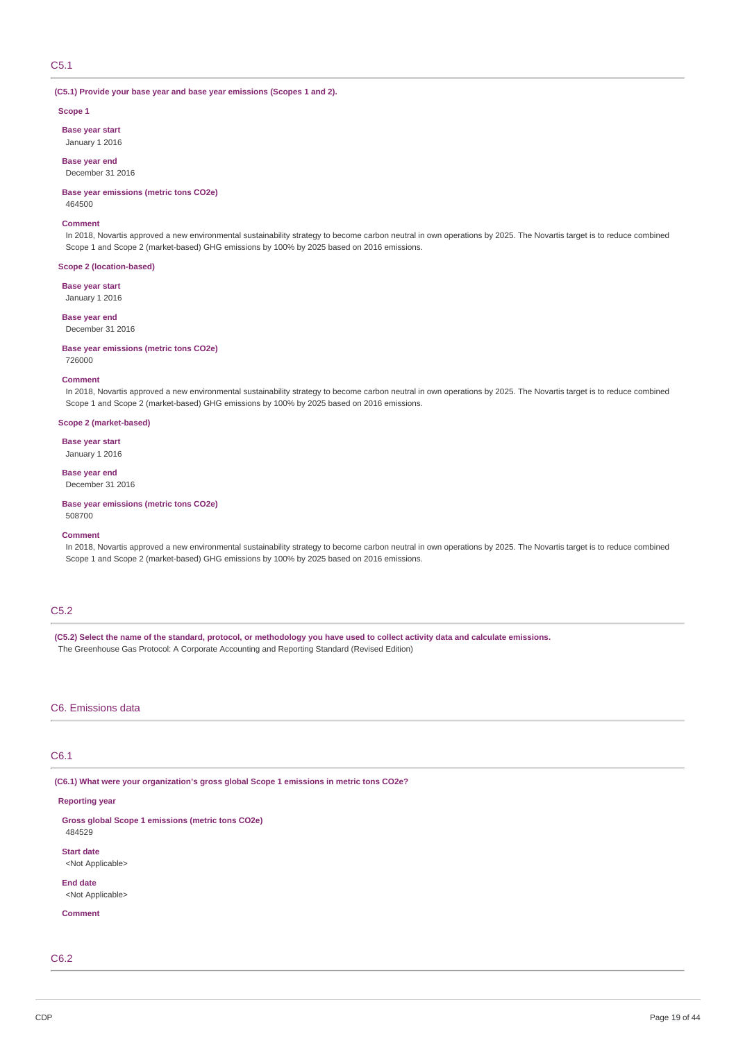## C5.1

**(C5.1) Provide your base year and base year emissions (Scopes 1 and 2).**

**Scope 1**

**Base year start**
January 1 2016

**Base year end**
December 31 2016

**Base year emissions (metric tons CO2e)**
464500

**Comment**
In 2018, Novartis approved a new environmental sustainability strategy to become carbon neutral in own operations by 2025. The Novartis target is to reduce combined Scope 1 and Scope 2 (market-based) GHG emissions by 100% by 2025 based on 2016 emissions.

**Scope 2 (location-based)**

**Base year start**
January 1 2016

**Base year end**
December 31 2016

**Base year emissions (metric tons CO2e)**
726000

**Comment**
In 2018, Novartis approved a new environmental sustainability strategy to become carbon neutral in own operations by 2025. The Novartis target is to reduce combined Scope 1 and Scope 2 (market-based) GHG emissions by 100% by 2025 based on 2016 emissions.

**Scope 2 (market-based)**

**Base year start**
January 1 2016

**Base year end**
December 31 2016

**Base year emissions (metric tons CO2e)**
508700

**Comment**
In 2018, Novartis approved a new environmental sustainability strategy to become carbon neutral in own operations by 2025. The Novartis target is to reduce combined Scope 1 and Scope 2 (market-based) GHG emissions by 100% by 2025 based on 2016 emissions.

## C5.2

**(C5.2) Select the name of the standard, protocol, or methodology you have used to collect activity data and calculate emissions.**
The Greenhouse Gas Protocol: A Corporate Accounting and Reporting Standard (Revised Edition)

# C6. Emissions data

## C6.1

**(C6.1) What were your organization's gross global Scope 1 emissions in metric tons CO2e?**

**Reporting year**

**Gross global Scope 1 emissions (metric tons CO2e)**
484529

**Start date**
<Not Applicable>

**End date**
<Not Applicable>

**Comment**

## C6.2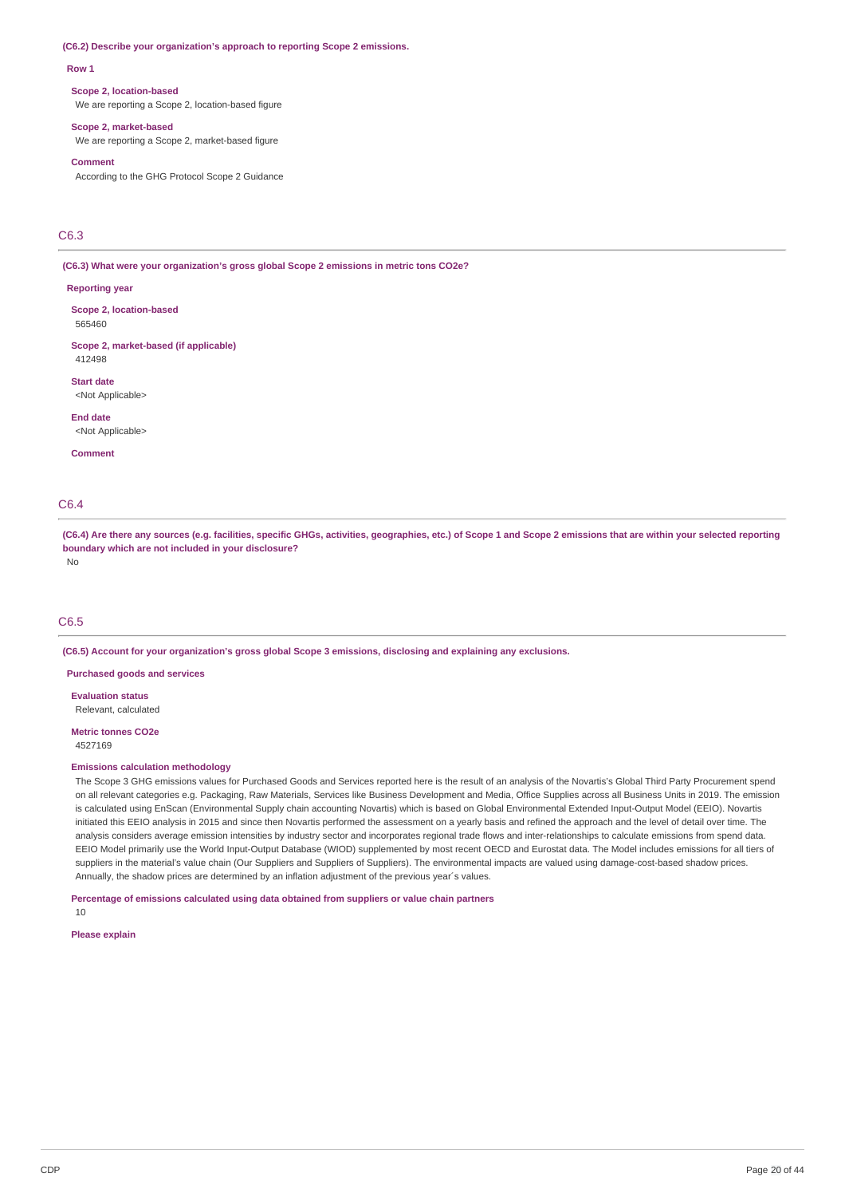**(C6.2) Describe your organization's approach to reporting Scope 2 emissions.**

**Row 1**

**Scope 2, location-based**
We are reporting a Scope 2, location-based figure

**Scope 2, market-based**
We are reporting a Scope 2, market-based figure

**Comment**
According to the GHG Protocol Scope 2 Guidance

## C6.3

**(C6.3) What were your organization's gross global Scope 2 emissions in metric tons CO2e?**

**Reporting year**

**Scope 2, location-based**
565460

**Scope 2, market-based (if applicable)**
412498

**Start date**
<Not Applicable>

**End date**
<Not Applicable>

**Comment**

## C6.4

**(C6.4) Are there any sources (e.g. facilities, specific GHGs, activities, geographies, etc.) of Scope 1 and Scope 2 emissions that are within your selected reporting boundary which are not included in your disclosure?**
No

## C6.5

**(C6.5) Account for your organization's gross global Scope 3 emissions, disclosing and explaining any exclusions.**

**Purchased goods and services**

**Evaluation status**
Relevant, calculated

**Metric tonnes CO2e**
4527169

**Emissions calculation methodology**
The Scope 3 GHG emissions values for Purchased Goods and Services reported here is the result of an analysis of the Novartis's Global Third Party Procurement spend on all relevant categories e.g. Packaging, Raw Materials, Services like Business Development and Media, Office Supplies across all Business Units in 2019. The emission is calculated using EnScan (Environmental Supply chain accounting Novartis) which is based on Global Environmental Extended Input-Output Model (EEIO). Novartis initiated this EEIO analysis in 2015 and since then Novartis performed the assessment on a yearly basis and refined the approach and the level of detail over time. The analysis considers average emission intensities by industry sector and incorporates regional trade flows and inter-relationships to calculate emissions from spend data. EEIO Model primarily use the World Input-Output Database (WIOD) supplemented by most recent OECD and Eurostat data. The Model includes emissions for all tiers of suppliers in the material's value chain (Our Suppliers and Suppliers of Suppliers). The environmental impacts are valued using damage-cost-based shadow prices. Annually, the shadow prices are determined by an inflation adjustment of the previous year´s values.

**Percentage of emissions calculated using data obtained from suppliers or value chain partners**
10

**Please explain**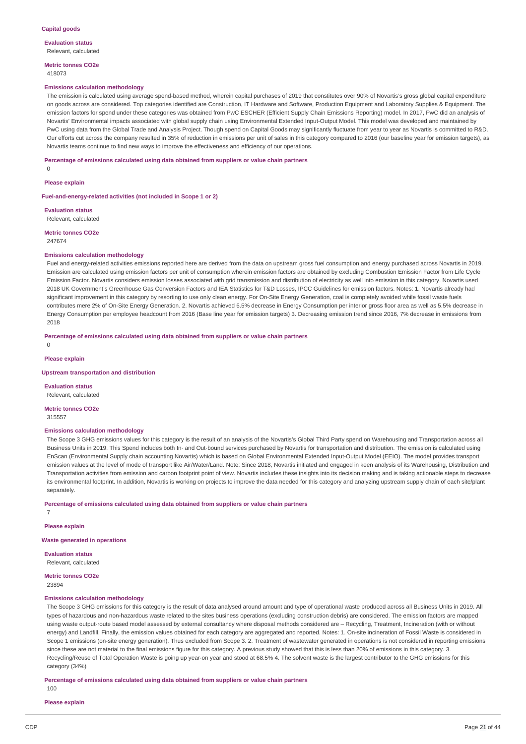### Capital goods

**Evaluation status**

Relevant, calculated

**Metric tonnes CO2e**

418073

**Emissions calculation methodology**

The emission is calculated using average spend-based method, wherein capital purchases of 2019 that constitutes over 90% of Novartis's gross global capital expenditure on goods across are considered. Top categories identified are Construction, IT Hardware and Software, Production Equipment and Laboratory Supplies & Equipment. The emission factors for spend under these categories was obtained from PwC ESCHER (Efficient Supply Chain Emissions Reporting) model. In 2017, PwC did an analysis of Novartis' Environmental impacts associated with global supply chain using Environmental Extended Input-Output Model. This model was developed and maintained by PwC using data from the Global Trade and Analysis Project. Though spend on Capital Goods may significantly fluctuate from year to year as Novartis is committed to R&D. Our efforts cut across the company resulted in 35% of reduction in emissions per unit of sales in this category compared to 2016 (our baseline year for emission targets), as Novartis teams continue to find new ways to improve the effectiveness and efficiency of our operations.

**Percentage of emissions calculated using data obtained from suppliers or value chain partners**

0

**Please explain**

### Fuel-and-energy-related activities (not included in Scope 1 or 2)

**Evaluation status**

Relevant, calculated

**Metric tonnes CO2e**

247674

**Emissions calculation methodology**

Fuel and energy-related activities emissions reported here are derived from the data on upstream gross fuel consumption and energy purchased across Novartis in 2019. Emission are calculated using emission factors per unit of consumption wherein emission factors are obtained by excluding Combustion Emission Factor from Life Cycle Emission Factor. Novartis considers emission losses associated with grid transmission and distribution of electricity as well into emission in this category. Novartis used 2018 UK Government's Greenhouse Gas Conversion Factors and IEA Statistics for T&D Losses, IPCC Guidelines for emission factors. Notes: 1. Novartis already had significant improvement in this category by resorting to use only clean energy. For On-Site Energy Generation, coal is completely avoided while fossil waste fuels contributes mere 2% of On-Site Energy Generation. 2. Novartis achieved 6.5% decrease in Energy Consumption per interior gross floor area as well as 5.5% decrease in Energy Consumption per employee headcount from 2016 (Base line year for emission targets) 3. Decreasing emission trend since 2016, 7% decrease in emissions from 2018

**Percentage of emissions calculated using data obtained from suppliers or value chain partners**

0

**Please explain**

### Upstream transportation and distribution

**Evaluation status**

Relevant, calculated

**Metric tonnes CO2e**

315557

**Emissions calculation methodology**

The Scope 3 GHG emissions values for this category is the result of an analysis of the Novartis's Global Third Party spend on Warehousing and Transportation across all Business Units in 2019. This Spend includes both In- and Out-bound services purchased by Novartis for transportation and distribution. The emission is calculated using EnScan (Environmental Supply chain accounting Novartis) which is based on Global Environmental Extended Input-Output Model (EEIO). The model provides transport emission values at the level of mode of transport like Air/Water/Land. Note: Since 2018, Novartis initiated and engaged in keen analysis of its Warehousing, Distribution and Transportation activities from emission and carbon footprint point of view. Novartis includes these insights into its decision making and is taking actionable steps to decrease its environmental footprint. In addition, Novartis is working on projects to improve the data needed for this category and analyzing upstream supply chain of each site/plant separately.

**Percentage of emissions calculated using data obtained from suppliers or value chain partners**

7

**Please explain**

### Waste generated in operations

**Evaluation status**

Relevant, calculated

**Metric tonnes CO2e**

23894

**Emissions calculation methodology**

The Scope 3 GHG emissions for this category is the result of data analysed around amount and type of operational waste produced across all Business Units in 2019. All types of hazardous and non-hazardous waste related to the sites business operations (excluding construction debris) are considered. The emission factors are mapped using waste output-route based model assessed by external consultancy where disposal methods considered are – Recycling, Treatment, Incineration (with or without energy) and Landfill. Finally, the emission values obtained for each category are aggregated and reported. Notes: 1. On-site incineration of Fossil Waste is considered in Scope 1 emissions (on-site energy generation). Thus excluded from Scope 3. 2. Treatment of wastewater generated in operations is not considered in reporting emissions since these are not material to the final emissions figure for this category. A previous study showed that this is less than 20% of emissions in this category. 3. Recycling/Reuse of Total Operation Waste is going up year-on year and stood at 68.5% 4. The solvent waste is the largest contributor to the GHG emissions for this category (34%)

**Percentage of emissions calculated using data obtained from suppliers or value chain partners**

100

**Please explain**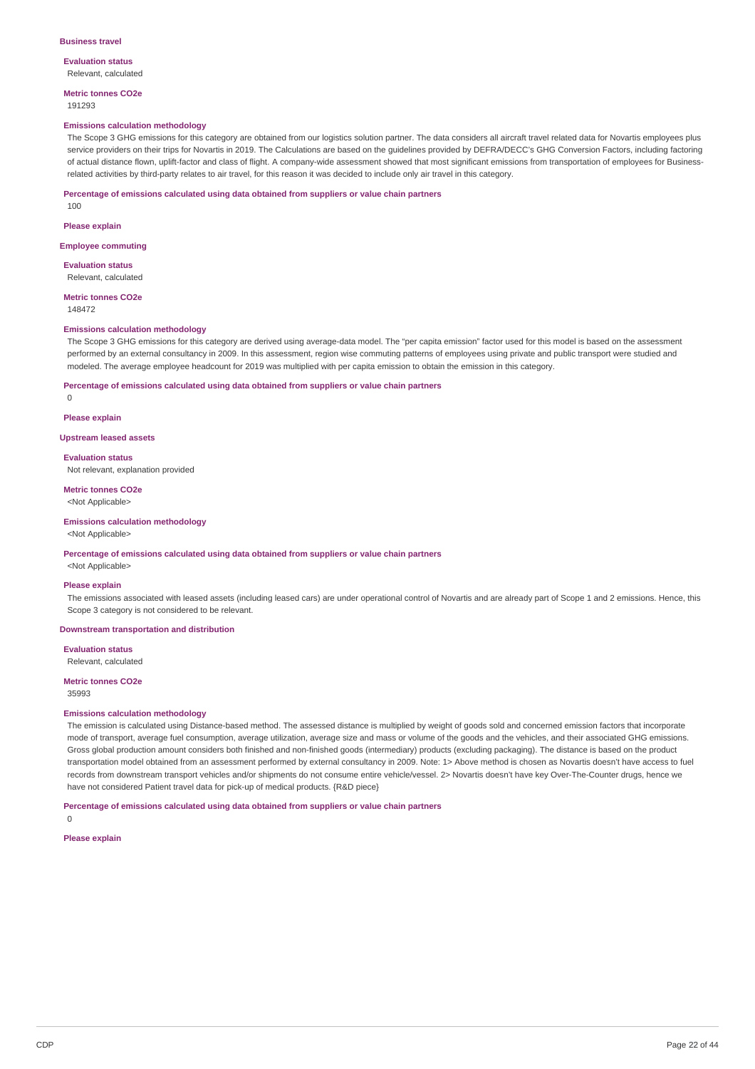### Business travel

**Evaluation status**

Relevant, calculated

**Metric tonnes CO2e**

191293

**Emissions calculation methodology**

The Scope 3 GHG emissions for this category are obtained from our logistics solution partner. The data considers all aircraft travel related data for Novartis employees plus service providers on their trips for Novartis in 2019. The Calculations are based on the guidelines provided by DEFRA/DECC's GHG Conversion Factors, including factoring of actual distance flown, uplift-factor and class of flight. A company-wide assessment showed that most significant emissions from transportation of employees for Business-related activities by third-party relates to air travel, for this reason it was decided to include only air travel in this category.

**Percentage of emissions calculated using data obtained from suppliers or value chain partners**

100

**Please explain**

### Employee commuting

**Evaluation status**

Relevant, calculated

**Metric tonnes CO2e**

148472

**Emissions calculation methodology**

The Scope 3 GHG emissions for this category are derived using average-data model. The "per capita emission" factor used for this model is based on the assessment performed by an external consultancy in 2009. In this assessment, region wise commuting patterns of employees using private and public transport were studied and modeled. The average employee headcount for 2019 was multiplied with per capita emission to obtain the emission in this category.

**Percentage of emissions calculated using data obtained from suppliers or value chain partners**

0

**Please explain**

### Upstream leased assets

**Evaluation status**

Not relevant, explanation provided

**Metric tonnes CO2e**

<Not Applicable>

**Emissions calculation methodology**

<Not Applicable>

**Percentage of emissions calculated using data obtained from suppliers or value chain partners**

<Not Applicable>

**Please explain**

The emissions associated with leased assets (including leased cars) are under operational control of Novartis and are already part of Scope 1 and 2 emissions. Hence, this Scope 3 category is not considered to be relevant.

### Downstream transportation and distribution

**Evaluation status**

Relevant, calculated

**Metric tonnes CO2e**

35993

**Emissions calculation methodology**

The emission is calculated using Distance-based method. The assessed distance is multiplied by weight of goods sold and concerned emission factors that incorporate mode of transport, average fuel consumption, average utilization, average size and mass or volume of the goods and the vehicles, and their associated GHG emissions. Gross global production amount considers both finished and non-finished goods (intermediary) products (excluding packaging). The distance is based on the product transportation model obtained from an assessment performed by external consultancy in 2009. Note: 1> Above method is chosen as Novartis doesn't have access to fuel records from downstream transport vehicles and/or shipments do not consume entire vehicle/vessel. 2> Novartis doesn't have key Over-The-Counter drugs, hence we have not considered Patient travel data for pick-up of medical products. {R&D piece}

**Percentage of emissions calculated using data obtained from suppliers or value chain partners**

0

**Please explain**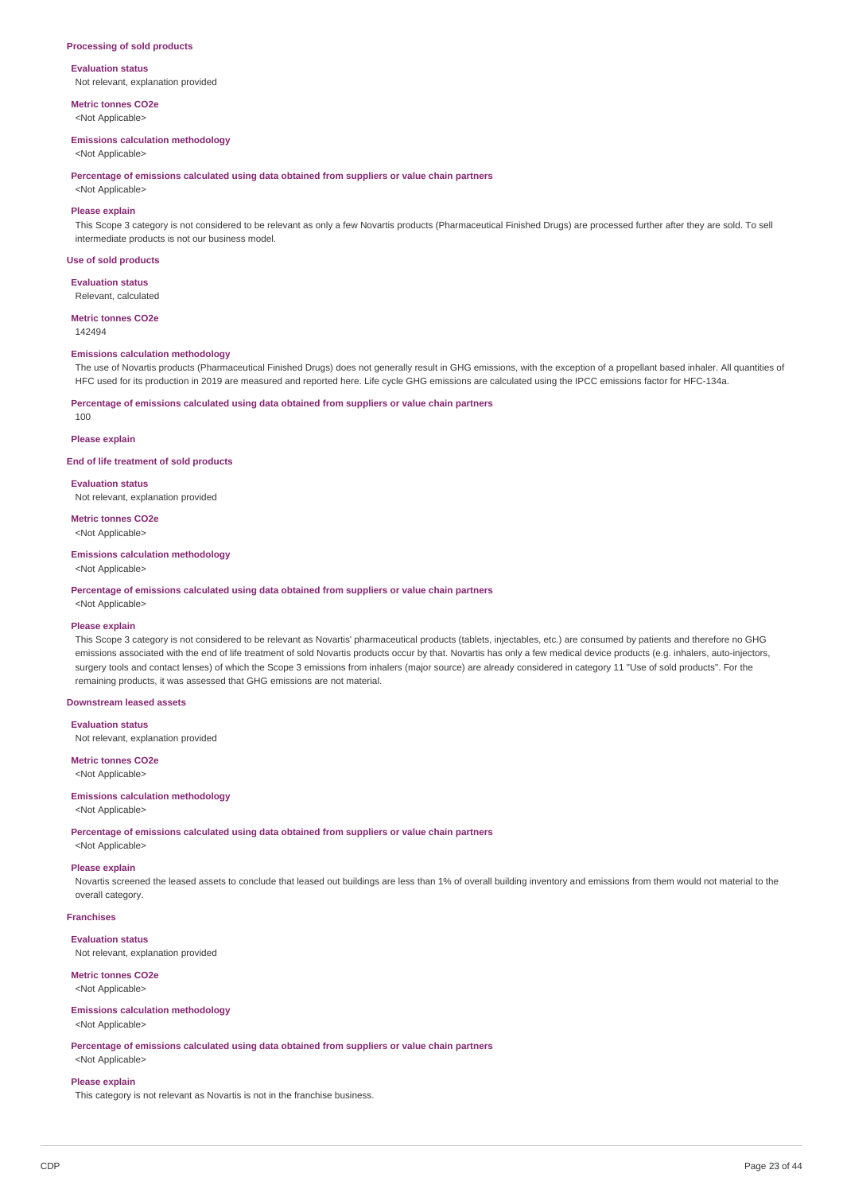### Processing of sold products

**Evaluation status**

Not relevant, explanation provided

**Metric tonnes CO2e**

<Not Applicable>

**Emissions calculation methodology**

<Not Applicable>

**Percentage of emissions calculated using data obtained from suppliers or value chain partners**

<Not Applicable>

**Please explain**

This Scope 3 category is not considered to be relevant as only a few Novartis products (Pharmaceutical Finished Drugs) are processed further after they are sold. To sell intermediate products is not our business model.

### Use of sold products

**Evaluation status**

Relevant, calculated

**Metric tonnes CO2e**

142494

**Emissions calculation methodology**

The use of Novartis products (Pharmaceutical Finished Drugs) does not generally result in GHG emissions, with the exception of a propellant based inhaler. All quantities of HFC used for its production in 2019 are measured and reported here. Life cycle GHG emissions are calculated using the IPCC emissions factor for HFC-134a.

**Percentage of emissions calculated using data obtained from suppliers or value chain partners**

100

**Please explain**

### End of life treatment of sold products

**Evaluation status**

Not relevant, explanation provided

**Metric tonnes CO2e**

<Not Applicable>

**Emissions calculation methodology**

<Not Applicable>

**Percentage of emissions calculated using data obtained from suppliers or value chain partners**

<Not Applicable>

**Please explain**

This Scope 3 category is not considered to be relevant as Novartis' pharmaceutical products (tablets, injectables, etc.) are consumed by patients and therefore no GHG emissions associated with the end of life treatment of sold Novartis products occur by that. Novartis has only a few medical device products (e.g. inhalers, auto-injectors, surgery tools and contact lenses) of which the Scope 3 emissions from inhalers (major source) are already considered in category 11 "Use of sold products". For the remaining products, it was assessed that GHG emissions are not material.

### Downstream leased assets

**Evaluation status**

Not relevant, explanation provided

**Metric tonnes CO2e**

<Not Applicable>

**Emissions calculation methodology**

<Not Applicable>

**Percentage of emissions calculated using data obtained from suppliers or value chain partners**

<Not Applicable>

**Please explain**

Novartis screened the leased assets to conclude that leased out buildings are less than 1% of overall building inventory and emissions from them would not material to the overall category.

### Franchises

**Evaluation status**

Not relevant, explanation provided

**Metric tonnes CO2e**

<Not Applicable>

**Emissions calculation methodology**

<Not Applicable>

**Percentage of emissions calculated using data obtained from suppliers or value chain partners**

<Not Applicable>

**Please explain**

This category is not relevant as Novartis is not in the franchise business.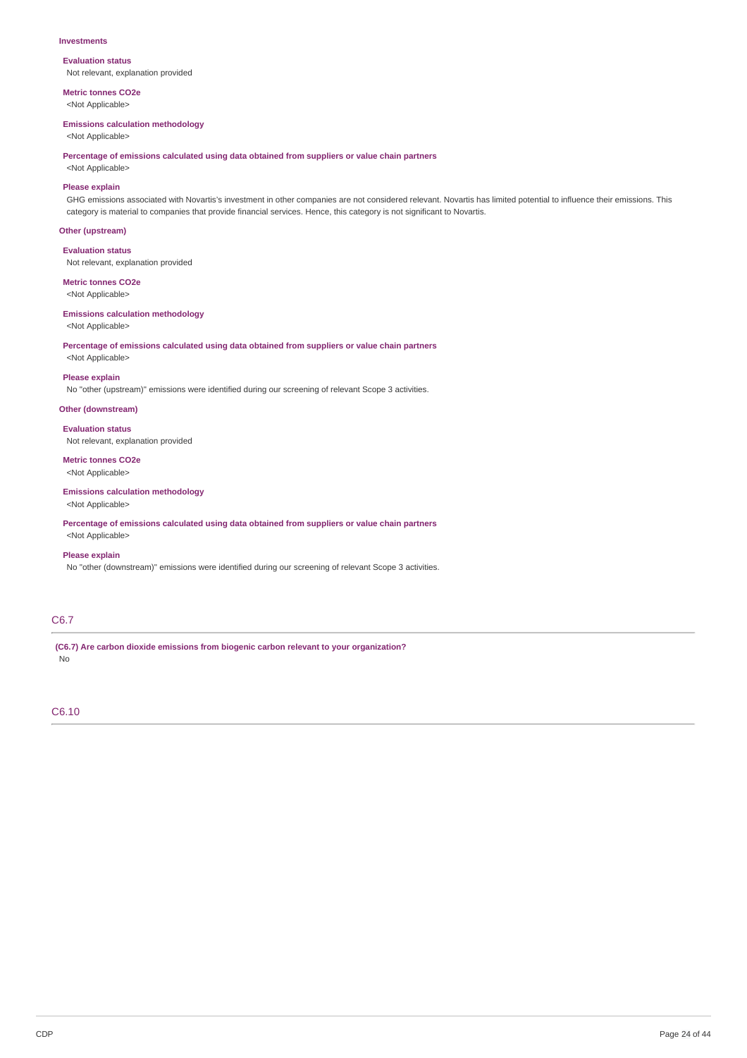**Investments**

**Evaluation status**
Not relevant, explanation provided

**Metric tonnes CO2e**
<Not Applicable>

**Emissions calculation methodology**
<Not Applicable>

**Percentage of emissions calculated using data obtained from suppliers or value chain partners**
<Not Applicable>

**Please explain**
GHG emissions associated with Novartis's investment in other companies are not considered relevant. Novartis has limited potential to influence their emissions. This category is material to companies that provide financial services. Hence, this category is not significant to Novartis.

**Other (upstream)**

**Evaluation status**
Not relevant, explanation provided

**Metric tonnes CO2e**
<Not Applicable>

**Emissions calculation methodology**
<Not Applicable>

**Percentage of emissions calculated using data obtained from suppliers or value chain partners**
<Not Applicable>

**Please explain**
No "other (upstream)" emissions were identified during our screening of relevant Scope 3 activities.

**Other (downstream)**

**Evaluation status**
Not relevant, explanation provided

**Metric tonnes CO2e**
<Not Applicable>

**Emissions calculation methodology**
<Not Applicable>

**Percentage of emissions calculated using data obtained from suppliers or value chain partners**
<Not Applicable>

**Please explain**
No "other (downstream)" emissions were identified during our screening of relevant Scope 3 activities.

## C6.7

**(C6.7) Are carbon dioxide emissions from biogenic carbon relevant to your organization?**
No

## C6.10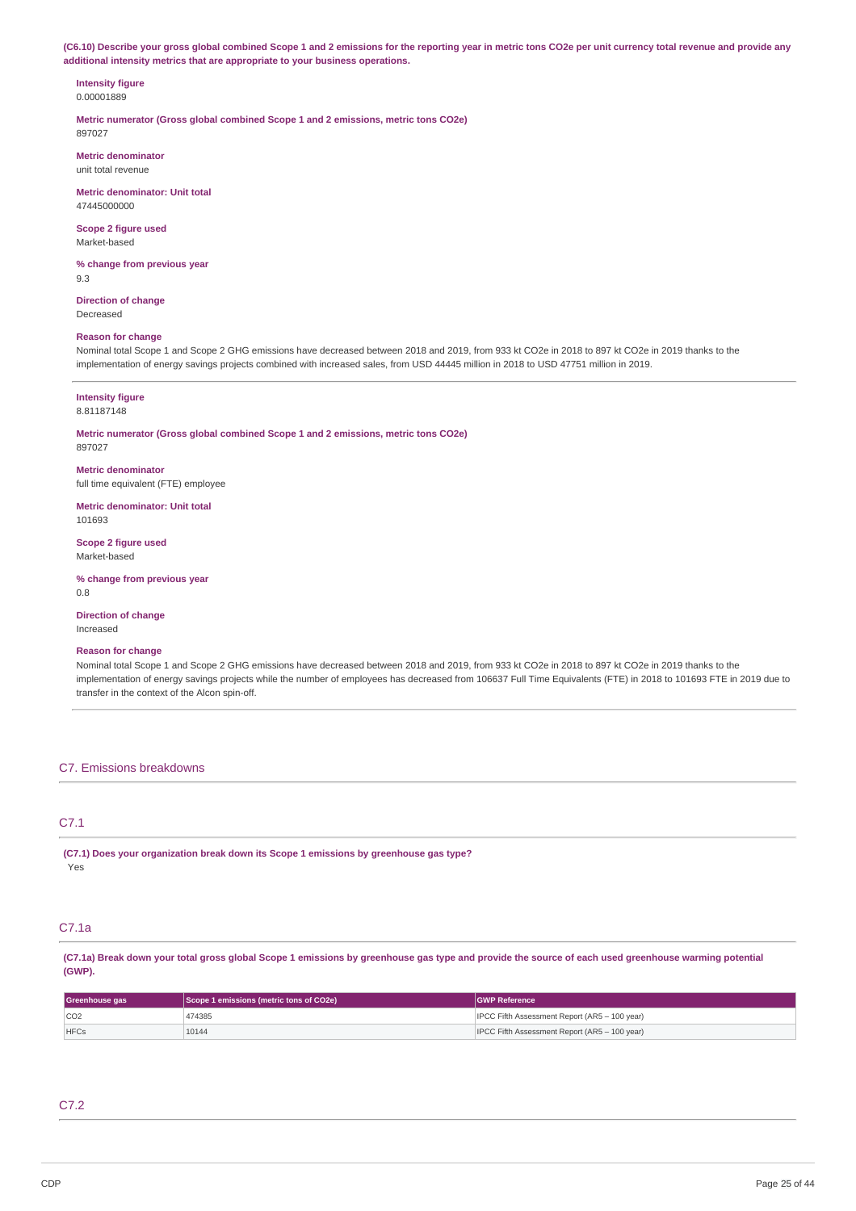**(C6.10) Describe your gross global combined Scope 1 and 2 emissions for the reporting year in metric tons CO2e per unit currency total revenue and provide any additional intensity metrics that are appropriate to your business operations.**

**Intensity figure**
0.00001889

**Metric numerator (Gross global combined Scope 1 and 2 emissions, metric tons CO2e)**
897027

**Metric denominator**
unit total revenue

**Metric denominator: Unit total**
47445000000

**Scope 2 figure used**
Market-based

**% change from previous year**
9.3

**Direction of change**
Decreased

**Reason for change**
Nominal total Scope 1 and Scope 2 GHG emissions have decreased between 2018 and 2019, from 933 kt CO2e in 2018 to 897 kt CO2e in 2019 thanks to the implementation of energy savings projects combined with increased sales, from USD 44445 million in 2018 to USD 47751 million in 2019.

---

**Intensity figure**
8.81187148

**Metric numerator (Gross global combined Scope 1 and 2 emissions, metric tons CO2e)**
897027

**Metric denominator**
full time equivalent (FTE) employee

**Metric denominator: Unit total**
101693

**Scope 2 figure used**
Market-based

**% change from previous year**
0.8

**Direction of change**
Increased

**Reason for change**
Nominal total Scope 1 and Scope 2 GHG emissions have decreased between 2018 and 2019, from 933 kt CO2e in 2018 to 897 kt CO2e in 2019 thanks to the implementation of energy savings projects while the number of employees has decreased from 106637 Full Time Equivalents (FTE) in 2018 to 101693 FTE in 2019 due to transfer in the context of the Alcon spin-off.

## C7. Emissions breakdowns

## C7.1

**(C7.1) Does your organization break down its Scope 1 emissions by greenhouse gas type?**
Yes

## C7.1a

**(C7.1a) Break down your total gross global Scope 1 emissions by greenhouse gas type and provide the source of each used greenhouse warming potential (GWP).**

| Greenhouse gas | Scope 1 emissions (metric tons of CO2e) | GWP Reference |
|---|---|---|
| CO2 | 474385 | IPCC Fifth Assessment Report (AR5 – 100 year) |
| HFCs | 10144 | IPCC Fifth Assessment Report (AR5 – 100 year) |

## C7.2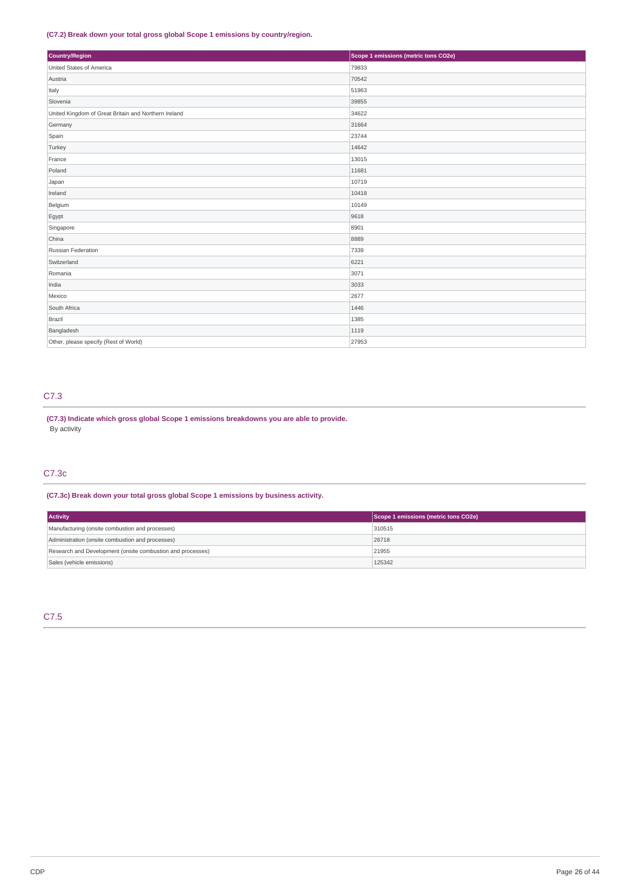**(C7.2) Break down your total gross global Scope 1 emissions by country/region.**

| Country/Region | Scope 1 emissions (metric tons CO2e) |
| --- | --- |
| United States of America | 79833 |
| Austria | 70542 |
| Italy | 51963 |
| Slovenia | 39855 |
| United Kingdom of Great Britain and Northern Ireland | 34622 |
| Germany | 31664 |
| Spain | 23744 |
| Turkey | 14642 |
| France | 13015 |
| Poland | 11681 |
| Japan | 10719 |
| Ireland | 10418 |
| Belgium | 10149 |
| Egypt | 9618 |
| Singapore | 8901 |
| China | 8889 |
| Russian Federation | 7339 |
| Switzerland | 6221 |
| Romania | 3071 |
| India | 3033 |
| Mexico | 2677 |
| South Africa | 1446 |
| Brazil | 1385 |
| Bangladesh | 1119 |
| Other, please specify (Rest of World) | 27953 |

## C7.3

**(C7.3) Indicate which gross global Scope 1 emissions breakdowns you are able to provide.**

By activity

## C7.3c

**(C7.3c) Break down your total gross global Scope 1 emissions by business activity.**

| Activity | Scope 1 emissions (metric tons CO2e) |
| --- | --- |
| Manufacturing (onsite combustion and processes) | 310515 |
| Administration (onsite combustion and processes) | 26718 |
| Research and Development (onsite combustion and processes) | 21955 |
| Sales (vehicle emissions) | 125342 |

## C7.5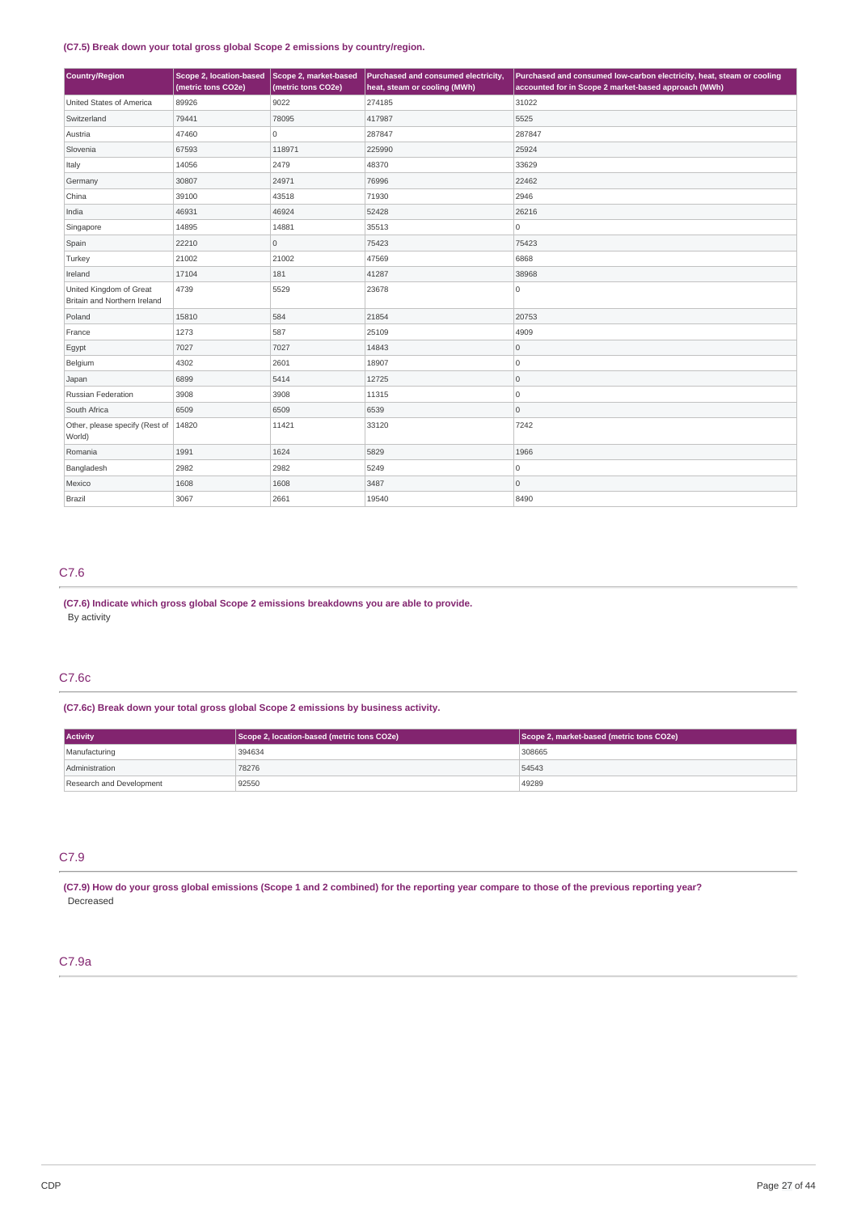(C7.5) Break down your total gross global Scope 2 emissions by country/region.

| Country/Region | Scope 2, location-based (metric tons CO2e) | Scope 2, market-based (metric tons CO2e) | Purchased and consumed electricity, heat, steam or cooling (MWh) | Purchased and consumed low-carbon electricity, heat, steam or cooling accounted for in Scope 2 market-based approach (MWh) |
|---|---|---|---|---|
| United States of America | 89926 | 9022 | 274185 | 31022 |
| Switzerland | 79441 | 78095 | 417987 | 5525 |
| Austria | 47460 | 0 | 287847 | 287847 |
| Slovenia | 67593 | 118971 | 225990 | 25924 |
| Italy | 14056 | 2479 | 48370 | 33629 |
| Germany | 30807 | 24971 | 76996 | 22462 |
| China | 39100 | 43518 | 71930 | 2946 |
| India | 46931 | 46924 | 52428 | 26216 |
| Singapore | 14895 | 14881 | 35513 | 0 |
| Spain | 22210 | 0 | 75423 | 75423 |
| Turkey | 21002 | 21002 | 47569 | 6868 |
| Ireland | 17104 | 181 | 41287 | 38968 |
| United Kingdom of Great Britain and Northern Ireland | 4739 | 5529 | 23678 | 0 |
| Poland | 15810 | 584 | 21854 | 20753 |
| France | 1273 | 587 | 25109 | 4909 |
| Egypt | 7027 | 7027 | 14843 | 0 |
| Belgium | 4302 | 2601 | 18907 | 0 |
| Japan | 6899 | 5414 | 12725 | 0 |
| Russian Federation | 3908 | 3908 | 11315 | 0 |
| South Africa | 6509 | 6509 | 6539 | 0 |
| Other, please specify (Rest of World) | 14820 | 11421 | 33120 | 7242 |
| Romania | 1991 | 1624 | 5829 | 1966 |
| Bangladesh | 2982 | 2982 | 5249 | 0 |
| Mexico | 1608 | 1608 | 3487 | 0 |
| Brazil | 3067 | 2661 | 19540 | 8490 |

## C7.6

(C7.6) Indicate which gross global Scope 2 emissions breakdowns you are able to provide.

By activity

## C7.6c

(C7.6c) Break down your total gross global Scope 2 emissions by business activity.

| Activity | Scope 2, location-based (metric tons CO2e) | Scope 2, market-based (metric tons CO2e) |
|---|---|---|
| Manufacturing | 394634 | 308665 |
| Administration | 78276 | 54543 |
| Research and Development | 92550 | 49289 |

## C7.9

(C7.9) How do your gross global emissions (Scope 1 and 2 combined) for the reporting year compare to those of the previous reporting year?

Decreased

## C7.9a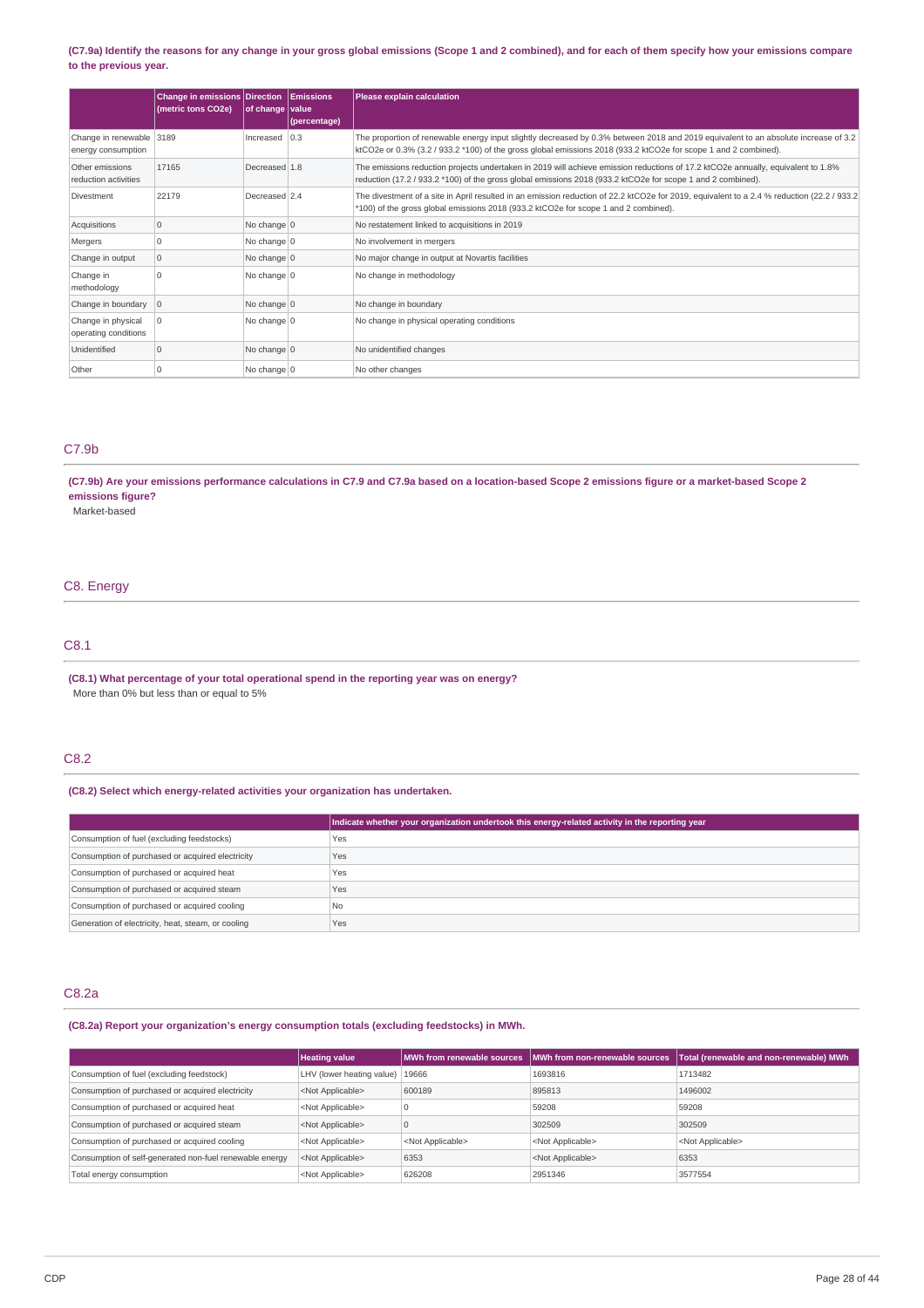**(C7.9a) Identify the reasons for any change in your gross global emissions (Scope 1 and 2 combined), and for each of them specify how your emissions compare to the previous year.**

| | Change in emissions (metric tons CO2e) | Direction of change | Emissions value (percentage) | Please explain calculation |
|---|---|---|---|---|
| Change in renewable energy consumption | 3189 | Increased | 0.3 | The proportion of renewable energy input slightly decreased by 0.3% between 2018 and 2019 equivalent to an absolute increase of 3.2 ktCO2e or 0.3% (3.2 / 933.2 *100) of the gross global emissions 2018 (933.2 ktCO2e for scope 1 and 2 combined). |
| Other emissions reduction activities | 17165 | Decreased | 1.8 | The emissions reduction projects undertaken in 2019 will achieve emission reductions of 17.2 ktCO2e annually, equivalent to 1.8% reduction (17.2 / 933.2 *100) of the gross global emissions 2018 (933.2 ktCO2e for scope 1 and 2 combined). |
| Divestment | 22179 | Decreased | 2.4 | The divestment of a site in April resulted in an emission reduction of 22.2 ktCO2e for 2019, equivalent to a 2.4 % reduction (22.2 / 933.2 *100) of the gross global emissions 2018 (933.2 ktCO2e for scope 1 and 2 combined). |
| Acquisitions | 0 | No change | 0 | No restatement linked to acquisitions in 2019 |
| Mergers | 0 | No change | 0 | No involvement in mergers |
| Change in output | 0 | No change | 0 | No major change in output at Novartis facilities |
| Change in methodology | 0 | No change | 0 | No change in methodology |
| Change in boundary | 0 | No change | 0 | No change in boundary |
| Change in physical operating conditions | 0 | No change | 0 | No change in physical operating conditions |
| Unidentified | 0 | No change | 0 | No unidentified changes |
| Other | 0 | No change | 0 | No other changes |

## C7.9b

**(C7.9b) Are your emissions performance calculations in C7.9 and C7.9a based on a location-based Scope 2 emissions figure or a market-based Scope 2 emissions figure?**

Market-based

# C8. Energy

## C8.1

**(C8.1) What percentage of your total operational spend in the reporting year was on energy?**

More than 0% but less than or equal to 5%

## C8.2

**(C8.2) Select which energy-related activities your organization has undertaken.**

| | Indicate whether your organization undertook this energy-related activity in the reporting year |
|---|---|
| Consumption of fuel (excluding feedstocks) | Yes |
| Consumption of purchased or acquired electricity | Yes |
| Consumption of purchased or acquired heat | Yes |
| Consumption of purchased or acquired steam | Yes |
| Consumption of purchased or acquired cooling | No |
| Generation of electricity, heat, steam, or cooling | Yes |

## C8.2a

**(C8.2a) Report your organization's energy consumption totals (excluding feedstocks) in MWh.**

| | Heating value | MWh from renewable sources | MWh from non-renewable sources | Total (renewable and non-renewable) MWh |
|---|---|---|---|---|
| Consumption of fuel (excluding feedstock) | LHV (lower heating value) | 19666 | 1693816 | 1713482 |
| Consumption of purchased or acquired electricity | <Not Applicable> | 600189 | 895813 | 1496002 |
| Consumption of purchased or acquired heat | <Not Applicable> | 0 | 59208 | 59208 |
| Consumption of purchased or acquired steam | <Not Applicable> | 0 | 302509 | 302509 |
| Consumption of purchased or acquired cooling | <Not Applicable> | <Not Applicable> | <Not Applicable> | <Not Applicable> |
| Consumption of self-generated non-fuel renewable energy | <Not Applicable> | 6353 | <Not Applicable> | 6353 |
| Total energy consumption | <Not Applicable> | 626208 | 2951346 | 3577554 |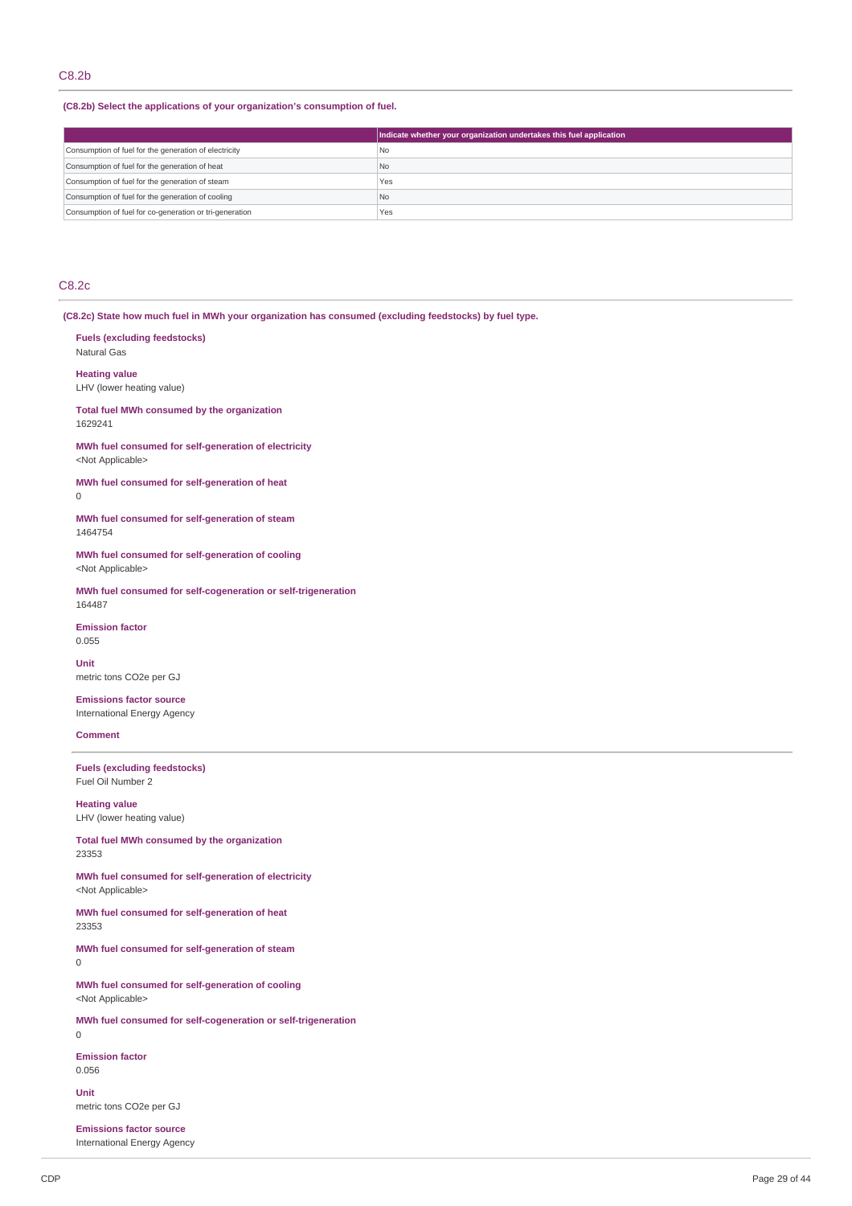## C8.2b

**(C8.2b) Select the applications of your organization's consumption of fuel.**

| | Indicate whether your organization undertakes this fuel application |
|---|---|
| Consumption of fuel for the generation of electricity | No |
| Consumption of fuel for the generation of heat | No |
| Consumption of fuel for the generation of steam | Yes |
| Consumption of fuel for the generation of cooling | No |
| Consumption of fuel for co-generation or tri-generation | Yes |

## C8.2c

**(C8.2c) State how much fuel in MWh your organization has consumed (excluding feedstocks) by fuel type.**

**Fuels (excluding feedstocks)**
Natural Gas

**Heating value**
LHV (lower heating value)

**Total fuel MWh consumed by the organization**
1629241

**MWh fuel consumed for self-generation of electricity**
<Not Applicable>

**MWh fuel consumed for self-generation of heat**
0

**MWh fuel consumed for self-generation of steam**
1464754

**MWh fuel consumed for self-generation of cooling**
<Not Applicable>

**MWh fuel consumed for self-cogeneration or self-trigeneration**
164487

**Emission factor**
0.055

**Unit**
metric tons CO2e per GJ

**Emissions factor source**
International Energy Agency

**Comment**

---

**Fuels (excluding feedstocks)**
Fuel Oil Number 2

**Heating value**
LHV (lower heating value)

**Total fuel MWh consumed by the organization**
23353

**MWh fuel consumed for self-generation of electricity**
<Not Applicable>

**MWh fuel consumed for self-generation of heat**
23353

**MWh fuel consumed for self-generation of steam**
0

**MWh fuel consumed for self-generation of cooling**
<Not Applicable>

**MWh fuel consumed for self-cogeneration or self-trigeneration**
0

**Emission factor**
0.056

**Unit**
metric tons CO2e per GJ

**Emissions factor source**
International Energy Agency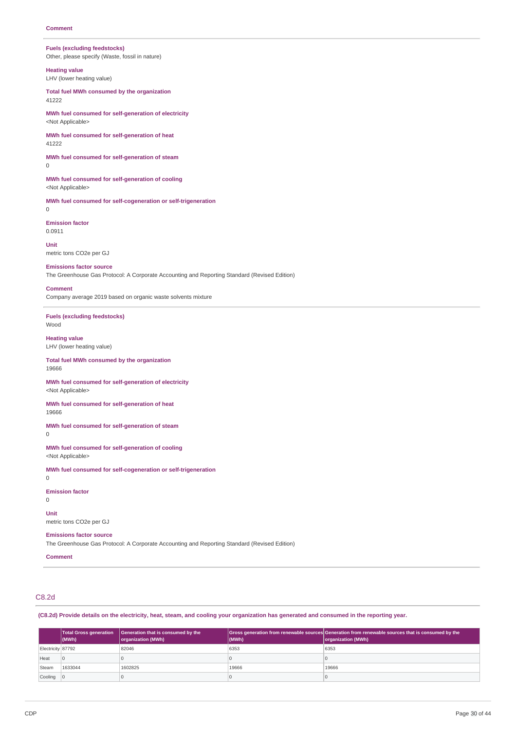**Comment**

---

**Fuels (excluding feedstocks)**
Other, please specify (Waste, fossil in nature)

**Heating value**
LHV (lower heating value)

**Total fuel MWh consumed by the organization**
41222

**MWh fuel consumed for self-generation of electricity**
<Not Applicable>

**MWh fuel consumed for self-generation of heat**
41222

**MWh fuel consumed for self-generation of steam**
0

**MWh fuel consumed for self-generation of cooling**
<Not Applicable>

**MWh fuel consumed for self-cogeneration or self-trigeneration**
0

**Emission factor**
0.0911

**Unit**
metric tons CO2e per GJ

**Emissions factor source**
The Greenhouse Gas Protocol: A Corporate Accounting and Reporting Standard (Revised Edition)

**Comment**
Company average 2019 based on organic waste solvents mixture

---

**Fuels (excluding feedstocks)**
Wood

**Heating value**
LHV (lower heating value)

**Total fuel MWh consumed by the organization**
19666

**MWh fuel consumed for self-generation of electricity**
<Not Applicable>

**MWh fuel consumed for self-generation of heat**
19666

**MWh fuel consumed for self-generation of steam**
0

**MWh fuel consumed for self-generation of cooling**
<Not Applicable>

**MWh fuel consumed for self-cogeneration or self-trigeneration**
0

**Emission factor**
0

**Unit**
metric tons CO2e per GJ

**Emissions factor source**
The Greenhouse Gas Protocol: A Corporate Accounting and Reporting Standard (Revised Edition)

**Comment**

---

## C8.2d

**(C8.2d) Provide details on the electricity, heat, steam, and cooling your organization has generated and consumed in the reporting year.**

| | Total Gross generation (MWh) | Generation that is consumed by the organization (MWh) | Gross generation from renewable sources (MWh) | Generation from renewable sources that is consumed by the organization (MWh) |
|---|---|---|---|---|
| Electricity | 87792 | 82046 | 6353 | 6353 |
| Heat | 0 | 0 | 0 | 0 |
| Steam | 1633044 | 1602825 | 19666 | 19666 |
| Cooling | 0 | 0 | 0 | 0 |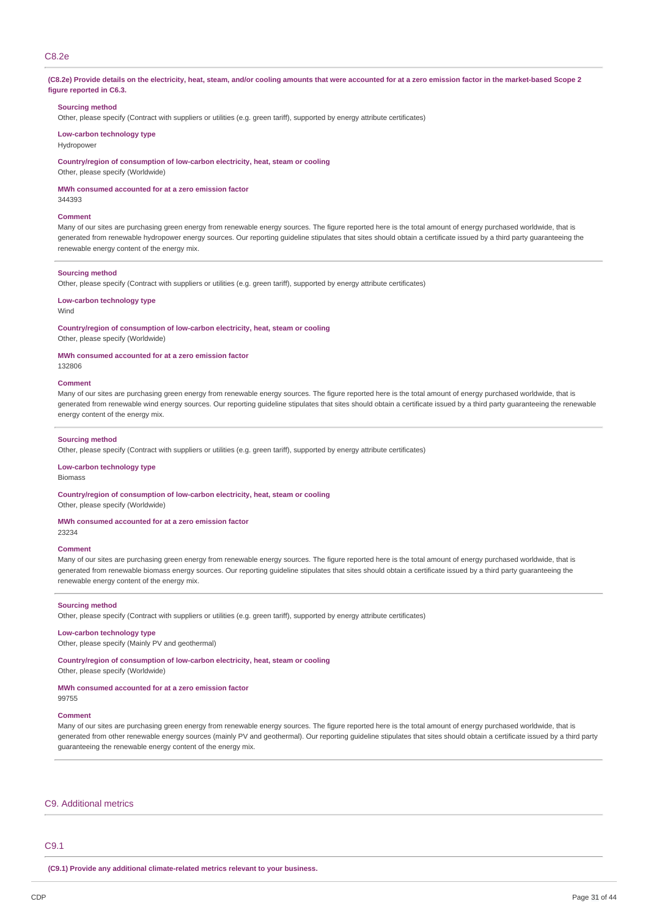## C8.2e

**(C8.2e) Provide details on the electricity, heat, steam, and/or cooling amounts that were accounted for at a zero emission factor in the market-based Scope 2 figure reported in C6.3.**

**Sourcing method**
Other, please specify (Contract with suppliers or utilities (e.g. green tariff), supported by energy attribute certificates)

**Low-carbon technology type**
Hydropower

**Country/region of consumption of low-carbon electricity, heat, steam or cooling**
Other, please specify (Worldwide)

**MWh consumed accounted for at a zero emission factor**
344393

**Comment**
Many of our sites are purchasing green energy from renewable energy sources. The figure reported here is the total amount of energy purchased worldwide, that is generated from renewable hydropower energy sources. Our reporting guideline stipulates that sites should obtain a certificate issued by a third party guaranteeing the renewable energy content of the energy mix.

---

**Sourcing method**
Other, please specify (Contract with suppliers or utilities (e.g. green tariff), supported by energy attribute certificates)

**Low-carbon technology type**
Wind

**Country/region of consumption of low-carbon electricity, heat, steam or cooling**
Other, please specify (Worldwide)

**MWh consumed accounted for at a zero emission factor**
132806

**Comment**
Many of our sites are purchasing green energy from renewable energy sources. The figure reported here is the total amount of energy purchased worldwide, that is generated from renewable wind energy sources. Our reporting guideline stipulates that sites should obtain a certificate issued by a third party guaranteeing the renewable energy content of the energy mix.

---

**Sourcing method**
Other, please specify (Contract with suppliers or utilities (e.g. green tariff), supported by energy attribute certificates)

**Low-carbon technology type**
Biomass

**Country/region of consumption of low-carbon electricity, heat, steam or cooling**
Other, please specify (Worldwide)

**MWh consumed accounted for at a zero emission factor**
23234

**Comment**
Many of our sites are purchasing green energy from renewable energy sources. The figure reported here is the total amount of energy purchased worldwide, that is generated from renewable biomass energy sources. Our reporting guideline stipulates that sites should obtain a certificate issued by a third party guaranteeing the renewable energy content of the energy mix.

---

**Sourcing method**
Other, please specify (Contract with suppliers or utilities (e.g. green tariff), supported by energy attribute certificates)

**Low-carbon technology type**
Other, please specify (Mainly PV and geothermal)

**Country/region of consumption of low-carbon electricity, heat, steam or cooling**
Other, please specify (Worldwide)

**MWh consumed accounted for at a zero emission factor**
99755

**Comment**
Many of our sites are purchasing green energy from renewable energy sources. The figure reported here is the total amount of energy purchased worldwide, that is generated from other renewable energy sources (mainly PV and geothermal). Our reporting guideline stipulates that sites should obtain a certificate issued by a third party guaranteeing the renewable energy content of the energy mix.

# C9. Additional metrics

## C9.1

**(C9.1) Provide any additional climate-related metrics relevant to your business.**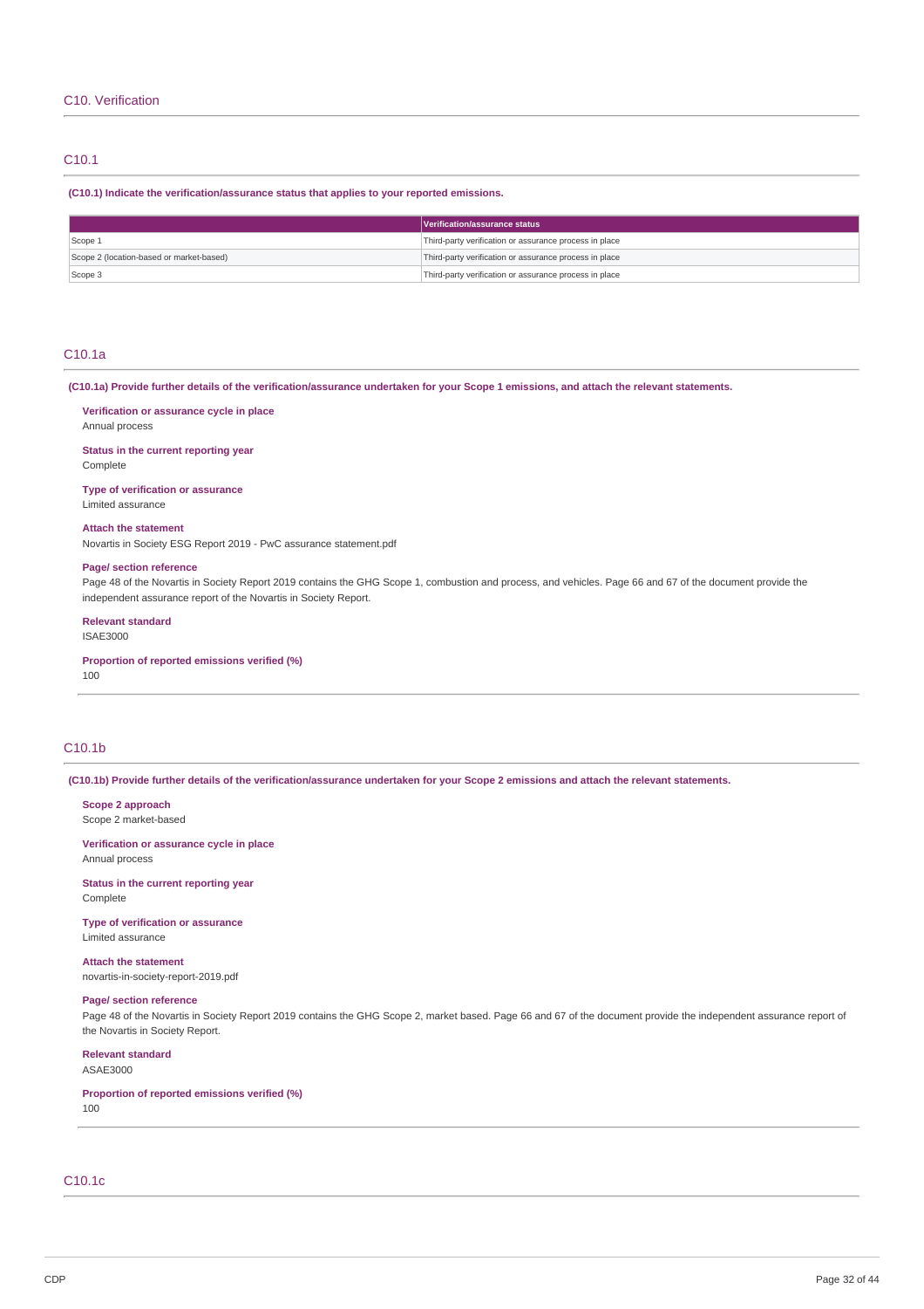## C10. Verification

### C10.1

**(C10.1) Indicate the verification/assurance status that applies to your reported emissions.**

| | Verification/assurance status |
|---|---|
| Scope 1 | Third-party verification or assurance process in place |
| Scope 2 (location-based or market-based) | Third-party verification or assurance process in place |
| Scope 3 | Third-party verification or assurance process in place |

### C10.1a

**(C10.1a) Provide further details of the verification/assurance undertaken for your Scope 1 emissions, and attach the relevant statements.**

**Verification or assurance cycle in place**
Annual process

**Status in the current reporting year**
Complete

**Type of verification or assurance**
Limited assurance

**Attach the statement**
Novartis in Society ESG Report 2019 - PwC assurance statement.pdf

**Page/ section reference**
Page 48 of the Novartis in Society Report 2019 contains the GHG Scope 1, combustion and process, and vehicles. Page 66 and 67 of the document provide the independent assurance report of the Novartis in Society Report.

**Relevant standard**
ISAE3000

**Proportion of reported emissions verified (%)**
100

### C10.1b

**(C10.1b) Provide further details of the verification/assurance undertaken for your Scope 2 emissions and attach the relevant statements.**

**Scope 2 approach**
Scope 2 market-based

**Verification or assurance cycle in place**
Annual process

**Status in the current reporting year**
Complete

**Type of verification or assurance**
Limited assurance

**Attach the statement**
novartis-in-society-report-2019.pdf

**Page/ section reference**
Page 48 of the Novartis in Society Report 2019 contains the GHG Scope 2, market based. Page 66 and 67 of the document provide the independent assurance report of the Novartis in Society Report.

**Relevant standard**
ASAE3000

**Proportion of reported emissions verified (%)**
100

### C10.1c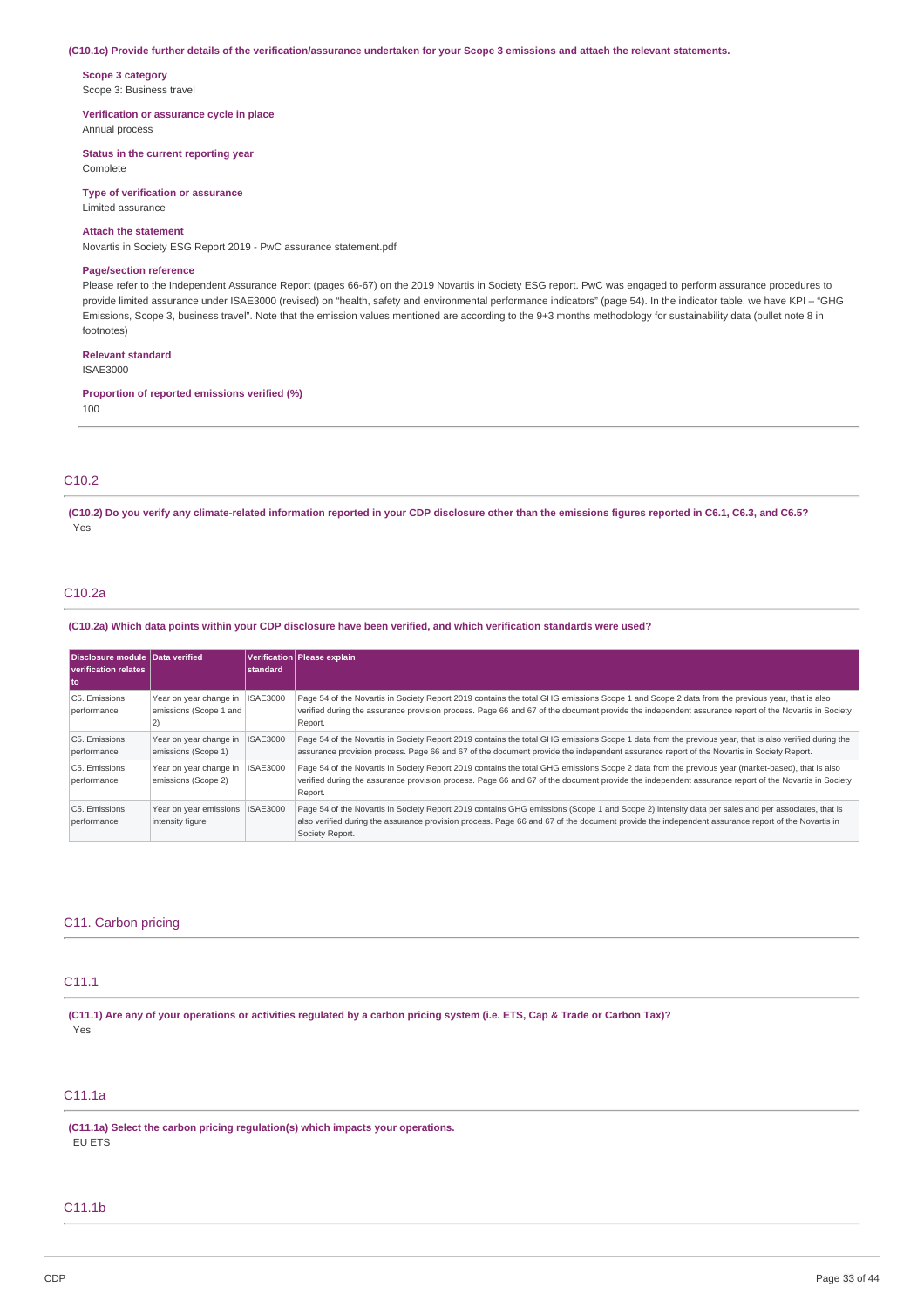**(C10.1c) Provide further details of the verification/assurance undertaken for your Scope 3 emissions and attach the relevant statements.**

**Scope 3 category**
Scope 3: Business travel

**Verification or assurance cycle in place**
Annual process

**Status in the current reporting year**
Complete

**Type of verification or assurance**
Limited assurance

**Attach the statement**
Novartis in Society ESG Report 2019 - PwC assurance statement.pdf

**Page/section reference**
Please refer to the Independent Assurance Report (pages 66-67) on the 2019 Novartis in Society ESG report. PwC was engaged to perform assurance procedures to provide limited assurance under ISAE3000 (revised) on "health, safety and environmental performance indicators" (page 54). In the indicator table, we have KPI – "GHG Emissions, Scope 3, business travel". Note that the emission values mentioned are according to the 9+3 months methodology for sustainability data (bullet note 8 in footnotes)

**Relevant standard**
ISAE3000

**Proportion of reported emissions verified (%)**
100

## C10.2

**(C10.2) Do you verify any climate-related information reported in your CDP disclosure other than the emissions figures reported in C6.1, C6.3, and C6.5?**
Yes

## C10.2a

**(C10.2a) Which data points within your CDP disclosure have been verified, and which verification standards were used?**

| Disclosure module verification relates to | Data verified | Verification standard | Please explain |
|---|---|---|---|
| C5. Emissions performance | Year on year change in emissions (Scope 1 and 2) | ISAE3000 | Page 54 of the Novartis in Society Report 2019 contains the total GHG emissions Scope 1 and Scope 2 data from the previous year, that is also verified during the assurance provision process. Page 66 and 67 of the document provide the independent assurance report of the Novartis in Society Report. |
| C5. Emissions performance | Year on year change in emissions (Scope 1) | ISAE3000 | Page 54 of the Novartis in Society Report 2019 contains the total GHG emissions Scope 1 data from the previous year, that is also verified during the assurance provision process. Page 66 and 67 of the document provide the independent assurance report of the Novartis in Society Report. |
| C5. Emissions performance | Year on year change in emissions (Scope 2) | ISAE3000 | Page 54 of the Novartis in Society Report 2019 contains the total GHG emissions Scope 2 data from the previous year (market-based), that is also verified during the assurance provision process. Page 66 and 67 of the document provide the independent assurance report of the Novartis in Society Report. |
| C5. Emissions performance | Year on year emissions intensity figure | ISAE3000 | Page 54 of the Novartis in Society Report 2019 contains GHG emissions (Scope 1 and Scope 2) intensity data per sales and per associates, that is also verified during the assurance provision process. Page 66 and 67 of the document provide the independent assurance report of the Novartis in Society Report. |

# C11. Carbon pricing

## C11.1

**(C11.1) Are any of your operations or activities regulated by a carbon pricing system (i.e. ETS, Cap & Trade or Carbon Tax)?**
Yes

## C11.1a

**(C11.1a) Select the carbon pricing regulation(s) which impacts your operations.**
EU ETS

## C11.1b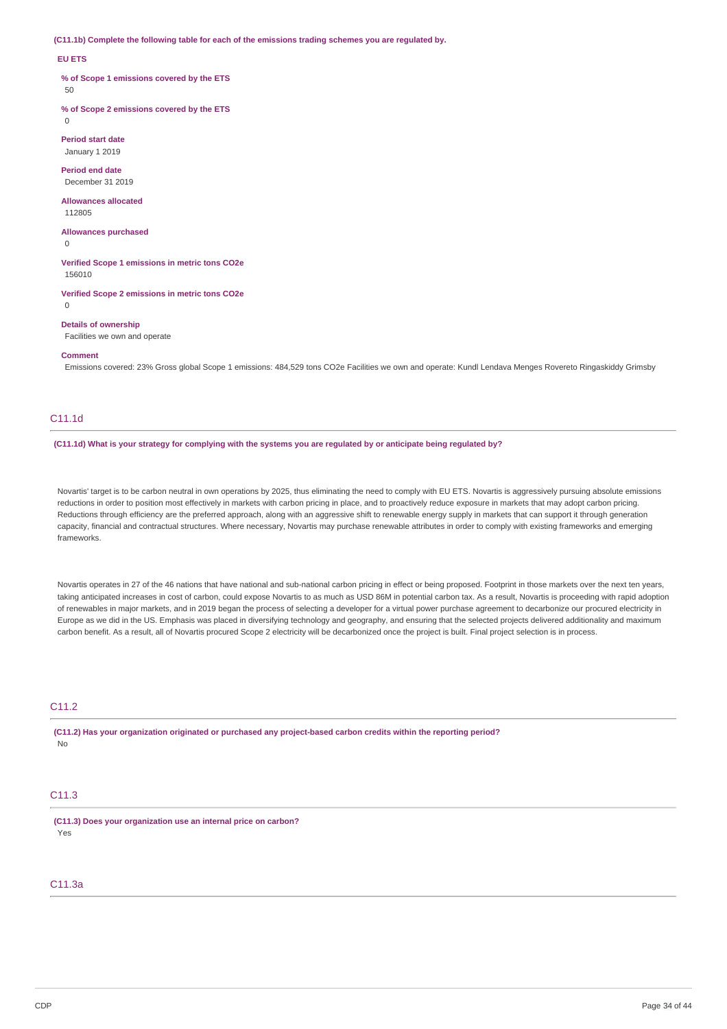**(C11.1b) Complete the following table for each of the emissions trading schemes you are regulated by.**

**EU ETS**

**% of Scope 1 emissions covered by the ETS**
50

**% of Scope 2 emissions covered by the ETS**
0

**Period start date**
January 1 2019

**Period end date**
December 31 2019

**Allowances allocated**
112805

**Allowances purchased**
0

**Verified Scope 1 emissions in metric tons CO2e**
156010

**Verified Scope 2 emissions in metric tons CO2e**
0

**Details of ownership**
Facilities we own and operate

**Comment**
Emissions covered: 23% Gross global Scope 1 emissions: 484,529 tons CO2e Facilities we own and operate: Kundl Lendava Menges Rovereto Ringaskiddy Grimsby

## C11.1d

**(C11.1d) What is your strategy for complying with the systems you are regulated by or anticipate being regulated by?**

Novartis' target is to be carbon neutral in own operations by 2025, thus eliminating the need to comply with EU ETS. Novartis is aggressively pursuing absolute emissions reductions in order to position most effectively in markets with carbon pricing in place, and to proactively reduce exposure in markets that may adopt carbon pricing. Reductions through efficiency are the preferred approach, along with an aggressive shift to renewable energy supply in markets that can support it through generation capacity, financial and contractual structures. Where necessary, Novartis may purchase renewable attributes in order to comply with existing frameworks and emerging frameworks.

Novartis operates in 27 of the 46 nations that have national and sub-national carbon pricing in effect or being proposed. Footprint in those markets over the next ten years, taking anticipated increases in cost of carbon, could expose Novartis to as much as USD 86M in potential carbon tax. As a result, Novartis is proceeding with rapid adoption of renewables in major markets, and in 2019 began the process of selecting a developer for a virtual power purchase agreement to decarbonize our procured electricity in Europe as we did in the US. Emphasis was placed in diversifying technology and geography, and ensuring that the selected projects delivered additionality and maximum carbon benefit. As a result, all of Novartis procured Scope 2 electricity will be decarbonized once the project is built. Final project selection is in process.

## C11.2

**(C11.2) Has your organization originated or purchased any project-based carbon credits within the reporting period?**
No

## C11.3

**(C11.3) Does your organization use an internal price on carbon?**
Yes

## C11.3a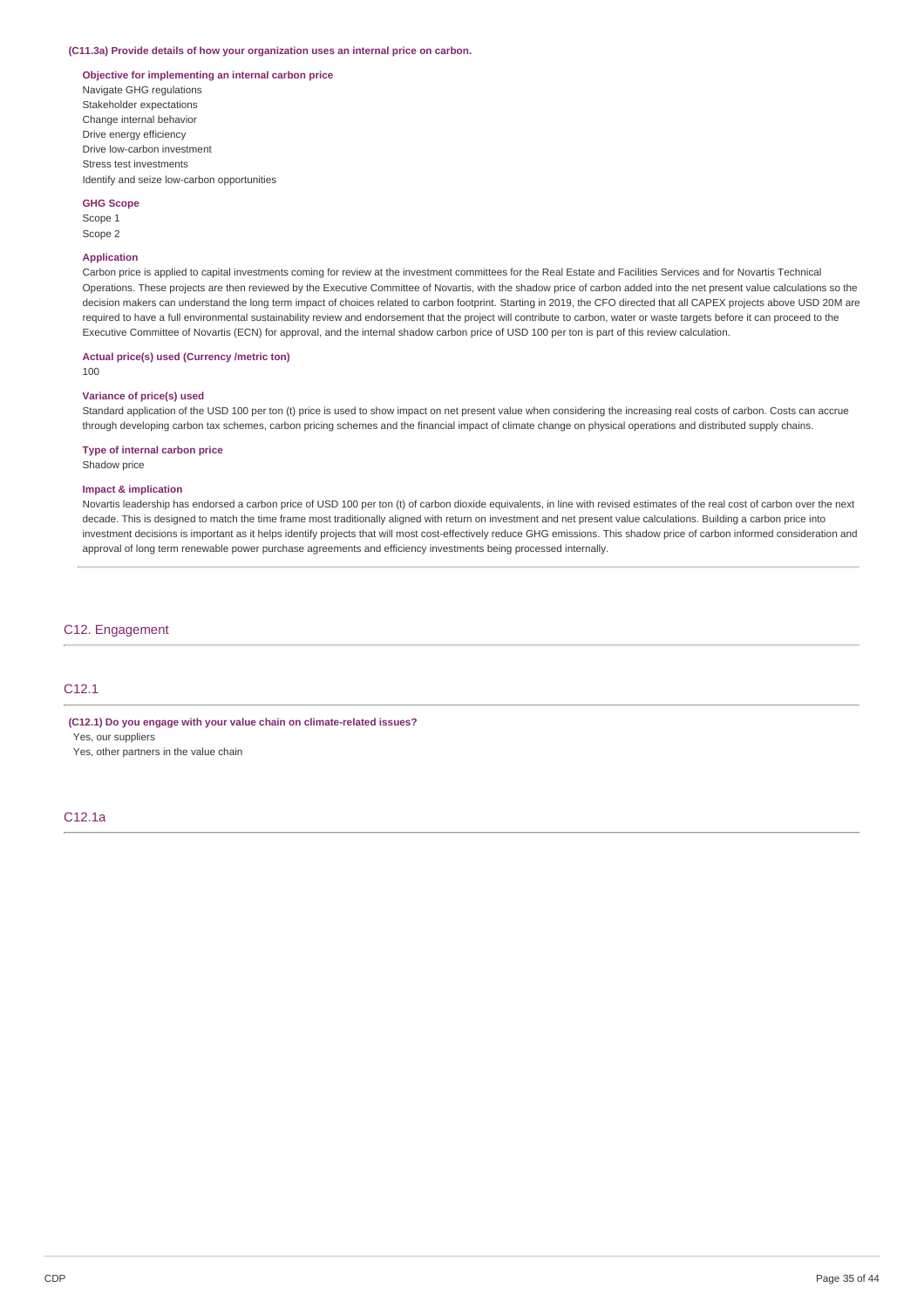**(C11.3a) Provide details of how your organization uses an internal price on carbon.**

**Objective for implementing an internal carbon price**

Navigate GHG regulations
Stakeholder expectations
Change internal behavior
Drive energy efficiency
Drive low-carbon investment
Stress test investments
Identify and seize low-carbon opportunities

**GHG Scope**

Scope 1
Scope 2

**Application**

Carbon price is applied to capital investments coming for review at the investment committees for the Real Estate and Facilities Services and for Novartis Technical Operations. These projects are then reviewed by the Executive Committee of Novartis, with the shadow price of carbon added into the net present value calculations so the decision makers can understand the long term impact of choices related to carbon footprint. Starting in 2019, the CFO directed that all CAPEX projects above USD 20M are required to have a full environmental sustainability review and endorsement that the project will contribute to carbon, water or waste targets before it can proceed to the Executive Committee of Novartis (ECN) for approval, and the internal shadow carbon price of USD 100 per ton is part of this review calculation.

**Actual price(s) used (Currency /metric ton)**

100

**Variance of price(s) used**

Standard application of the USD 100 per ton (t) price is used to show impact on net present value when considering the increasing real costs of carbon. Costs can accrue through developing carbon tax schemes, carbon pricing schemes and the financial impact of climate change on physical operations and distributed supply chains.

**Type of internal carbon price**

Shadow price

**Impact & implication**

Novartis leadership has endorsed a carbon price of USD 100 per ton (t) of carbon dioxide equivalents, in line with revised estimates of the real cost of carbon over the next decade. This is designed to match the time frame most traditionally aligned with return on investment and net present value calculations. Building a carbon price into investment decisions is important as it helps identify projects that will most cost-effectively reduce GHG emissions. This shadow price of carbon informed consideration and approval of long term renewable power purchase agreements and efficiency investments being processed internally.

## C12. Engagement

### C12.1

**(C12.1) Do you engage with your value chain on climate-related issues?**

Yes, our suppliers
Yes, other partners in the value chain

### C12.1a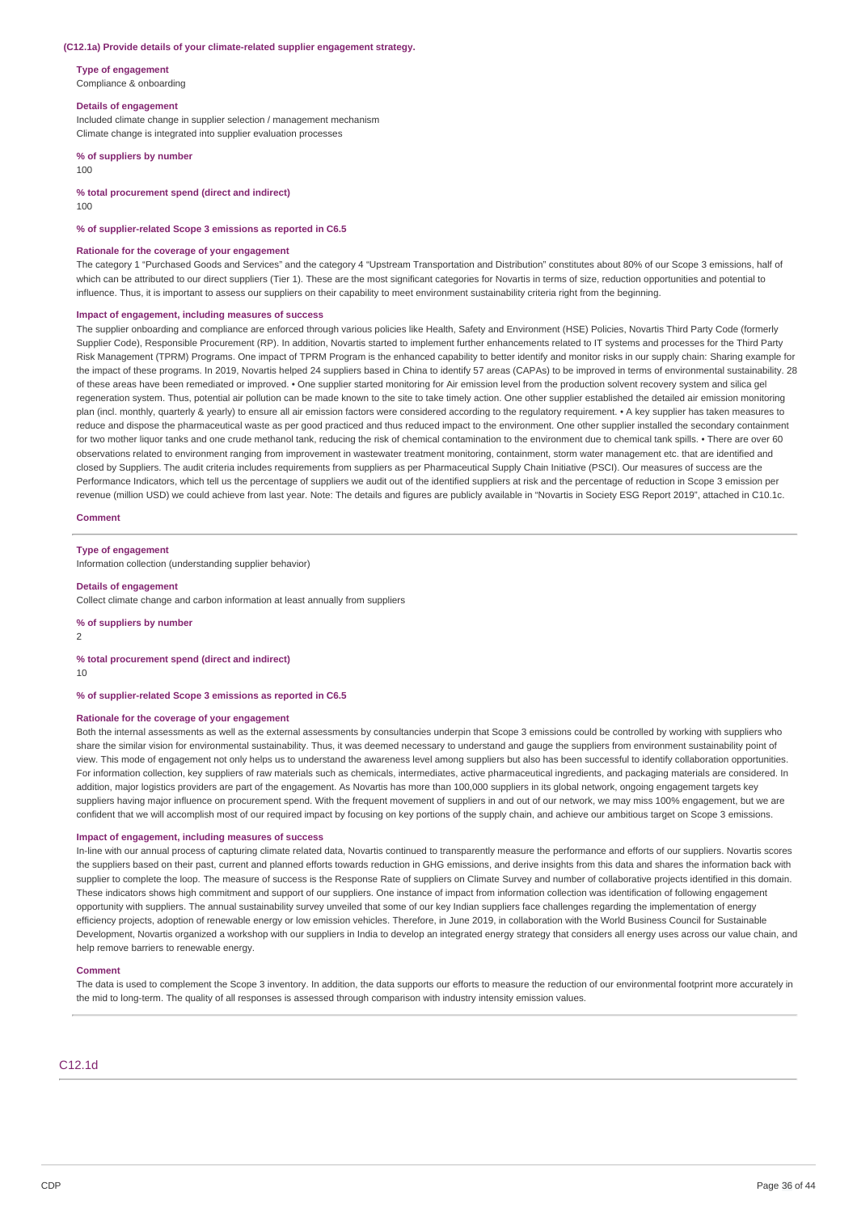### (C12.1a) Provide details of your climate-related supplier engagement strategy.

**Type of engagement**
Compliance & onboarding

**Details of engagement**
Included climate change in supplier selection / management mechanism
Climate change is integrated into supplier evaluation processes

**% of suppliers by number**
100

**% total procurement spend (direct and indirect)**
100

**% of supplier-related Scope 3 emissions as reported in C6.5**

**Rationale for the coverage of your engagement**
The category 1 "Purchased Goods and Services" and the category 4 "Upstream Transportation and Distribution" constitutes about 80% of our Scope 3 emissions, half of which can be attributed to our direct suppliers (Tier 1). These are the most significant categories for Novartis in terms of size, reduction opportunities and potential to influence. Thus, it is important to assess our suppliers on their capability to meet environment sustainability criteria right from the beginning.

**Impact of engagement, including measures of success**
The supplier onboarding and compliance are enforced through various policies like Health, Safety and Environment (HSE) Policies, Novartis Third Party Code (formerly Supplier Code), Responsible Procurement (RP). In addition, Novartis started to implement further enhancements related to IT systems and processes for the Third Party Risk Management (TPRM) Programs. One impact of TPRM Program is the enhanced capability to better identify and monitor risks in our supply chain: Sharing example for the impact of these programs. In 2019, Novartis helped 24 suppliers based in China to identify 57 areas (CAPAs) to be improved in terms of environmental sustainability. 28 of these areas have been remediated or improved. • One supplier started monitoring for Air emission level from the production solvent recovery system and silica gel regeneration system. Thus, potential air pollution can be made known to the site to take timely action. One other supplier established the detailed air emission monitoring plan (incl. monthly, quarterly & yearly) to ensure all air emission factors were considered according to the regulatory requirement. • A key supplier has taken measures to reduce and dispose the pharmaceutical waste as per good practiced and thus reduced impact to the environment. One other supplier installed the secondary containment for two mother liquor tanks and one crude methanol tank, reducing the risk of chemical contamination to the environment due to chemical tank spills. • There are over 60 observations related to environment ranging from improvement in wastewater treatment monitoring, containment, storm water management etc. that are identified and closed by Suppliers. The audit criteria includes requirements from suppliers as per Pharmaceutical Supply Chain Initiative (PSCI). Our measures of success are the Performance Indicators, which tell us the percentage of suppliers we audit out of the identified suppliers at risk and the percentage of reduction in Scope 3 emission per revenue (million USD) we could achieve from last year. Note: The details and figures are publicly available in "Novartis in Society ESG Report 2019", attached in C10.1c.

**Comment**

---

**Type of engagement**
Information collection (understanding supplier behavior)

**Details of engagement**
Collect climate change and carbon information at least annually from suppliers

**% of suppliers by number**
2

**% total procurement spend (direct and indirect)**
10

**% of supplier-related Scope 3 emissions as reported in C6.5**

**Rationale for the coverage of your engagement**
Both the internal assessments as well as the external assessments by consultancies underpin that Scope 3 emissions could be controlled by working with suppliers who share the similar vision for environmental sustainability. Thus, it was deemed necessary to understand and gauge the suppliers from environment sustainability point of view. This mode of engagement not only helps us to understand the awareness level among suppliers but also has been successful to identify collaboration opportunities. For information collection, key suppliers of raw materials such as chemicals, intermediates, active pharmaceutical ingredients, and packaging materials are considered. In addition, major logistics providers are part of the engagement. As Novartis has more than 100,000 suppliers in its global network, ongoing engagement targets key suppliers having major influence on procurement spend. With the frequent movement of suppliers in and out of our network, we may miss 100% engagement, but we are confident that we will accomplish most of our required impact by focusing on key portions of the supply chain, and achieve our ambitious target on Scope 3 emissions.

**Impact of engagement, including measures of success**
In-line with our annual process of capturing climate related data, Novartis continued to transparently measure the performance and efforts of our suppliers. Novartis scores the suppliers based on their past, current and planned efforts towards reduction in GHG emissions, and derive insights from this data and shares the information back with supplier to complete the loop. The measure of success is the Response Rate of suppliers on Climate Survey and number of collaborative projects identified in this domain. These indicators shows high commitment and support of our suppliers. One instance of impact from information collection was identification of following engagement opportunity with suppliers. The annual sustainability survey unveiled that some of our key Indian suppliers face challenges regarding the implementation of energy efficiency projects, adoption of renewable energy or low emission vehicles. Therefore, in June 2019, in collaboration with the World Business Council for Sustainable Development, Novartis organized a workshop with our suppliers in India to develop an integrated energy strategy that considers all energy uses across our value chain, and help remove barriers to renewable energy.

**Comment**
The data is used to complement the Scope 3 inventory. In addition, the data supports our efforts to measure the reduction of our environmental footprint more accurately in the mid to long-term. The quality of all responses is assessed through comparison with industry intensity emission values.

## C12.1d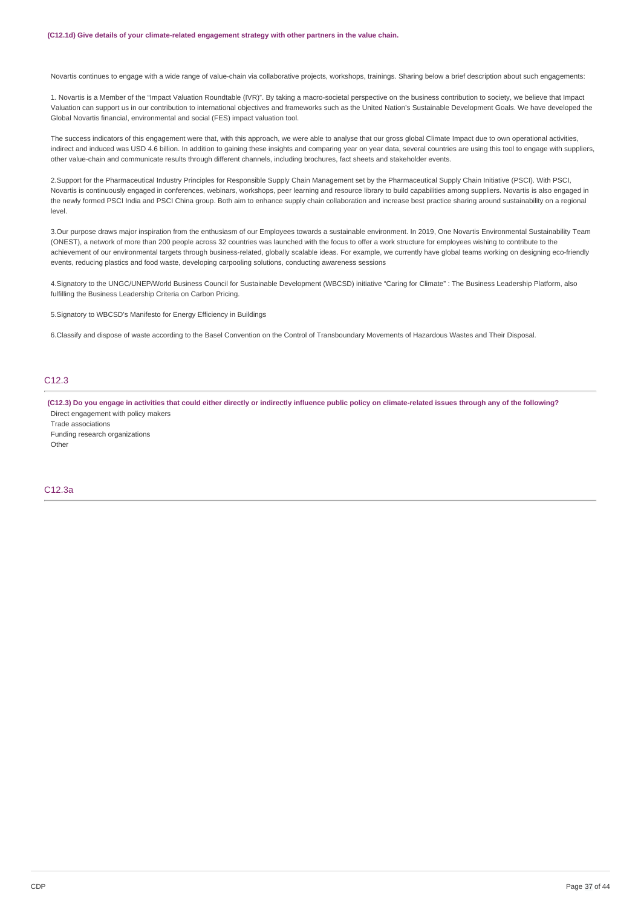**(C12.1d) Give details of your climate-related engagement strategy with other partners in the value chain.**

Novartis continues to engage with a wide range of value-chain via collaborative projects, workshops, trainings. Sharing below a brief description about such engagements:

1. Novartis is a Member of the "Impact Valuation Roundtable (IVR)". By taking a macro-societal perspective on the business contribution to society, we believe that Impact Valuation can support us in our contribution to international objectives and frameworks such as the United Nation's Sustainable Development Goals. We have developed the Global Novartis financial, environmental and social (FES) impact valuation tool.

The success indicators of this engagement were that, with this approach, we were able to analyse that our gross global Climate Impact due to own operational activities, indirect and induced was USD 4.6 billion. In addition to gaining these insights and comparing year on year data, several countries are using this tool to engage with suppliers, other value-chain and communicate results through different channels, including brochures, fact sheets and stakeholder events.

2.Support for the Pharmaceutical Industry Principles for Responsible Supply Chain Management set by the Pharmaceutical Supply Chain Initiative (PSCI). With PSCI, Novartis is continuously engaged in conferences, webinars, workshops, peer learning and resource library to build capabilities among suppliers. Novartis is also engaged in the newly formed PSCI India and PSCI China group. Both aim to enhance supply chain collaboration and increase best practice sharing around sustainability on a regional level.

3.Our purpose draws major inspiration from the enthusiasm of our Employees towards a sustainable environment. In 2019, One Novartis Environmental Sustainability Team (ONEST), a network of more than 200 people across 32 countries was launched with the focus to offer a work structure for employees wishing to contribute to the achievement of our environmental targets through business-related, globally scalable ideas. For example, we currently have global teams working on designing eco-friendly events, reducing plastics and food waste, developing carpooling solutions, conducting awareness sessions

4.Signatory to the UNGC/UNEP/World Business Council for Sustainable Development (WBCSD) initiative "Caring for Climate" : The Business Leadership Platform, also fulfilling the Business Leadership Criteria on Carbon Pricing.

5.Signatory to WBCSD's Manifesto for Energy Efficiency in Buildings

6.Classify and dispose of waste according to the Basel Convention on the Control of Transboundary Movements of Hazardous Wastes and Their Disposal.

## C12.3

**(C12.3) Do you engage in activities that could either directly or indirectly influence public policy on climate-related issues through any of the following?**

Direct engagement with policy makers
Trade associations
Funding research organizations
Other

## C12.3a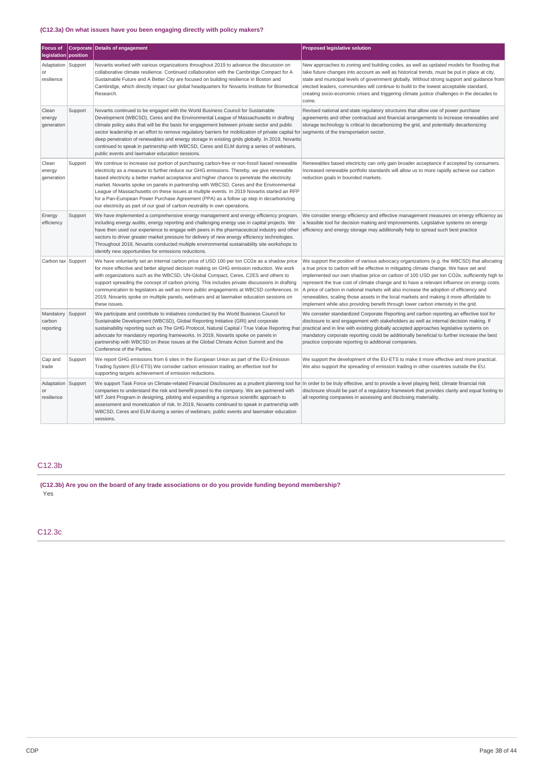**(C12.3a) On what issues have you been engaging directly with policy makers?**

| Focus of legislation | Corporate position | Details of engagement | Proposed legislative solution |
|---|---|---|---|
| Adaptation or resilience | Support | Novartis worked with various organizations throughout 2019 to advance the discussion on collaborative climate resilience. Continued collaboration with the Cambridge Compact for A Sustainable Future and A Better City are focused on building resilience in Boston and Cambridge, which directly impact our global headquarters for Novartis Institute for Biomedical Research. | New approaches to zoning and building codes, as well as updated models for flooding that take future changes into account as well as historical trends, must be put in place at city, state and municipal levels of government globally. Without strong support and guidance from elected leaders, communities will continue to build to the lowest acceptable standard, creating socio-economic crises and triggering climate justice challenges in the decades to come. |
| Clean energy generation | Support | Novartis continued to be engaged with the World Business Council for Sustainable Development (WBCSD), Ceres and the Environmental League of Massachusetts in drafting climate policy asks that will be the basis for engagement between private sector and public sector leadership in an effort to remove regulatory barriers for mobilization of private capital for deep penetration of renewables and energy storage in existing grids globally. In 2019, Novartis continued to speak in partnership with WBCSD, Ceres and ELM during a series of webinars, public events and lawmaker education sessions. | Revised national and state regulatory structures that allow use of power purchase agreements and other contractual and financial arrangements to increase renewables and storage technology is critical to decarbonizing the grid, and potentially decarbonizing segments of the transportation sector. |
| Clean energy generation | Support | We continue to increase our portion of purchasing carbon-free or non-fossil based renewable electricity as a measure to further reduce our GHG emissions. Thereby, we give renewable based electricity a better market acceptance and higher chance to penetrate the electricity market. Novartis spoke on panels in partnership with WBCSD, Ceres and the Environmental League of Massachusetts on these issues at multiple events. In 2019 Novartis started an RFP for a Pan-European Power Purchase Agreement (PPA) as a follow up step in decarbonizing our electricity as part of our goal of carbon neutrality in own operations. | Renewables based electricity can only gain broader acceptance if accepted by consumers. Increased renewable portfolio standards will allow us to more rapidly achieve our carbon reduction goals in bounded markets. |
| Energy efficiency | Support | We have implemented a comprehensive energy management and energy efficiency program, including energy audits, energy reporting and challenging energy use in capital projects. We have then used our experience to engage with peers in the pharmaceutical industry and other sectors to driver greater market pressure for delivery of new energy efficiency technologies. Throughout 2019, Novartis conducted multiple environmental sustainability site workshops to identify new opportunities for emissions reductions. | We consider energy efficiency and effective management measures on energy efficiency as a feasible tool for decision making and improvements. Legislative systems on energy efficiency and energy storage may additionally help to spread such best practice |
| Carbon tax | Support | We have voluntarily set an internal carbon price of USD 100 per ton CO2e as a shadow price for more effective and better aligned decision making on GHG emission reduction. We work with organizations such as the WBCSD, UN-Global Compact, Ceres, C2ES and others to support spreading the concept of carbon pricing. This includes private discussions in drafting communication to legislators as well as more public engagements at WBCSD conferences. In 2019, Novartis spoke on multiple panels, webinars and at lawmaker education sessions on these issues. | We support the position of various advocacy organizations (e.g. the WBCSD) that allocating a true price to carbon will be effective in mitigating climate change. We have set and implemented our own shadow price on carbon of 100 USD per ton CO2e, sufficiently high to represent the true cost of climate change and to have a relevant influence on energy costs. A price of carbon in national markets will also increase the adoption of efficiency and renewables, scaling those assets in the local markets and making it more affordable to implement while also providing benefit through lower carbon intensity in the grid. |
| Mandatory carbon reporting | Support | We participate and contribute to initiatives conducted by the World Business Council for Sustainable Development (WBCSD), Global Reporting Initiative (GRI) and corporate sustainability reporting such as The GHG Protocol, Natural Capital / True Value Reporting that advocate for mandatory reporting frameworks. In 2019, Novartis spoke on panels in partnership with WBCSD on these issues at the Global Climate Action Summit and the Conference of the Parties. | We consider standardized Corporate Reporting and carbon reporting an effective tool for disclosure to and engagement with stakeholders as well as internal decision making. If practical and in line with existing globally accepted approaches legislative systems on mandatory corporate reporting could be additionally beneficial to further increase the best practice corporate reporting to additional companies. |
| Cap and trade | Support | We report GHG emissions from 6 sites in the European Union as part of the EU-Emission Trading System (EU-ETS).We consider carbon emission trading an effective tool for supporting targets achievement of emission reductions. | We support the development of the EU-ETS to make it more effective and more practical. We also support the spreading of emission trading in other countries outside the EU. |
| Adaptation or resilience | Support | We support Task Force on Climate-related Financial Disclosures as a prudent planning tool for companies to understand the risk and benefit posed to the company. We are partnered with MIT Joint Program in designing, piloting and expanding a rigorous scientific approach to assessment and monetization of risk. In 2019, Novartis continued to speak in partnership with WBCSD, Ceres and ELM during a series of webinars, public events and lawmaker education sessions. | In order to be truly effective, and to provide a level playing field, climate financial risk disclosure should be part of a regulatory framework that provides clarity and equal footing to all reporting companies in assessing and disclosing materiality. |

## C12.3b

**(C12.3b) Are you on the board of any trade associations or do you provide funding beyond membership?**

Yes

## C12.3c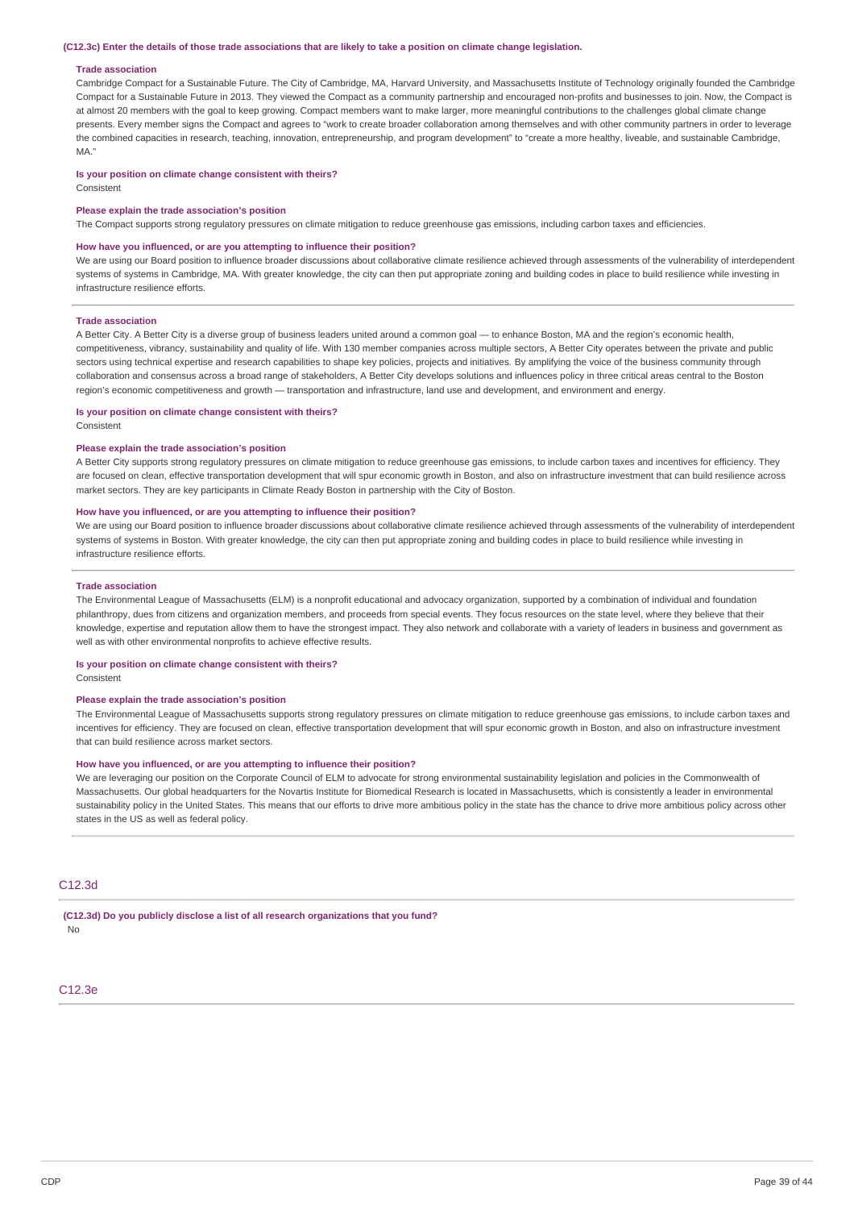**(C12.3c) Enter the details of those trade associations that are likely to take a position on climate change legislation.**

**Trade association**

Cambridge Compact for a Sustainable Future. The City of Cambridge, MA, Harvard University, and Massachusetts Institute of Technology originally founded the Cambridge Compact for a Sustainable Future in 2013. They viewed the Compact as a community partnership and encouraged non-profits and businesses to join. Now, the Compact is at almost 20 members with the goal to keep growing. Compact members want to make larger, more meaningful contributions to the challenges global climate change presents. Every member signs the Compact and agrees to "work to create broader collaboration among themselves and with other community partners in order to leverage the combined capacities in research, teaching, innovation, entrepreneurship, and program development" to "create a more healthy, liveable, and sustainable Cambridge, MA."

**Is your position on climate change consistent with theirs?**

Consistent

**Please explain the trade association's position**

The Compact supports strong regulatory pressures on climate mitigation to reduce greenhouse gas emissions, including carbon taxes and efficiencies.

**How have you influenced, or are you attempting to influence their position?**

We are using our Board position to influence broader discussions about collaborative climate resilience achieved through assessments of the vulnerability of interdependent systems of systems in Cambridge, MA. With greater knowledge, the city can then put appropriate zoning and building codes in place to build resilience while investing in infrastructure resilience efforts.

---

**Trade association**

A Better City. A Better City is a diverse group of business leaders united around a common goal — to enhance Boston, MA and the region's economic health, competitiveness, vibrancy, sustainability and quality of life. With 130 member companies across multiple sectors, A Better City operates between the private and public sectors using technical expertise and research capabilities to shape key policies, projects and initiatives. By amplifying the voice of the business community through collaboration and consensus across a broad range of stakeholders, A Better City develops solutions and influences policy in three critical areas central to the Boston region's economic competitiveness and growth — transportation and infrastructure, land use and development, and environment and energy.

**Is your position on climate change consistent with theirs?**

Consistent

**Please explain the trade association's position**

A Better City supports strong regulatory pressures on climate mitigation to reduce greenhouse gas emissions, to include carbon taxes and incentives for efficiency. They are focused on clean, effective transportation development that will spur economic growth in Boston, and also on infrastructure investment that can build resilience across market sectors. They are key participants in Climate Ready Boston in partnership with the City of Boston.

**How have you influenced, or are you attempting to influence their position?**

We are using our Board position to influence broader discussions about collaborative climate resilience achieved through assessments of the vulnerability of interdependent systems of systems in Boston. With greater knowledge, the city can then put appropriate zoning and building codes in place to build resilience while investing in infrastructure resilience efforts.

---

**Trade association**

The Environmental League of Massachusetts (ELM) is a nonprofit educational and advocacy organization, supported by a combination of individual and foundation philanthropy, dues from citizens and organization members, and proceeds from special events. They focus resources on the state level, where they believe that their knowledge, expertise and reputation allow them to have the strongest impact. They also network and collaborate with a variety of leaders in business and government as well as with other environmental nonprofits to achieve effective results.

**Is your position on climate change consistent with theirs?**

Consistent

**Please explain the trade association's position**

The Environmental League of Massachusetts supports strong regulatory pressures on climate mitigation to reduce greenhouse gas emissions, to include carbon taxes and incentives for efficiency. They are focused on clean, effective transportation development that will spur economic growth in Boston, and also on infrastructure investment that can build resilience across market sectors.

**How have you influenced, or are you attempting to influence their position?**

We are leveraging our position on the Corporate Council of ELM to advocate for strong environmental sustainability legislation and policies in the Commonwealth of Massachusetts. Our global headquarters for the Novartis Institute for Biomedical Research is located in Massachusetts, which is consistently a leader in environmental sustainability policy in the United States. This means that our efforts to drive more ambitious policy in the state has the chance to drive more ambitious policy across other states in the US as well as federal policy.

## C12.3d

**(C12.3d) Do you publicly disclose a list of all research organizations that you fund?**

No

## C12.3e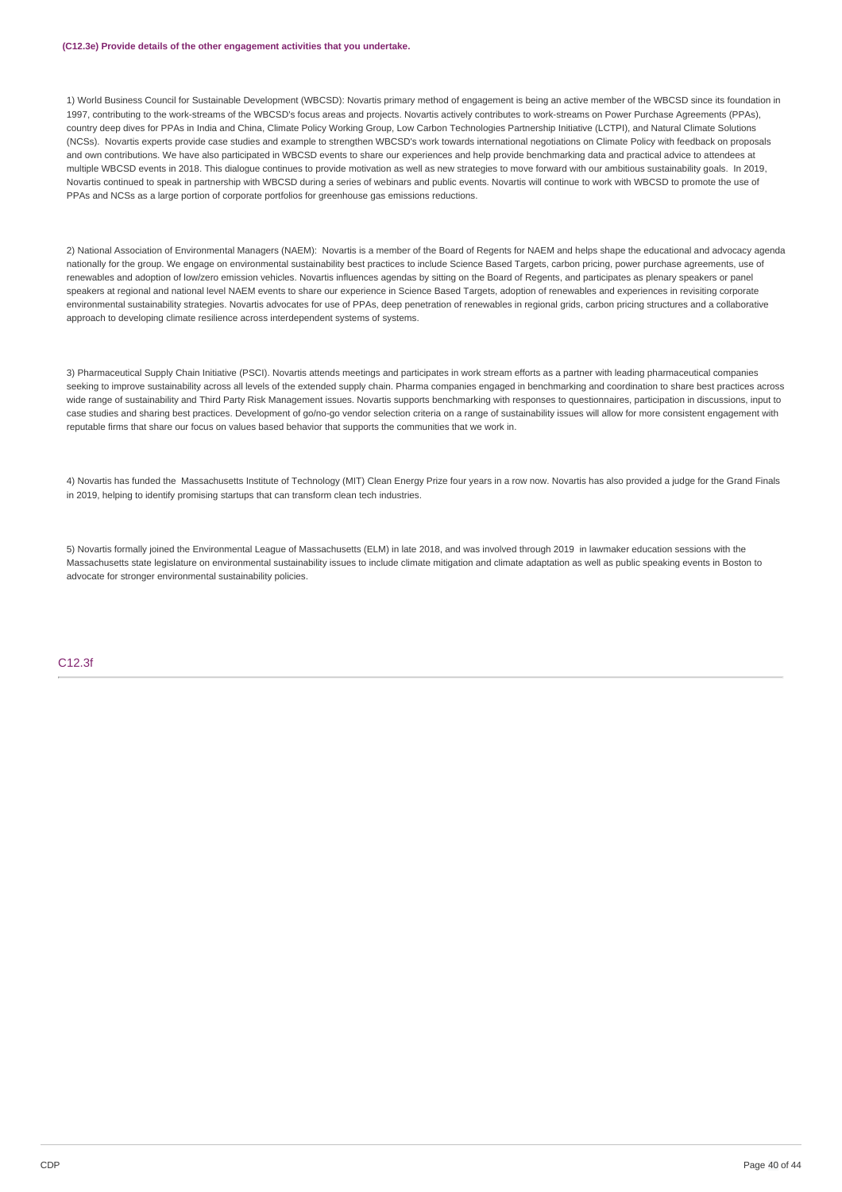**(C12.3e) Provide details of the other engagement activities that you undertake.**

1) World Business Council for Sustainable Development (WBCSD): Novartis primary method of engagement is being an active member of the WBCSD since its foundation in 1997, contributing to the work-streams of the WBCSD's focus areas and projects. Novartis actively contributes to work-streams on Power Purchase Agreements (PPAs), country deep dives for PPAs in India and China, Climate Policy Working Group, Low Carbon Technologies Partnership Initiative (LCTPI), and Natural Climate Solutions (NCSs). Novartis experts provide case studies and example to strengthen WBCSD's work towards international negotiations on Climate Policy with feedback on proposals and own contributions. We have also participated in WBCSD events to share our experiences and help provide benchmarking data and practical advice to attendees at multiple WBCSD events in 2018. This dialogue continues to provide motivation as well as new strategies to move forward with our ambitious sustainability goals. In 2019, Novartis continued to speak in partnership with WBCSD during a series of webinars and public events. Novartis will continue to work with WBCSD to promote the use of PPAs and NCSs as a large portion of corporate portfolios for greenhouse gas emissions reductions.

2) National Association of Environmental Managers (NAEM): Novartis is a member of the Board of Regents for NAEM and helps shape the educational and advocacy agenda nationally for the group. We engage on environmental sustainability best practices to include Science Based Targets, carbon pricing, power purchase agreements, use of renewables and adoption of low/zero emission vehicles. Novartis influences agendas by sitting on the Board of Regents, and participates as plenary speakers or panel speakers at regional and national level NAEM events to share our experience in Science Based Targets, adoption of renewables and experiences in revisiting corporate environmental sustainability strategies. Novartis advocates for use of PPAs, deep penetration of renewables in regional grids, carbon pricing structures and a collaborative approach to developing climate resilience across interdependent systems of systems.

3) Pharmaceutical Supply Chain Initiative (PSCI). Novartis attends meetings and participates in work stream efforts as a partner with leading pharmaceutical companies seeking to improve sustainability across all levels of the extended supply chain. Pharma companies engaged in benchmarking and coordination to share best practices across wide range of sustainability and Third Party Risk Management issues. Novartis supports benchmarking with responses to questionnaires, participation in discussions, input to case studies and sharing best practices. Development of go/no-go vendor selection criteria on a range of sustainability issues will allow for more consistent engagement with reputable firms that share our focus on values based behavior that supports the communities that we work in.

4) Novartis has funded the Massachusetts Institute of Technology (MIT) Clean Energy Prize four years in a row now. Novartis has also provided a judge for the Grand Finals in 2019, helping to identify promising startups that can transform clean tech industries.

5) Novartis formally joined the Environmental League of Massachusetts (ELM) in late 2018, and was involved through 2019 in lawmaker education sessions with the Massachusetts state legislature on environmental sustainability issues to include climate mitigation and climate adaptation as well as public speaking events in Boston to advocate for stronger environmental sustainability policies.

## C12.3f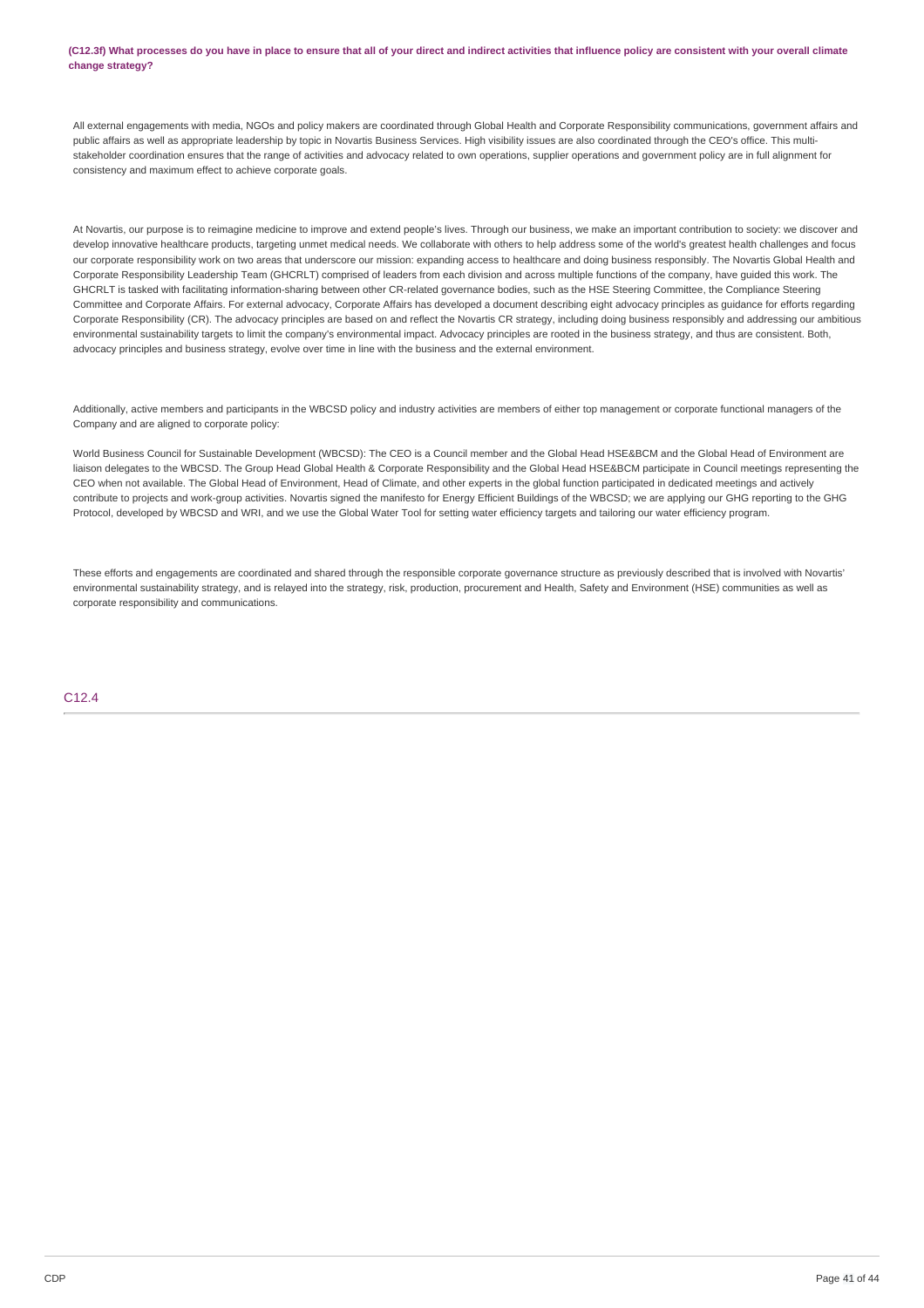**(C12.3f) What processes do you have in place to ensure that all of your direct and indirect activities that influence policy are consistent with your overall climate change strategy?**

All external engagements with media, NGOs and policy makers are coordinated through Global Health and Corporate Responsibility communications, government affairs and public affairs as well as appropriate leadership by topic in Novartis Business Services. High visibility issues are also coordinated through the CEO's office. This multi-stakeholder coordination ensures that the range of activities and advocacy related to own operations, supplier operations and government policy are in full alignment for consistency and maximum effect to achieve corporate goals.

At Novartis, our purpose is to reimagine medicine to improve and extend people's lives. Through our business, we make an important contribution to society: we discover and develop innovative healthcare products, targeting unmet medical needs. We collaborate with others to help address some of the world's greatest health challenges and focus our corporate responsibility work on two areas that underscore our mission: expanding access to healthcare and doing business responsibly. The Novartis Global Health and Corporate Responsibility Leadership Team (GHCRLT) comprised of leaders from each division and across multiple functions of the company, have guided this work. The GHCRLT is tasked with facilitating information-sharing between other CR-related governance bodies, such as the HSE Steering Committee, the Compliance Steering Committee and Corporate Affairs. For external advocacy, Corporate Affairs has developed a document describing eight advocacy principles as guidance for efforts regarding Corporate Responsibility (CR). The advocacy principles are based on and reflect the Novartis CR strategy, including doing business responsibly and addressing our ambitious environmental sustainability targets to limit the company's environmental impact. Advocacy principles are rooted in the business strategy, and thus are consistent. Both, advocacy principles and business strategy, evolve over time in line with the business and the external environment.

Additionally, active members and participants in the WBCSD policy and industry activities are members of either top management or corporate functional managers of the Company and are aligned to corporate policy:

World Business Council for Sustainable Development (WBCSD): The CEO is a Council member and the Global Head HSE&BCM and the Global Head of Environment are liaison delegates to the WBCSD. The Group Head Global Health & Corporate Responsibility and the Global Head HSE&BCM participate in Council meetings representing the CEO when not available. The Global Head of Environment, Head of Climate, and other experts in the global function participated in dedicated meetings and actively contribute to projects and work-group activities. Novartis signed the manifesto for Energy Efficient Buildings of the WBCSD; we are applying our GHG reporting to the GHG Protocol, developed by WBCSD and WRI, and we use the Global Water Tool for setting water efficiency targets and tailoring our water efficiency program.

These efforts and engagements are coordinated and shared through the responsible corporate governance structure as previously described that is involved with Novartis' environmental sustainability strategy, and is relayed into the strategy, risk, production, procurement and Health, Safety and Environment (HSE) communities as well as corporate responsibility and communications.

## C12.4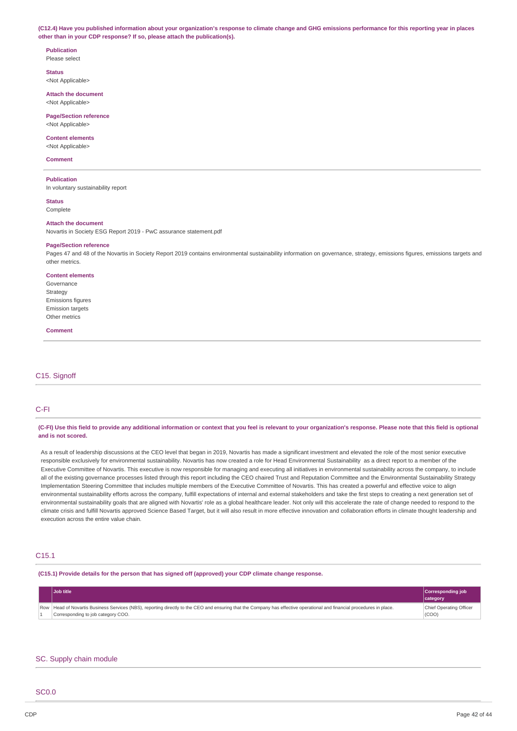**(C12.4) Have you published information about your organization's response to climate change and GHG emissions performance for this reporting year in places other than in your CDP response? If so, please attach the publication(s).**

**Publication**
Please select

**Status**
<Not Applicable>

**Attach the document**
<Not Applicable>

**Page/Section reference**
<Not Applicable>

**Content elements**
<Not Applicable>

**Comment**

---

**Publication**
In voluntary sustainability report

**Status**
Complete

**Attach the document**
Novartis in Society ESG Report 2019 - PwC assurance statement.pdf

**Page/Section reference**
Pages 47 and 48 of the Novartis in Society Report 2019 contains environmental sustainability information on governance, strategy, emissions figures, emissions targets and other metrics.

**Content elements**
Governance
Strategy
Emissions figures
Emission targets
Other metrics

**Comment**

---

## C15. Signoff

## C-FI

**(C-FI) Use this field to provide any additional information or context that you feel is relevant to your organization's response. Please note that this field is optional and is not scored.**

As a result of leadership discussions at the CEO level that began in 2019, Novartis has made a significant investment and elevated the role of the most senior executive responsible exclusively for environmental sustainability. Novartis has now created a role for Head Environmental Sustainability as a direct report to a member of the Executive Committee of Novartis. This executive is now responsible for managing and executing all initiatives in environmental sustainability across the company, to include all of the existing governance processes listed through this report including the CEO chaired Trust and Reputation Committee and the Environmental Sustainability Strategy Implementation Steering Committee that includes multiple members of the Executive Committee of Novartis. This has created a powerful and effective voice to align environmental sustainability efforts across the company, fulfill expectations of internal and external stakeholders and take the first steps to creating a next generation set of environmental sustainability goals that are aligned with Novartis' role as a global healthcare leader. Not only will this accelerate the rate of change needed to respond to the climate crisis and fulfill Novartis approved Science Based Target, but it will also result in more effective innovation and collaboration efforts in climate thought leadership and execution across the entire value chain.

## C15.1

**(C15.1) Provide details for the person that has signed off (approved) your CDP climate change response.**

| | Job title | Corresponding job category |
|---|---|---|
| Row 1 | Head of Novartis Business Services (NBS), reporting directly to the CEO and ensuring that the Company has effective operational and financial procedures in place. Corresponding to job category COO. | Chief Operating Officer (COO) |

## SC. Supply chain module

## SC0.0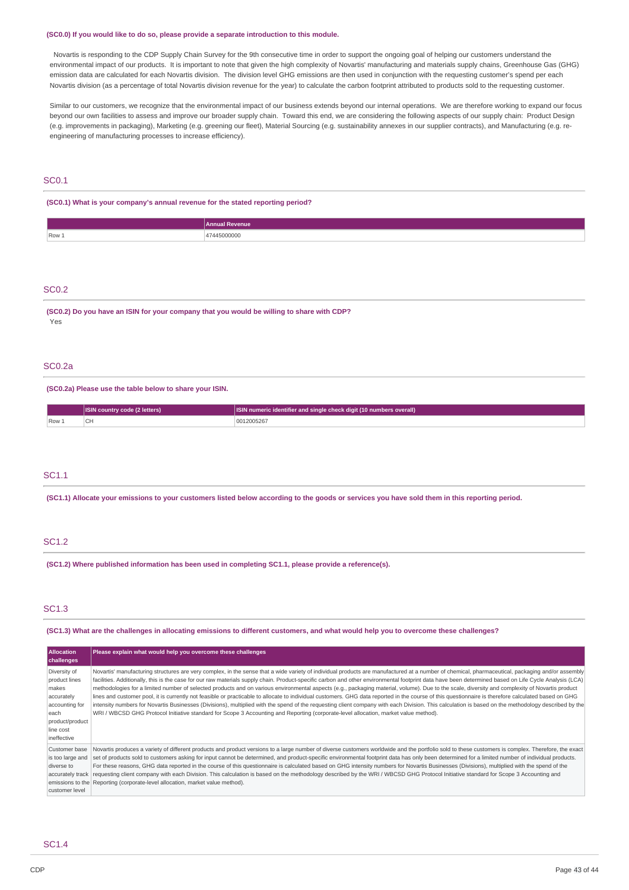**(SC0.0) If you would like to do so, please provide a separate introduction to this module.**

Novartis is responding to the CDP Supply Chain Survey for the 9th consecutive time in order to support the ongoing goal of helping our customers understand the environmental impact of our products. It is important to note that given the high complexity of Novartis' manufacturing and materials supply chains, Greenhouse Gas (GHG) emission data are calculated for each Novartis division. The division level GHG emissions are then used in conjunction with the requesting customer's spend per each Novartis division (as a percentage of total Novartis division revenue for the year) to calculate the carbon footprint attributed to products sold to the requesting customer.

Similar to our customers, we recognize that the environmental impact of our business extends beyond our internal operations. We are therefore working to expand our focus beyond our own facilities to assess and improve our broader supply chain. Toward this end, we are considering the following aspects of our supply chain: Product Design (e.g. improvements in packaging), Marketing (e.g. greening our fleet), Material Sourcing (e.g. sustainability annexes in our supplier contracts), and Manufacturing (e.g. re-engineering of manufacturing processes to increase efficiency).

## SC0.1

**(SC0.1) What is your company's annual revenue for the stated reporting period?**

| | Annual Revenue |
|---|---|
| Row 1 | 47445000000 |

## SC0.2

**(SC0.2) Do you have an ISIN for your company that you would be willing to share with CDP?**

Yes

## SC0.2a

**(SC0.2a) Please use the table below to share your ISIN.**

| | ISIN country code (2 letters) | ISIN numeric identifier and single check digit (10 numbers overall) |
|---|---|---|
| Row 1 | CH | 0012005267 |

## SC1.1

**(SC1.1) Allocate your emissions to your customers listed below according to the goods or services you have sold them in this reporting period.**

## SC1.2

**(SC1.2) Where published information has been used in completing SC1.1, please provide a reference(s).**

## SC1.3

**(SC1.3) What are the challenges in allocating emissions to different customers, and what would help you to overcome these challenges?**

| Allocation challenges | Please explain what would help you overcome these challenges |
|---|---|
| Diversity of product lines makes accurately accounting for each product/product line cost ineffective | Novartis' manufacturing structures are very complex, in the sense that a wide variety of individual products are manufactured at a number of chemical, pharmaceutical, packaging and/or assembly facilities. Additionally, this is the case for our raw materials supply chain. Product-specific carbon and other environmental footprint data have been determined based on Life Cycle Analysis (LCA) methodologies for a limited number of selected products and on various environmental aspects (e.g., packaging material, volume). Due to the scale, diversity and complexity of Novartis product lines and customer pool, it is currently not feasible or practicable to allocate to individual customers. GHG data reported in the course of this questionnaire is therefore calculated based on GHG intensity numbers for Novartis Businesses (Divisions), multiplied with the spend of the requesting client company with each Division. This calculation is based on the methodology described by the WRI / WBCSD GHG Protocol Initiative standard for Scope 3 Accounting and Reporting (corporate-level allocation, market value method). |
| Customer base is too large and diverse to accurately track emissions to the customer level | Novartis produces a variety of different products and product versions to a large number of diverse customers worldwide and the portfolio sold to these customers is complex. Therefore, the exact set of products sold to customers asking for input cannot be determined, and product-specific environmental footprint data has only been determined for a limited number of individual products. For these reasons, GHG data reported in the course of this questionnaire is calculated based on GHG intensity numbers for Novartis Businesses (Divisions), multiplied with the spend of the requesting client company with each Division. This calculation is based on the methodology described by the WRI / WBCSD GHG Protocol Initiative standard for Scope 3 Accounting and Reporting (corporate-level allocation, market value method). |

## SC1.4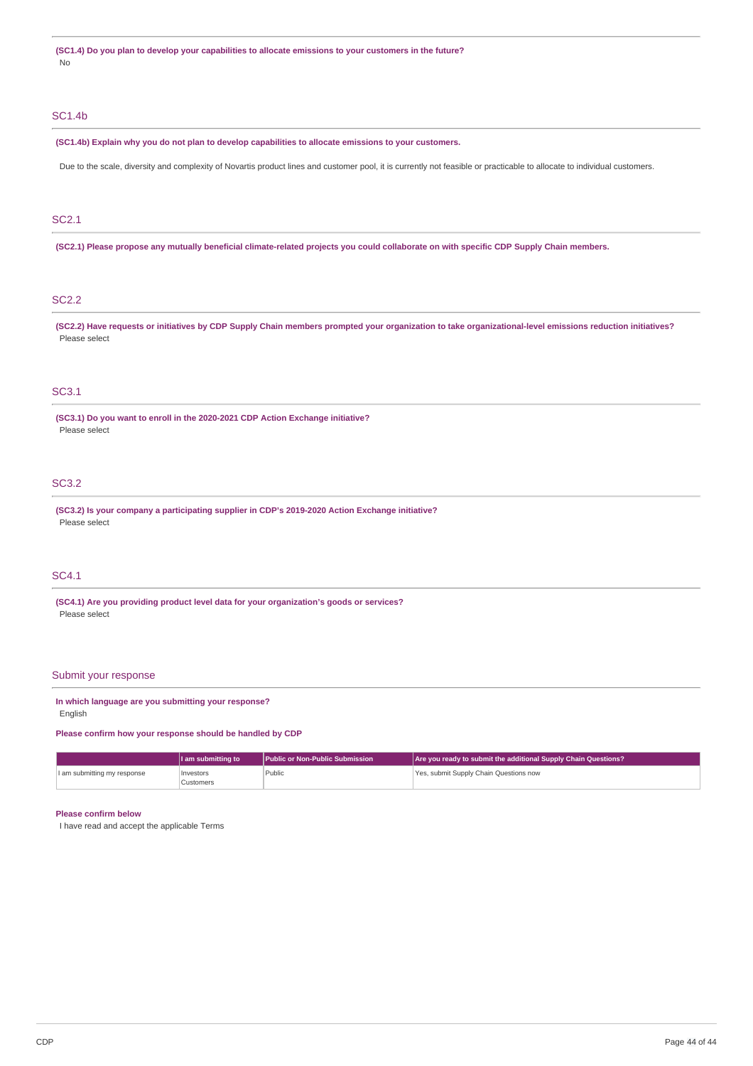**(SC1.4) Do you plan to develop your capabilities to allocate emissions to your customers in the future?**

No

## SC1.4b

**(SC1.4b) Explain why you do not plan to develop capabilities to allocate emissions to your customers.**

Due to the scale, diversity and complexity of Novartis product lines and customer pool, it is currently not feasible or practicable to allocate to individual customers.

## SC2.1

**(SC2.1) Please propose any mutually beneficial climate-related projects you could collaborate on with specific CDP Supply Chain members.**

## SC2.2

**(SC2.2) Have requests or initiatives by CDP Supply Chain members prompted your organization to take organizational-level emissions reduction initiatives?**

Please select

## SC3.1

**(SC3.1) Do you want to enroll in the 2020-2021 CDP Action Exchange initiative?**

Please select

## SC3.2

**(SC3.2) Is your company a participating supplier in CDP's 2019-2020 Action Exchange initiative?**

Please select

## SC4.1

**(SC4.1) Are you providing product level data for your organization's goods or services?**

Please select

## Submit your response

**In which language are you submitting your response?**

English

**Please confirm how your response should be handled by CDP**

| | I am submitting to | Public or Non-Public Submission | Are you ready to submit the additional Supply Chain Questions? |
|---|---|---|---|
| I am submitting my response | Investors<br>Customers | Public | Yes, submit Supply Chain Questions now |

**Please confirm below**

I have read and accept the applicable Terms